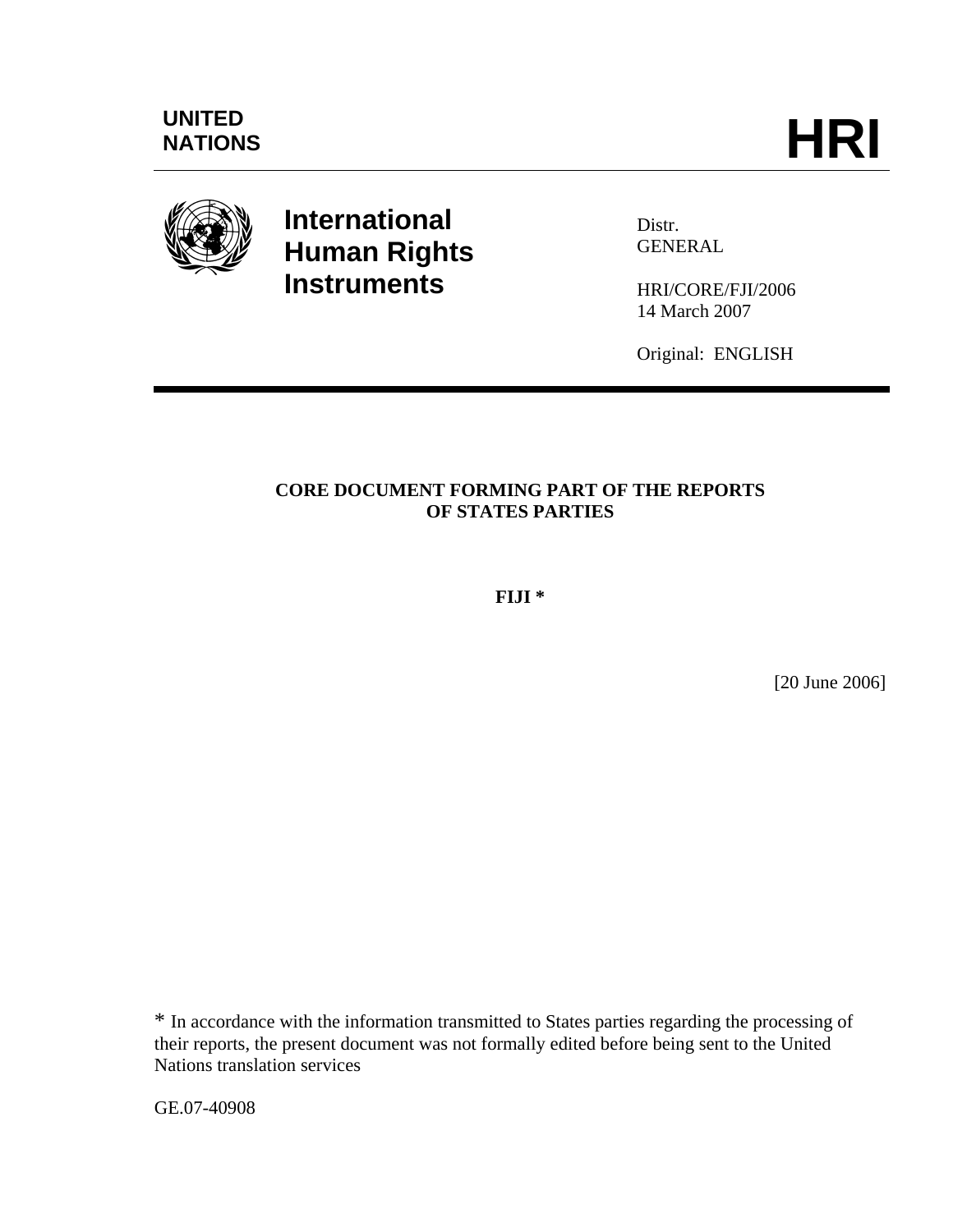UNITED NATIONS

# HRI

**International Human Rights Instruments**

Distr.
GENERAL

HRI/CORE/FJI/2006
14 March 2007

Original: ENGLISH

---

## CORE DOCUMENT FORMING PART OF THE REPORTS OF STATES PARTIES

**FIJI \***

[20 June 2006]

\* In accordance with the information transmitted to States parties regarding the processing of their reports, the present document was not formally edited before being sent to the United Nations translation services

GE.07-40908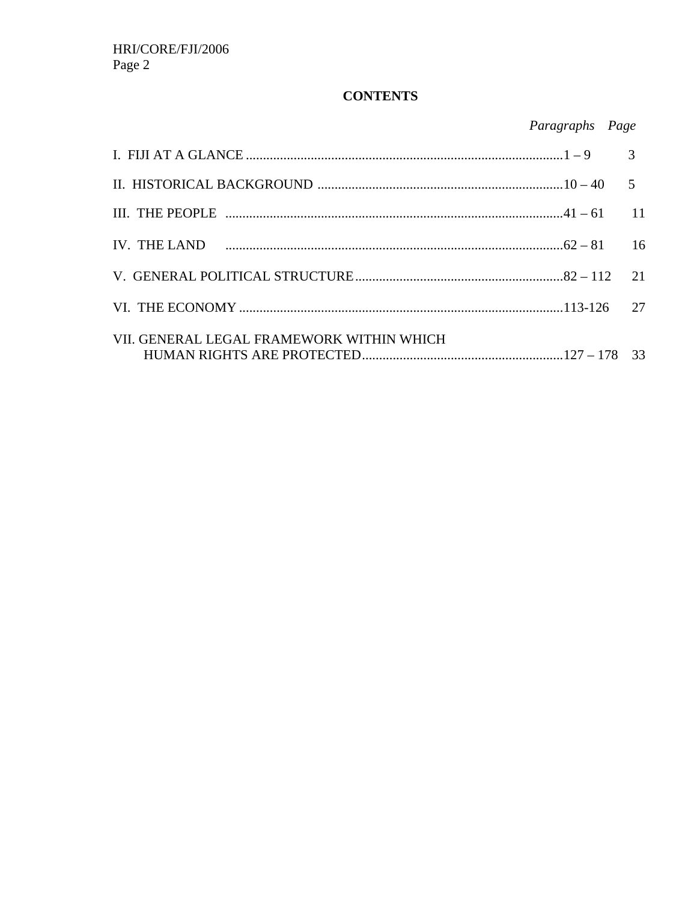## CONTENTS

| | *Paragraphs* | *Page* |
|---|---|---|
| I. FIJI AT A GLANCE | 1 – 9 | 3 |
| II. HISTORICAL BACKGROUND | 10 – 40 | 5 |
| III. THE PEOPLE | 41 – 61 | 11 |
| IV. THE LAND | 62 – 81 | 16 |
| V. GENERAL POLITICAL STRUCTURE | 82 – 112 | 21 |
| VI. THE ECONOMY | 113-126 | 27 |
| VII. GENERAL LEGAL FRAMEWORK WITHIN WHICH HUMAN RIGHTS ARE PROTECTED | 127 – 178 | 33 |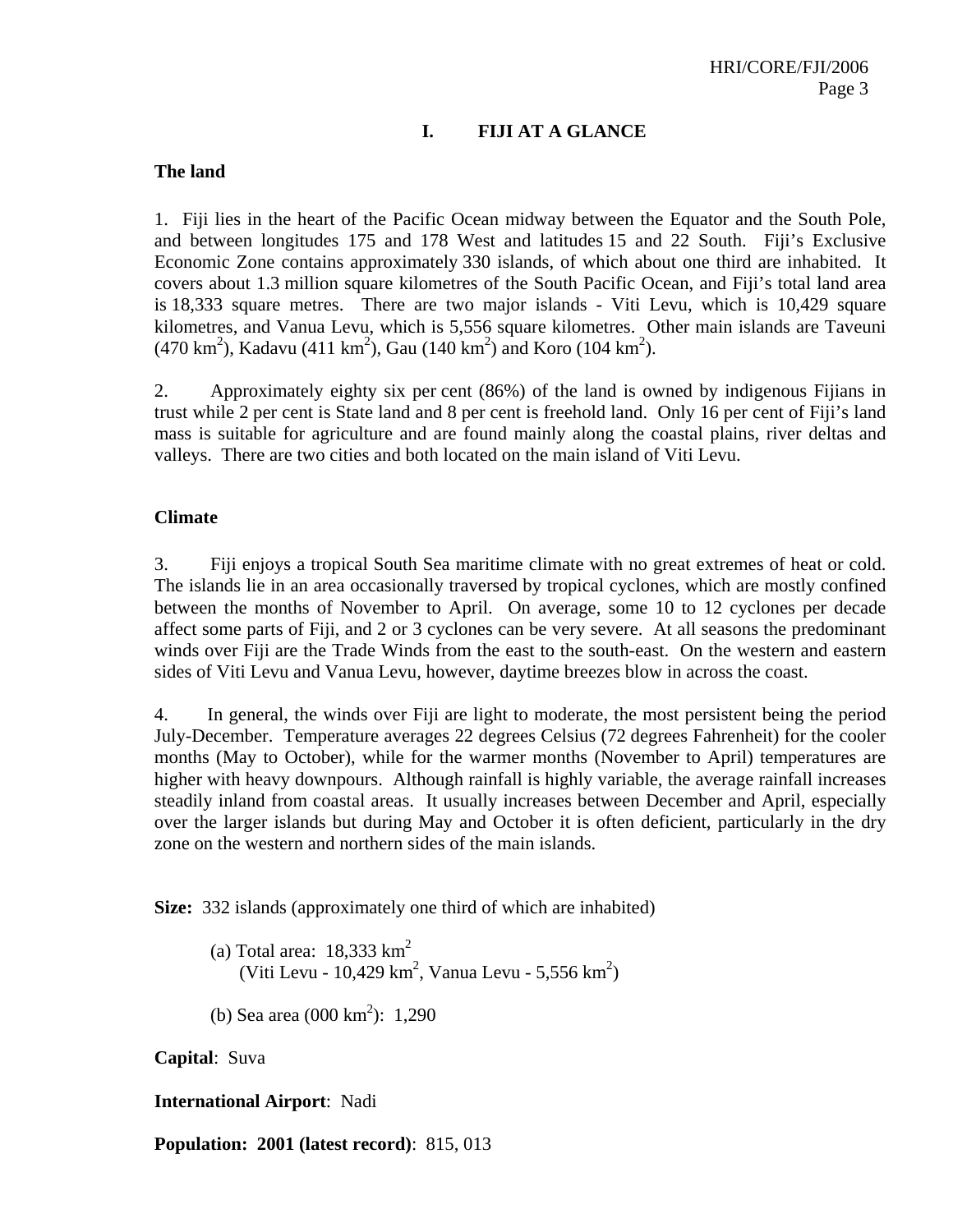# I. FIJI AT A GLANCE

**The land**

1. Fiji lies in the heart of the Pacific Ocean midway between the Equator and the South Pole, and between longitudes 175 and 178 West and latitudes 15 and 22 South. Fiji's Exclusive Economic Zone contains approximately 330 islands, of which about one third are inhabited. It covers about 1.3 million square kilometres of the South Pacific Ocean, and Fiji's total land area is 18,333 square metres. There are two major islands - Viti Levu, which is 10,429 square kilometres, and Vanua Levu, which is 5,556 square kilometres. Other main islands are Taveuni (470 km$^2$), Kadavu (411 km$^2$), Gau (140 km$^2$) and Koro (104 km$^2$).

2. Approximately eighty six per cent (86%) of the land is owned by indigenous Fijians in trust while 2 per cent is State land and 8 per cent is freehold land. Only 16 per cent of Fiji's land mass is suitable for agriculture and are found mainly along the coastal plains, river deltas and valleys. There are two cities and both located on the main island of Viti Levu.

**Climate**

3. Fiji enjoys a tropical South Sea maritime climate with no great extremes of heat or cold. The islands lie in an area occasionally traversed by tropical cyclones, which are mostly confined between the months of November to April. On average, some 10 to 12 cyclones per decade affect some parts of Fiji, and 2 or 3 cyclones can be very severe. At all seasons the predominant winds over Fiji are the Trade Winds from the east to the south-east. On the western and eastern sides of Viti Levu and Vanua Levu, however, daytime breezes blow in across the coast.

4. In general, the winds over Fiji are light to moderate, the most persistent being the period July-December. Temperature averages 22 degrees Celsius (72 degrees Fahrenheit) for the cooler months (May to October), while for the warmer months (November to April) temperatures are higher with heavy downpours. Although rainfall is highly variable, the average rainfall increases steadily inland from coastal areas. It usually increases between December and April, especially over the larger islands but during May and October it is often deficient, particularly in the dry zone on the western and northern sides of the main islands.

**Size:** 332 islands (approximately one third of which are inhabited)

(a) Total area: 18,333 km$^2$
(Viti Levu - 10,429 km$^2$, Vanua Levu - 5,556 km$^2$)

(b) Sea area (000 km$^2$): 1,290

**Capital**: Suva

**International Airport**: Nadi

**Population: 2001 (latest record)**: 815, 013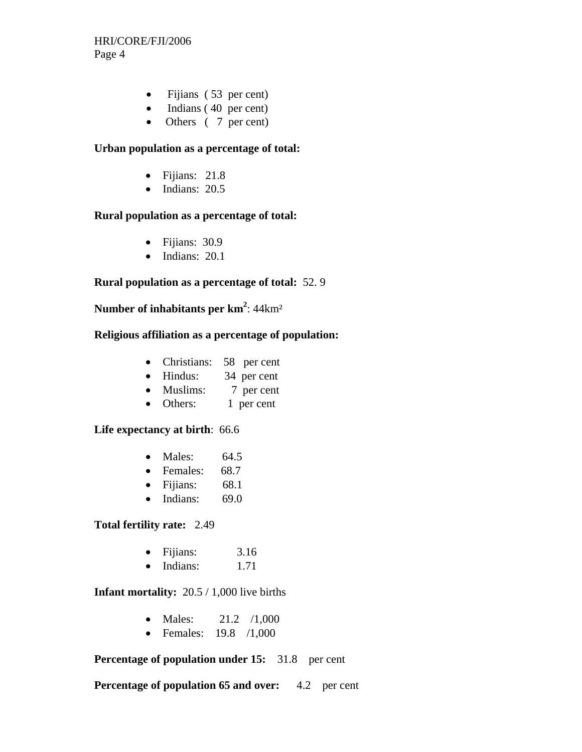- Fijians ( 53 per cent)
- Indians ( 40 per cent)
- Others ( 7 per cent)

**Urban population as a percentage of total:**

- Fijians: 21.8
- Indians: 20.5

**Rural population as a percentage of total:**

- Fijians: 30.9
- Indians: 20.1

**Rural population as a percentage of total:** 52. 9

**Number of inhabitants per km$^2$**: 44km²

**Religious affiliation as a percentage of population:**

- Christians: 58 per cent
- Hindus: 34 per cent
- Muslims: 7 per cent
- Others: 1 per cent

**Life expectancy at birth**: 66.6

- Males: 64.5
- Females: 68.7
- Fijians: 68.1
- Indians: 69.0

**Total fertility rate:** 2.49

- Fijians: 3.16
- Indians: 1.71

**Infant mortality:** 20.5 / 1,000 live births

- Males: 21.2 /1,000
- Females: 19.8 /1,000

**Percentage of population under 15:** 31.8 per cent

**Percentage of population 65 and over:** 4.2 per cent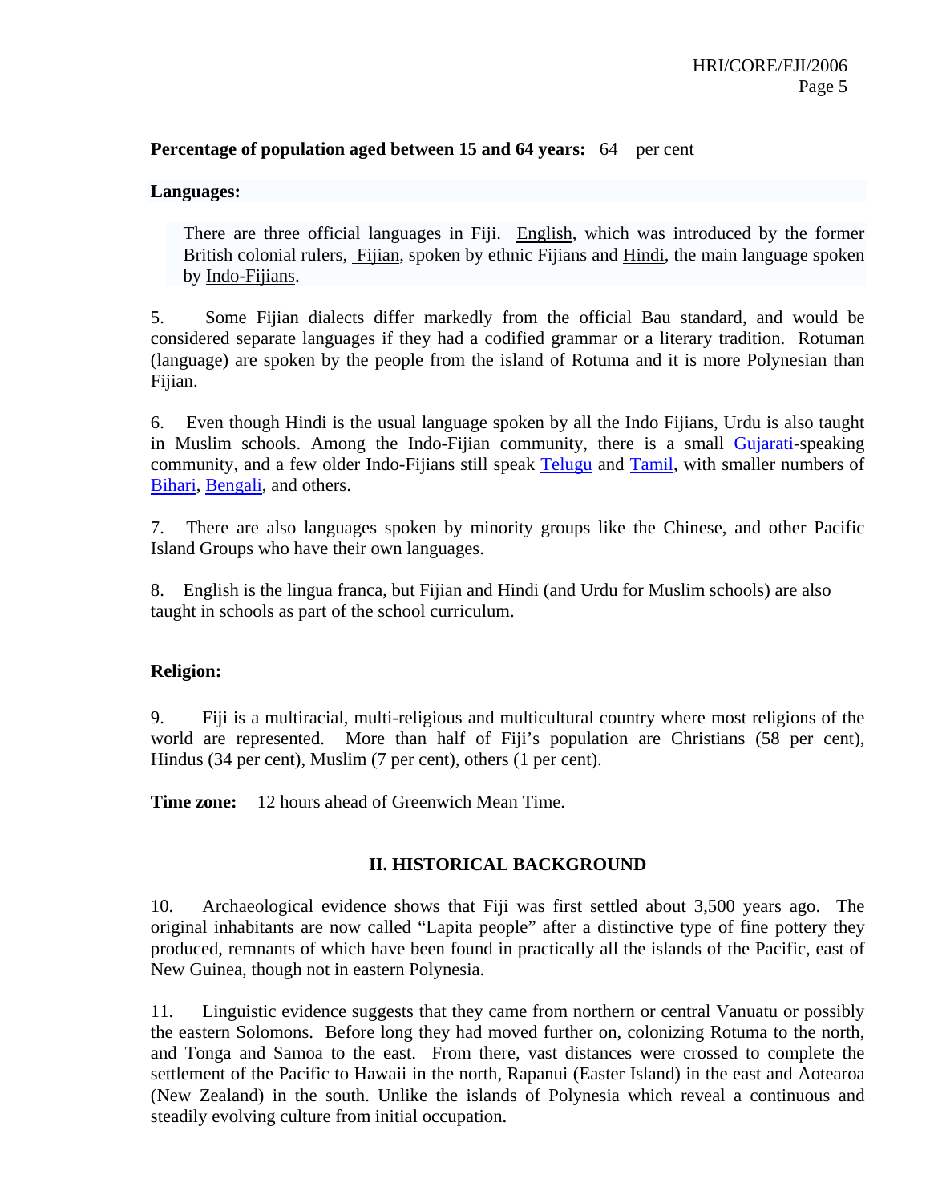**Percentage of population aged between 15 and 64 years:** 64 per cent

**Languages:**

There are three official languages in Fiji. English, which was introduced by the former British colonial rulers, Fijian, spoken by ethnic Fijians and Hindi, the main language spoken by Indo-Fijians.

5. Some Fijian dialects differ markedly from the official Bau standard, and would be considered separate languages if they had a codified grammar or a literary tradition. Rotuman (language) are spoken by the people from the island of Rotuma and it is more Polynesian than Fijian.

6. Even though Hindi is the usual language spoken by all the Indo Fijians, Urdu is also taught in Muslim schools. Among the Indo-Fijian community, there is a small Gujarati-speaking community, and a few older Indo-Fijians still speak Telugu and Tamil, with smaller numbers of Bihari, Bengali, and others.

7. There are also languages spoken by minority groups like the Chinese, and other Pacific Island Groups who have their own languages.

8. English is the lingua franca, but Fijian and Hindi (and Urdu for Muslim schools) are also taught in schools as part of the school curriculum.

**Religion:**

9. Fiji is a multiracial, multi-religious and multicultural country where most religions of the world are represented. More than half of Fiji's population are Christians (58 per cent), Hindus (34 per cent), Muslim (7 per cent), others (1 per cent).

**Time zone:** 12 hours ahead of Greenwich Mean Time.

## II. HISTORICAL BACKGROUND

10. Archaeological evidence shows that Fiji was first settled about 3,500 years ago. The original inhabitants are now called "Lapita people" after a distinctive type of fine pottery they produced, remnants of which have been found in practically all the islands of the Pacific, east of New Guinea, though not in eastern Polynesia.

11. Linguistic evidence suggests that they came from northern or central Vanuatu or possibly the eastern Solomons. Before long they had moved further on, colonizing Rotuma to the north, and Tonga and Samoa to the east. From there, vast distances were crossed to complete the settlement of the Pacific to Hawaii in the north, Rapanui (Easter Island) in the east and Aotearoa (New Zealand) in the south. Unlike the islands of Polynesia which reveal a continuous and steadily evolving culture from initial occupation.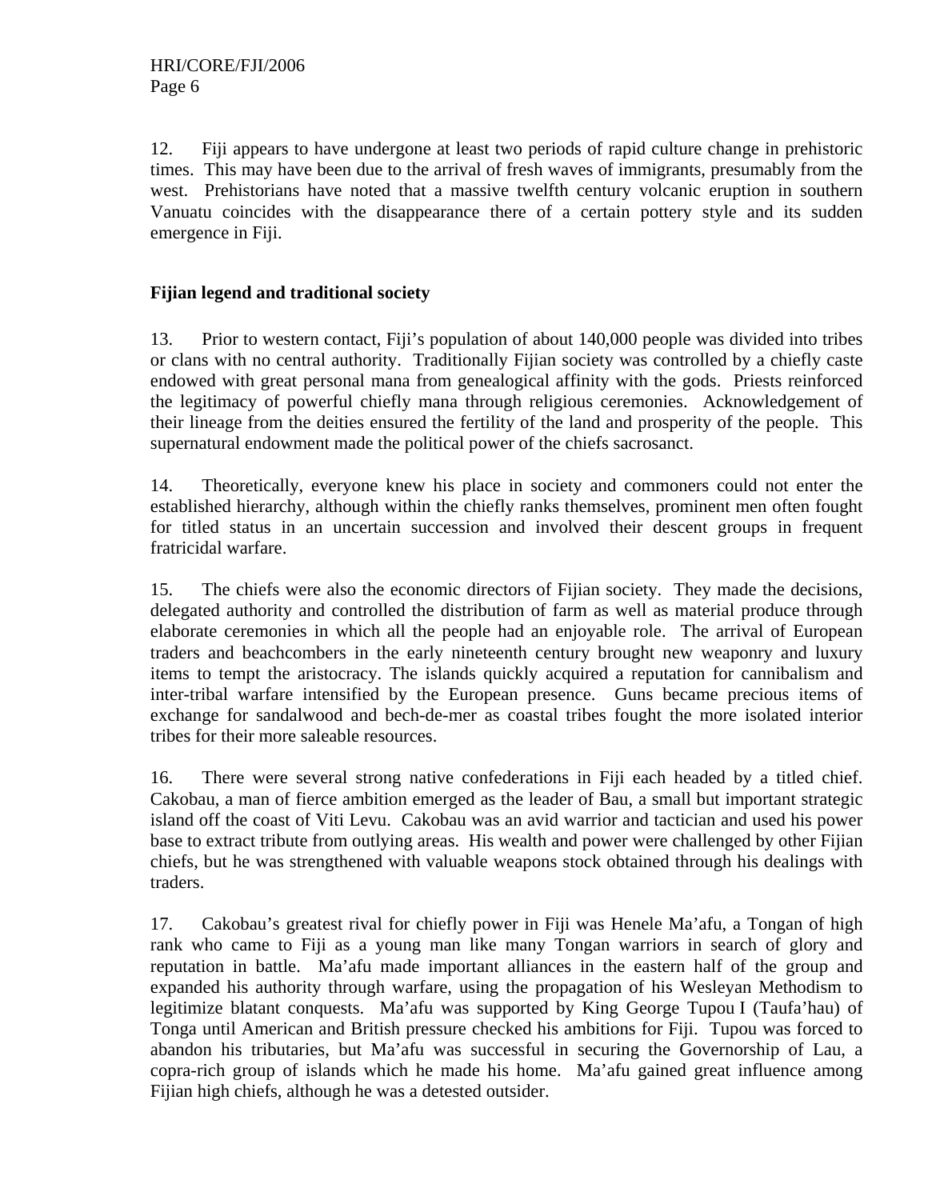12. Fiji appears to have undergone at least two periods of rapid culture change in prehistoric times. This may have been due to the arrival of fresh waves of immigrants, presumably from the west. Prehistorians have noted that a massive twelfth century volcanic eruption in southern Vanuatu coincides with the disappearance there of a certain pottery style and its sudden emergence in Fiji.

**Fijian legend and traditional society**

13. Prior to western contact, Fiji's population of about 140,000 people was divided into tribes or clans with no central authority. Traditionally Fijian society was controlled by a chiefly caste endowed with great personal mana from genealogical affinity with the gods. Priests reinforced the legitimacy of powerful chiefly mana through religious ceremonies. Acknowledgement of their lineage from the deities ensured the fertility of the land and prosperity of the people. This supernatural endowment made the political power of the chiefs sacrosanct.

14. Theoretically, everyone knew his place in society and commoners could not enter the established hierarchy, although within the chiefly ranks themselves, prominent men often fought for titled status in an uncertain succession and involved their descent groups in frequent fratricidal warfare.

15. The chiefs were also the economic directors of Fijian society. They made the decisions, delegated authority and controlled the distribution of farm as well as material produce through elaborate ceremonies in which all the people had an enjoyable role. The arrival of European traders and beachcombers in the early nineteenth century brought new weaponry and luxury items to tempt the aristocracy. The islands quickly acquired a reputation for cannibalism and inter-tribal warfare intensified by the European presence. Guns became precious items of exchange for sandalwood and bech-de-mer as coastal tribes fought the more isolated interior tribes for their more saleable resources.

16. There were several strong native confederations in Fiji each headed by a titled chief. Cakobau, a man of fierce ambition emerged as the leader of Bau, a small but important strategic island off the coast of Viti Levu. Cakobau was an avid warrior and tactician and used his power base to extract tribute from outlying areas. His wealth and power were challenged by other Fijian chiefs, but he was strengthened with valuable weapons stock obtained through his dealings with traders.

17. Cakobau's greatest rival for chiefly power in Fiji was Henele Ma'afu, a Tongan of high rank who came to Fiji as a young man like many Tongan warriors in search of glory and reputation in battle. Ma'afu made important alliances in the eastern half of the group and expanded his authority through warfare, using the propagation of his Wesleyan Methodism to legitimize blatant conquests. Ma'afu was supported by King George Tupou I (Taufa'hau) of Tonga until American and British pressure checked his ambitions for Fiji. Tupou was forced to abandon his tributaries, but Ma'afu was successful in securing the Governorship of Lau, a copra-rich group of islands which he made his home. Ma'afu gained great influence among Fijian high chiefs, although he was a detested outsider.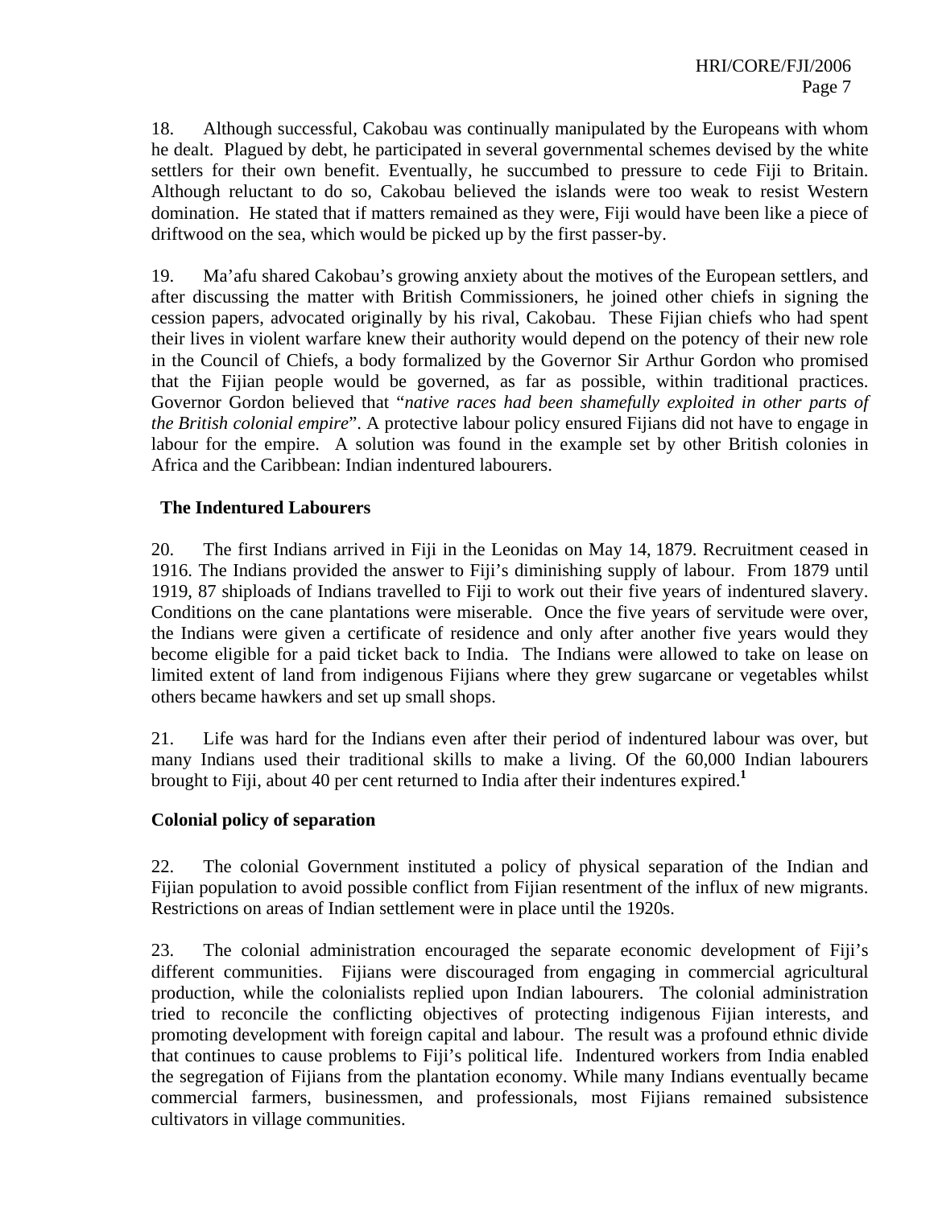18. Although successful, Cakobau was continually manipulated by the Europeans with whom he dealt. Plagued by debt, he participated in several governmental schemes devised by the white settlers for their own benefit. Eventually, he succumbed to pressure to cede Fiji to Britain. Although reluctant to do so, Cakobau believed the islands were too weak to resist Western domination. He stated that if matters remained as they were, Fiji would have been like a piece of driftwood on the sea, which would be picked up by the first passer-by.

19. Ma'afu shared Cakobau's growing anxiety about the motives of the European settlers, and after discussing the matter with British Commissioners, he joined other chiefs in signing the cession papers, advocated originally by his rival, Cakobau. These Fijian chiefs who had spent their lives in violent warfare knew their authority would depend on the potency of their new role in the Council of Chiefs, a body formalized by the Governor Sir Arthur Gordon who promised that the Fijian people would be governed, as far as possible, within traditional practices. Governor Gordon believed that "*native races had been shamefully exploited in other parts of the British colonial empire*". A protective labour policy ensured Fijians did not have to engage in labour for the empire. A solution was found in the example set by other British colonies in Africa and the Caribbean: Indian indentured labourers.

### The Indentured Labourers

20. The first Indians arrived in Fiji in the Leonidas on May 14, 1879. Recruitment ceased in 1916. The Indians provided the answer to Fiji's diminishing supply of labour. From 1879 until 1919, 87 shiploads of Indians travelled to Fiji to work out their five years of indentured slavery. Conditions on the cane plantations were miserable. Once the five years of servitude were over, the Indians were given a certificate of residence and only after another five years would they become eligible for a paid ticket back to India. The Indians were allowed to take on lease on limited extent of land from indigenous Fijians where they grew sugarcane or vegetables whilst others became hawkers and set up small shops.

21. Life was hard for the Indians even after their period of indentured labour was over, but many Indians used their traditional skills to make a living. Of the 60,000 Indian labourers brought to Fiji, about 40 per cent returned to India after their indentures expired.[1]

### Colonial policy of separation

22. The colonial Government instituted a policy of physical separation of the Indian and Fijian population to avoid possible conflict from Fijian resentment of the influx of new migrants. Restrictions on areas of Indian settlement were in place until the 1920s.

23. The colonial administration encouraged the separate economic development of Fiji's different communities. Fijians were discouraged from engaging in commercial agricultural production, while the colonialists replied upon Indian labourers. The colonial administration tried to reconcile the conflicting objectives of protecting indigenous Fijian interests, and promoting development with foreign capital and labour. The result was a profound ethnic divide that continues to cause problems to Fiji's political life. Indentured workers from India enabled the segregation of Fijians from the plantation economy. While many Indians eventually became commercial farmers, businessmen, and professionals, most Fijians remained subsistence cultivators in village communities.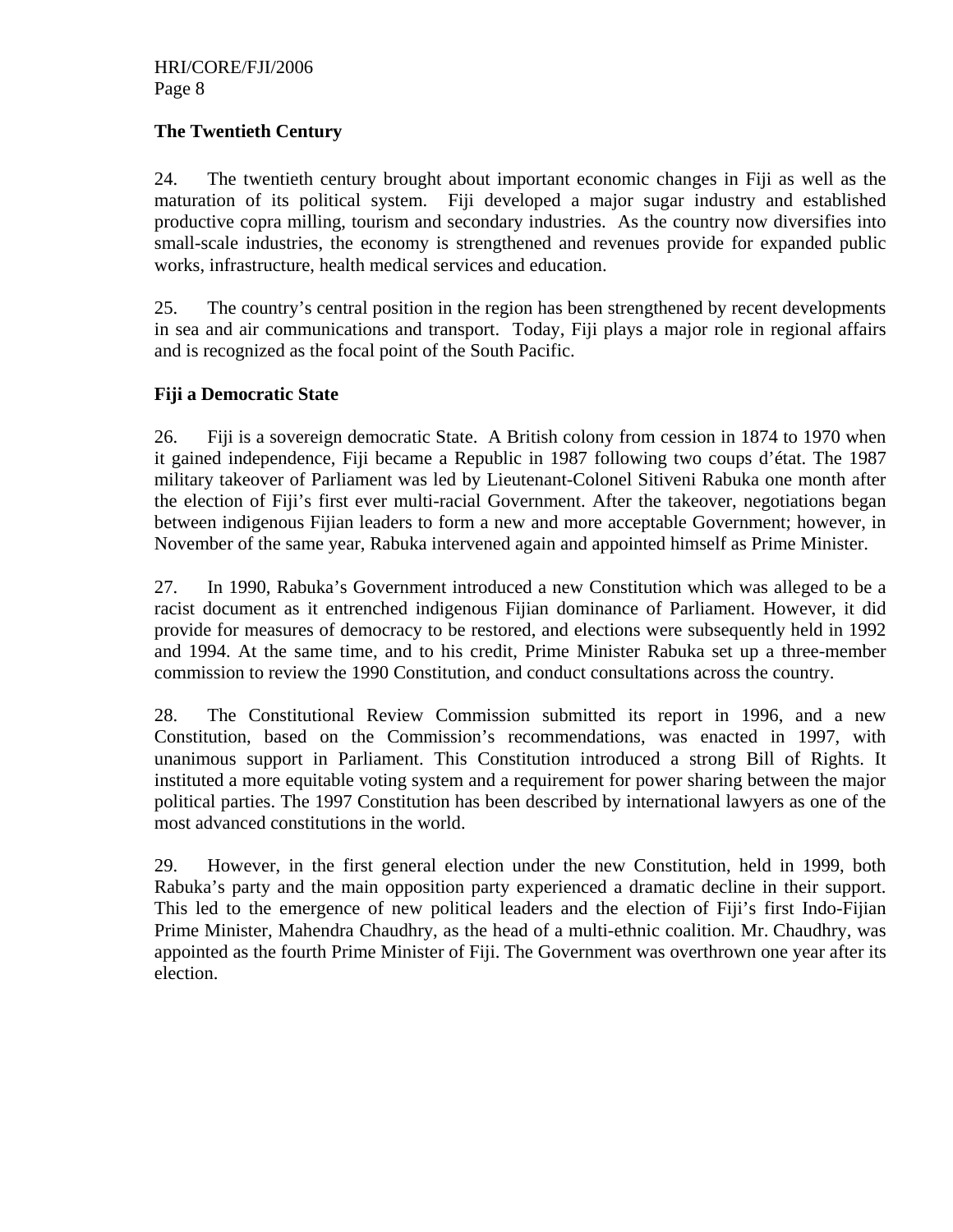**The Twentieth Century**

24. The twentieth century brought about important economic changes in Fiji as well as the maturation of its political system. Fiji developed a major sugar industry and established productive copra milling, tourism and secondary industries. As the country now diversifies into small-scale industries, the economy is strengthened and revenues provide for expanded public works, infrastructure, health medical services and education.

25. The country's central position in the region has been strengthened by recent developments in sea and air communications and transport. Today, Fiji plays a major role in regional affairs and is recognized as the focal point of the South Pacific.

**Fiji a Democratic State**

26. Fiji is a sovereign democratic State. A British colony from cession in 1874 to 1970 when it gained independence, Fiji became a Republic in 1987 following two coups d'état. The 1987 military takeover of Parliament was led by Lieutenant-Colonel Sitiveni Rabuka one month after the election of Fiji's first ever multi-racial Government. After the takeover, negotiations began between indigenous Fijian leaders to form a new and more acceptable Government; however, in November of the same year, Rabuka intervened again and appointed himself as Prime Minister.

27. In 1990, Rabuka's Government introduced a new Constitution which was alleged to be a racist document as it entrenched indigenous Fijian dominance of Parliament. However, it did provide for measures of democracy to be restored, and elections were subsequently held in 1992 and 1994. At the same time, and to his credit, Prime Minister Rabuka set up a three-member commission to review the 1990 Constitution, and conduct consultations across the country.

28. The Constitutional Review Commission submitted its report in 1996, and a new Constitution, based on the Commission's recommendations, was enacted in 1997, with unanimous support in Parliament. This Constitution introduced a strong Bill of Rights. It instituted a more equitable voting system and a requirement for power sharing between the major political parties. The 1997 Constitution has been described by international lawyers as one of the most advanced constitutions in the world.

29. However, in the first general election under the new Constitution, held in 1999, both Rabuka's party and the main opposition party experienced a dramatic decline in their support. This led to the emergence of new political leaders and the election of Fiji's first Indo-Fijian Prime Minister, Mahendra Chaudhry, as the head of a multi-ethnic coalition. Mr. Chaudhry, was appointed as the fourth Prime Minister of Fiji. The Government was overthrown one year after its election.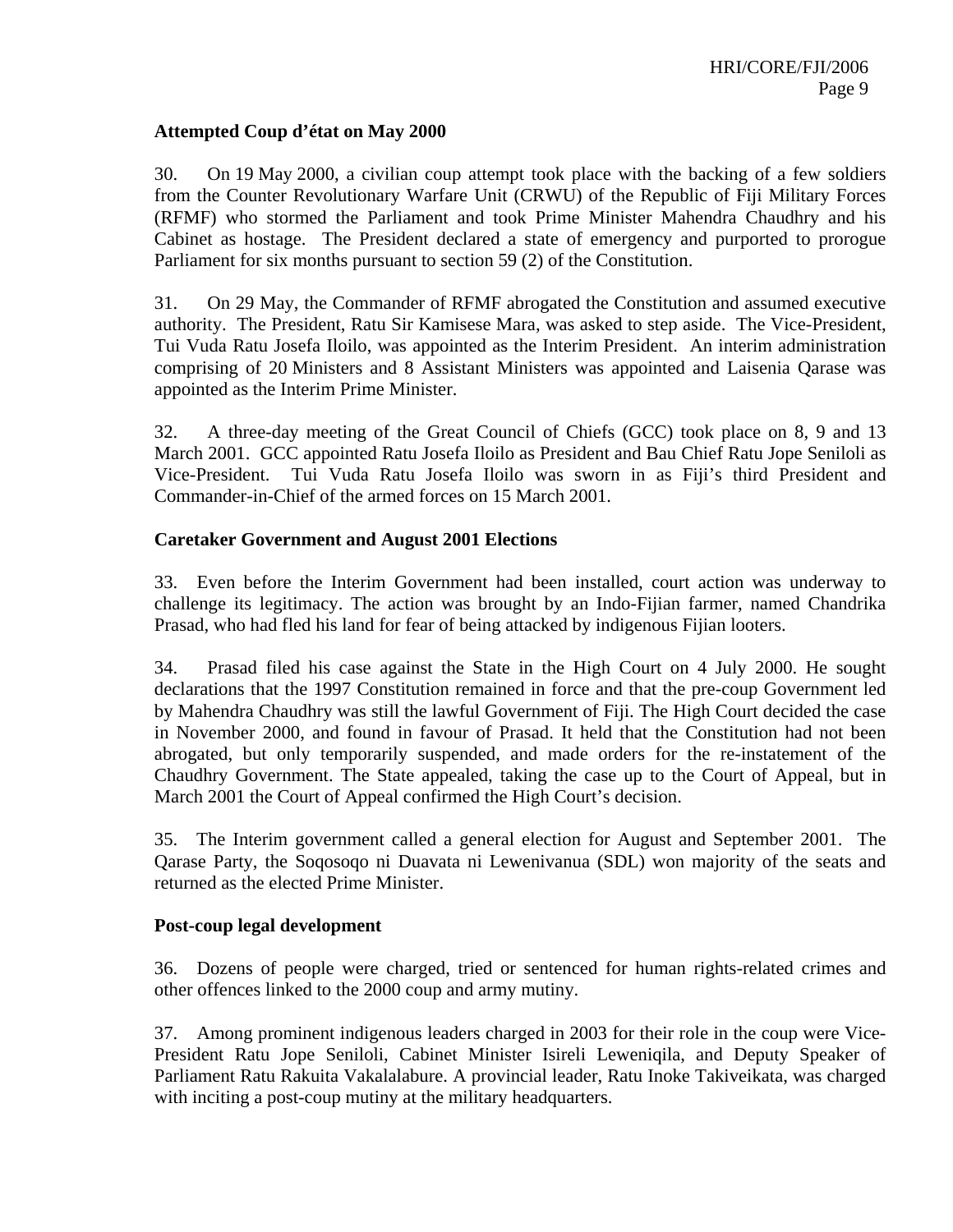**Attempted Coup d'état on May 2000**

30. On 19 May 2000, a civilian coup attempt took place with the backing of a few soldiers from the Counter Revolutionary Warfare Unit (CRWU) of the Republic of Fiji Military Forces (RFMF) who stormed the Parliament and took Prime Minister Mahendra Chaudhry and his Cabinet as hostage. The President declared a state of emergency and purported to prorogue Parliament for six months pursuant to section 59 (2) of the Constitution.

31. On 29 May, the Commander of RFMF abrogated the Constitution and assumed executive authority. The President, Ratu Sir Kamisese Mara, was asked to step aside. The Vice-President, Tui Vuda Ratu Josefa Iloilo, was appointed as the Interim President. An interim administration comprising of 20 Ministers and 8 Assistant Ministers was appointed and Laisenia Qarase was appointed as the Interim Prime Minister.

32. A three-day meeting of the Great Council of Chiefs (GCC) took place on 8, 9 and 13 March 2001. GCC appointed Ratu Josefa Iloilo as President and Bau Chief Ratu Jope Seniloli as Vice-President. Tui Vuda Ratu Josefa Iloilo was sworn in as Fiji's third President and Commander-in-Chief of the armed forces on 15 March 2001.

**Caretaker Government and August 2001 Elections**

33. Even before the Interim Government had been installed, court action was underway to challenge its legitimacy. The action was brought by an Indo-Fijian farmer, named Chandrika Prasad, who had fled his land for fear of being attacked by indigenous Fijian looters.

34. Prasad filed his case against the State in the High Court on 4 July 2000. He sought declarations that the 1997 Constitution remained in force and that the pre-coup Government led by Mahendra Chaudhry was still the lawful Government of Fiji. The High Court decided the case in November 2000, and found in favour of Prasad. It held that the Constitution had not been abrogated, but only temporarily suspended, and made orders for the re-instatement of the Chaudhry Government. The State appealed, taking the case up to the Court of Appeal, but in March 2001 the Court of Appeal confirmed the High Court's decision.

35. The Interim government called a general election for August and September 2001. The Qarase Party, the Soqosoqo ni Duavata ni Lewenivanua (SDL) won majority of the seats and returned as the elected Prime Minister.

**Post-coup legal development**

36. Dozens of people were charged, tried or sentenced for human rights-related crimes and other offences linked to the 2000 coup and army mutiny.

37. Among prominent indigenous leaders charged in 2003 for their role in the coup were Vice-President Ratu Jope Seniloli, Cabinet Minister Isireli Leweniqila, and Deputy Speaker of Parliament Ratu Rakuita Vakalalabure. A provincial leader, Ratu Inoke Takiveikata, was charged with inciting a post-coup mutiny at the military headquarters.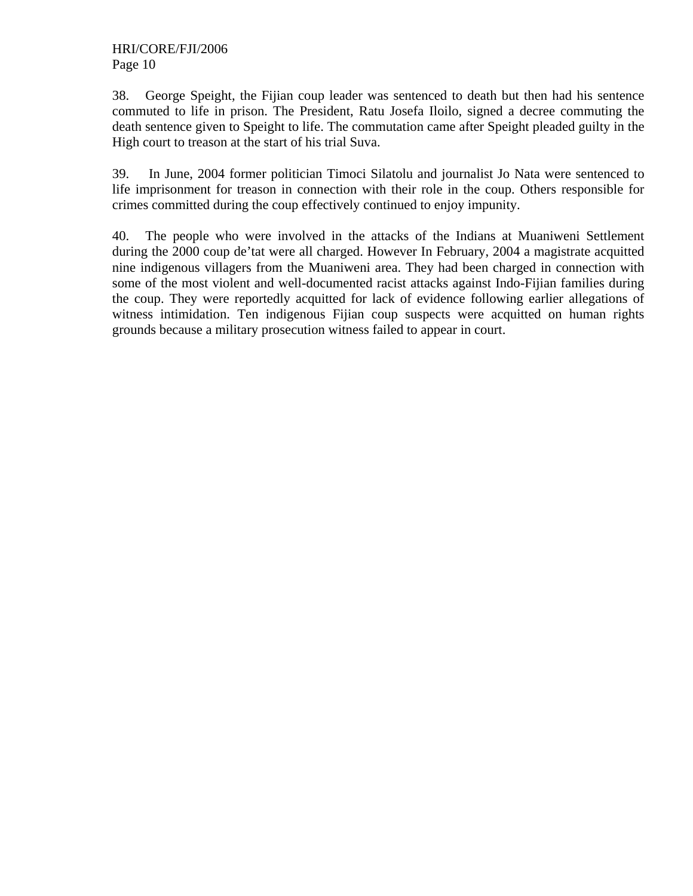38. George Speight, the Fijian coup leader was sentenced to death but then had his sentence commuted to life in prison. The President, Ratu Josefa Iloilo, signed a decree commuting the death sentence given to Speight to life. The commutation came after Speight pleaded guilty in the High court to treason at the start of his trial Suva.

39. In June, 2004 former politician Timoci Silatolu and journalist Jo Nata were sentenced to life imprisonment for treason in connection with their role in the coup. Others responsible for crimes committed during the coup effectively continued to enjoy impunity.

40. The people who were involved in the attacks of the Indians at Muaniweni Settlement during the 2000 coup de'tat were all charged. However In February, 2004 a magistrate acquitted nine indigenous villagers from the Muaniweni area. They had been charged in connection with some of the most violent and well-documented racist attacks against Indo-Fijian families during the coup. They were reportedly acquitted for lack of evidence following earlier allegations of witness intimidation. Ten indigenous Fijian coup suspects were acquitted on human rights grounds because a military prosecution witness failed to appear in court.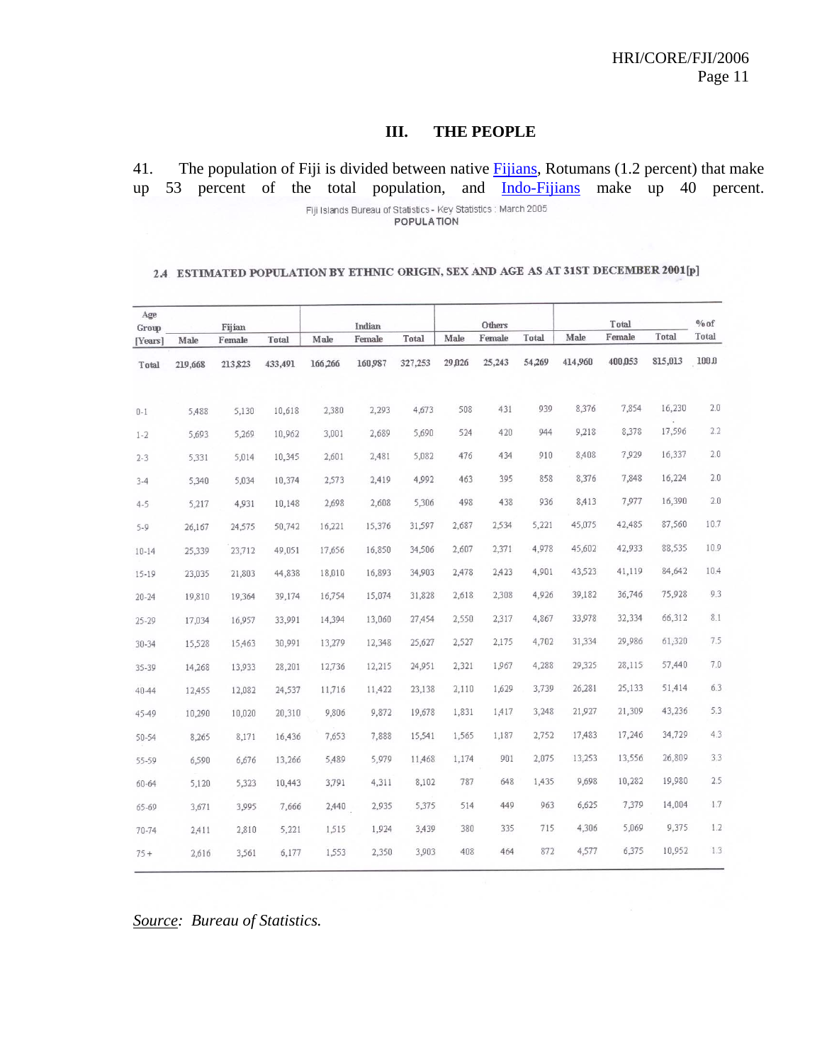## III. THE PEOPLE

41. The population of Fiji is divided between native Fijians, Rotumans (1.2 percent) that make up 53 percent of the total population, and Indo-Fijians make up 40 percent.

Fiji Islands Bureau of Statistics - Key Statistics : March 2005

**POPULATION**

**2.4 ESTIMATED POPULATION BY ETHNIC ORIGIN, SEX AND AGE AS AT 31ST DECEMBER 2001[p]**

| Age Group [Years] | Fijian | | | Indian | | | Others | | | Total | | | % of Total |
|---|---|---|---|---|---|---|---|---|---|---|---|---|---|
| | Male | Female | Total | Male | Female | Total | Male | Female | Total | Male | Female | Total | |
| Total | 219,668 | 213,823 | 433,491 | 166,266 | 160,987 | 327,253 | 29,026 | 25,243 | 54,269 | 414,960 | 400,053 | 815,013 | 100.0 |
| 0-1 | 5,488 | 5,130 | 10,618 | 2,380 | 2,293 | 4,673 | 508 | 431 | 939 | 8,376 | 7,854 | 16,230 | 2.0 |
| 1-2 | 5,693 | 5,269 | 10,962 | 3,001 | 2,689 | 5,690 | 524 | 420 | 944 | 9,218 | 8,378 | 17,596 | 2.2 |
| 2-3 | 5,331 | 5,014 | 10,345 | 2,601 | 2,481 | 5,082 | 476 | 434 | 910 | 8,408 | 7,929 | 16,337 | 2.0 |
| 3-4 | 5,340 | 5,034 | 10,374 | 2,573 | 2,419 | 4,992 | 463 | 395 | 858 | 8,376 | 7,848 | 16,224 | 2.0 |
| 4-5 | 5,217 | 4,931 | 10,148 | 2,698 | 2,608 | 5,306 | 498 | 438 | 936 | 8,413 | 7,977 | 16,390 | 2.0 |
| 5-9 | 26,167 | 24,575 | 50,742 | 16,221 | 15,376 | 31,597 | 2,687 | 2,534 | 5,221 | 45,075 | 42,485 | 87,560 | 10.7 |
| 10-14 | 25,339 | 23,712 | 49,051 | 17,656 | 16,850 | 34,506 | 2,607 | 2,371 | 4,978 | 45,602 | 42,933 | 88,535 | 10.9 |
| 15-19 | 23,035 | 21,803 | 44,838 | 18,010 | 16,893 | 34,903 | 2,478 | 2,423 | 4,901 | 43,523 | 41,119 | 84,642 | 10.4 |
| 20-24 | 19,810 | 19,364 | 39,174 | 16,754 | 15,074 | 31,828 | 2,618 | 2,308 | 4,926 | 39,182 | 36,746 | 75,928 | 9.3 |
| 25-29 | 17,034 | 16,957 | 33,991 | 14,394 | 13,060 | 27,454 | 2,550 | 2,317 | 4,867 | 33,978 | 32,334 | 66,312 | 8.1 |
| 30-34 | 15,528 | 15,463 | 30,991 | 13,279 | 12,348 | 25,627 | 2,527 | 2,175 | 4,702 | 31,334 | 29,986 | 61,320 | 7.5 |
| 35-39 | 14,268 | 13,933 | 28,201 | 12,736 | 12,215 | 24,951 | 2,321 | 1,967 | 4,288 | 29,325 | 28,115 | 57,440 | 7.0 |
| 40-44 | 12,455 | 12,082 | 24,537 | 11,716 | 11,422 | 23,138 | 2,110 | 1,629 | 3,739 | 26,281 | 25,133 | 51,414 | 6.3 |
| 45-49 | 10,290 | 10,020 | 20,310 | 9,806 | 9,872 | 19,678 | 1,831 | 1,417 | 3,248 | 21,927 | 21,309 | 43,236 | 5.3 |
| 50-54 | 8,265 | 8,171 | 16,436 | 7,653 | 7,888 | 15,541 | 1,565 | 1,187 | 2,752 | 17,483 | 17,246 | 34,729 | 4.3 |
| 55-59 | 6,590 | 6,676 | 13,266 | 5,489 | 5,979 | 11,468 | 1,174 | 901 | 2,075 | 13,253 | 13,556 | 26,809 | 3.3 |
| 60-64 | 5,120 | 5,323 | 10,443 | 3,791 | 4,311 | 8,102 | 787 | 648 | 1,435 | 9,698 | 10,282 | 19,980 | 2.5 |
| 65-69 | 3,671 | 3,995 | 7,666 | 2,440 | 2,935 | 5,375 | 514 | 449 | 963 | 6,625 | 7,379 | 14,004 | 1.7 |
| 70-74 | 2,411 | 2,810 | 5,221 | 1,515 | 1,924 | 3,439 | 380 | 335 | 715 | 4,306 | 5,069 | 9,375 | 1.2 |
| 75 + | 2,616 | 3,561 | 6,177 | 1,553 | 2,350 | 3,903 | 408 | 464 | 872 | 4,577 | 6,375 | 10,952 | 1.3 |

*Source*: *Bureau of Statistics.*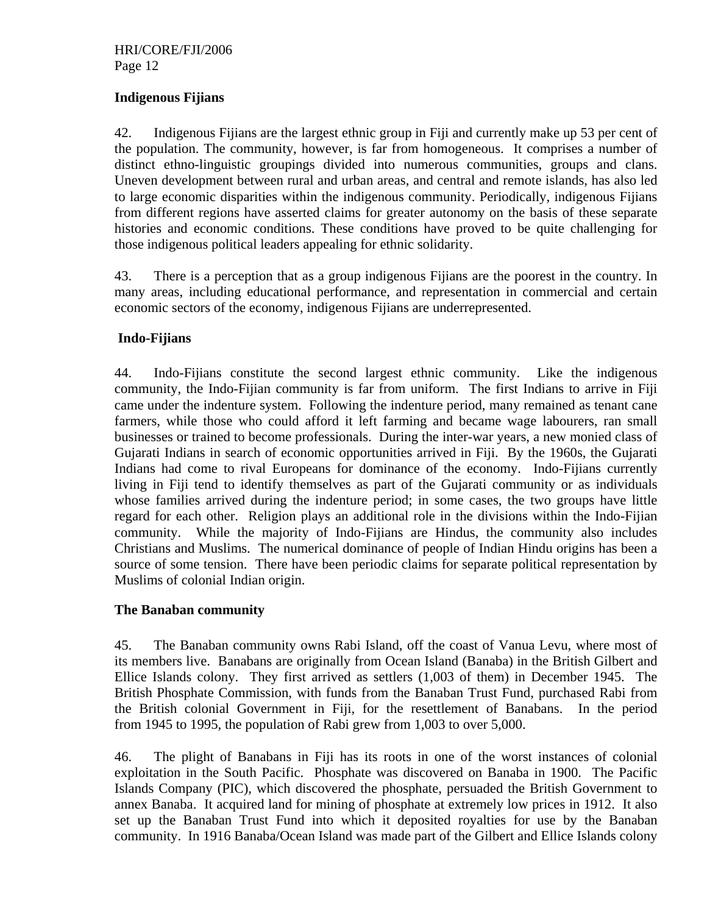**Indigenous Fijians**

42. Indigenous Fijians are the largest ethnic group in Fiji and currently make up 53 per cent of the population. The community, however, is far from homogeneous. It comprises a number of distinct ethno-linguistic groupings divided into numerous communities, groups and clans. Uneven development between rural and urban areas, and central and remote islands, has also led to large economic disparities within the indigenous community. Periodically, indigenous Fijians from different regions have asserted claims for greater autonomy on the basis of these separate histories and economic conditions. These conditions have proved to be quite challenging for those indigenous political leaders appealing for ethnic solidarity.

43. There is a perception that as a group indigenous Fijians are the poorest in the country. In many areas, including educational performance, and representation in commercial and certain economic sectors of the economy, indigenous Fijians are underrepresented.

**Indo-Fijians**

44. Indo-Fijians constitute the second largest ethnic community. Like the indigenous community, the Indo-Fijian community is far from uniform. The first Indians to arrive in Fiji came under the indenture system. Following the indenture period, many remained as tenant cane farmers, while those who could afford it left farming and became wage labourers, ran small businesses or trained to become professionals. During the inter-war years, a new monied class of Gujarati Indians in search of economic opportunities arrived in Fiji. By the 1960s, the Gujarati Indians had come to rival Europeans for dominance of the economy. Indo-Fijians currently living in Fiji tend to identify themselves as part of the Gujarati community or as individuals whose families arrived during the indenture period; in some cases, the two groups have little regard for each other. Religion plays an additional role in the divisions within the Indo-Fijian community. While the majority of Indo-Fijians are Hindus, the community also includes Christians and Muslims. The numerical dominance of people of Indian Hindu origins has been a source of some tension. There have been periodic claims for separate political representation by Muslims of colonial Indian origin.

**The Banaban community**

45. The Banaban community owns Rabi Island, off the coast of Vanua Levu, where most of its members live. Banabans are originally from Ocean Island (Banaba) in the British Gilbert and Ellice Islands colony. They first arrived as settlers (1,003 of them) in December 1945. The British Phosphate Commission, with funds from the Banaban Trust Fund, purchased Rabi from the British colonial Government in Fiji, for the resettlement of Banabans. In the period from 1945 to 1995, the population of Rabi grew from 1,003 to over 5,000.

46. The plight of Banabans in Fiji has its roots in one of the worst instances of colonial exploitation in the South Pacific. Phosphate was discovered on Banaba in 1900. The Pacific Islands Company (PIC), which discovered the phosphate, persuaded the British Government to annex Banaba. It acquired land for mining of phosphate at extremely low prices in 1912. It also set up the Banaban Trust Fund into which it deposited royalties for use by the Banaban community. In 1916 Banaba/Ocean Island was made part of the Gilbert and Ellice Islands colony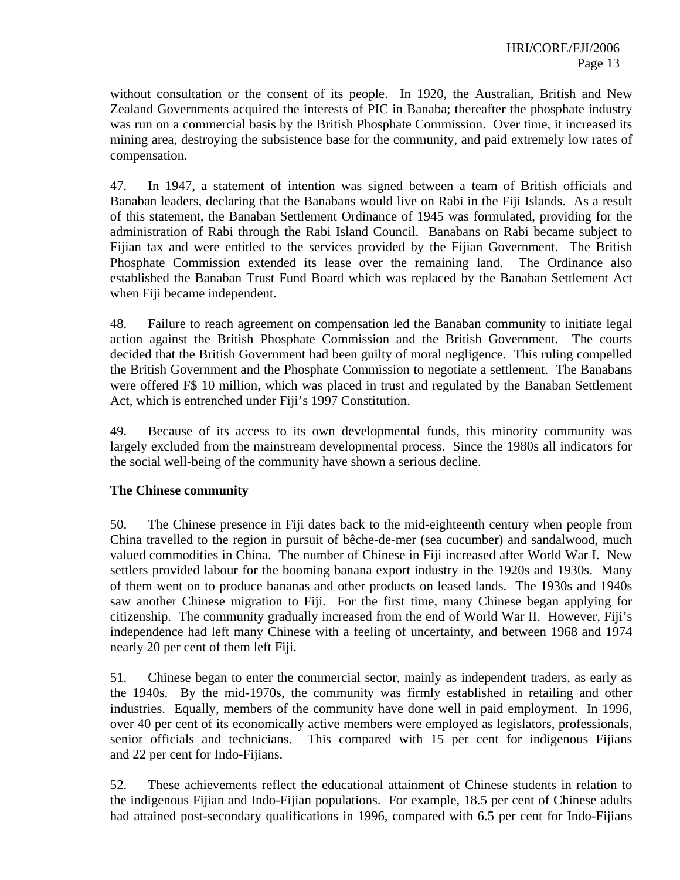without consultation or the consent of its people. In 1920, the Australian, British and New Zealand Governments acquired the interests of PIC in Banaba; thereafter the phosphate industry was run on a commercial basis by the British Phosphate Commission. Over time, it increased its mining area, destroying the subsistence base for the community, and paid extremely low rates of compensation.

47. In 1947, a statement of intention was signed between a team of British officials and Banaban leaders, declaring that the Banabans would live on Rabi in the Fiji Islands. As a result of this statement, the Banaban Settlement Ordinance of 1945 was formulated, providing for the administration of Rabi through the Rabi Island Council. Banabans on Rabi became subject to Fijian tax and were entitled to the services provided by the Fijian Government. The British Phosphate Commission extended its lease over the remaining land. The Ordinance also established the Banaban Trust Fund Board which was replaced by the Banaban Settlement Act when Fiji became independent.

48. Failure to reach agreement on compensation led the Banaban community to initiate legal action against the British Phosphate Commission and the British Government. The courts decided that the British Government had been guilty of moral negligence. This ruling compelled the British Government and the Phosphate Commission to negotiate a settlement. The Banabans were offered F$ 10 million, which was placed in trust and regulated by the Banaban Settlement Act, which is entrenched under Fiji's 1997 Constitution.

49. Because of its access to its own developmental funds, this minority community was largely excluded from the mainstream developmental process. Since the 1980s all indicators for the social well-being of the community have shown a serious decline.

**The Chinese community**

50. The Chinese presence in Fiji dates back to the mid-eighteenth century when people from China travelled to the region in pursuit of bêche-de-mer (sea cucumber) and sandalwood, much valued commodities in China. The number of Chinese in Fiji increased after World War I. New settlers provided labour for the booming banana export industry in the 1920s and 1930s. Many of them went on to produce bananas and other products on leased lands. The 1930s and 1940s saw another Chinese migration to Fiji. For the first time, many Chinese began applying for citizenship. The community gradually increased from the end of World War II. However, Fiji's independence had left many Chinese with a feeling of uncertainty, and between 1968 and 1974 nearly 20 per cent of them left Fiji.

51. Chinese began to enter the commercial sector, mainly as independent traders, as early as the 1940s. By the mid-1970s, the community was firmly established in retailing and other industries. Equally, members of the community have done well in paid employment. In 1996, over 40 per cent of its economically active members were employed as legislators, professionals, senior officials and technicians. This compared with 15 per cent for indigenous Fijians and 22 per cent for Indo-Fijians.

52. These achievements reflect the educational attainment of Chinese students in relation to the indigenous Fijian and Indo-Fijian populations. For example, 18.5 per cent of Chinese adults had attained post-secondary qualifications in 1996, compared with 6.5 per cent for Indo-Fijians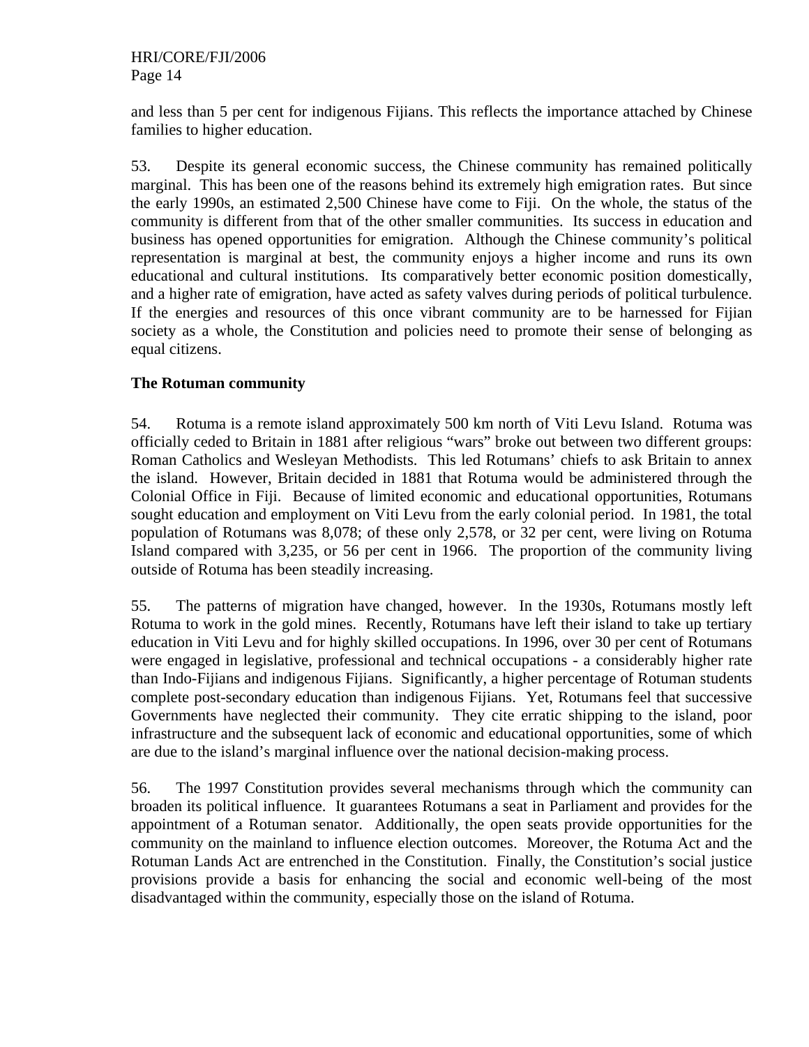and less than 5 per cent for indigenous Fijians. This reflects the importance attached by Chinese families to higher education.

53. Despite its general economic success, the Chinese community has remained politically marginal. This has been one of the reasons behind its extremely high emigration rates. But since the early 1990s, an estimated 2,500 Chinese have come to Fiji. On the whole, the status of the community is different from that of the other smaller communities. Its success in education and business has opened opportunities for emigration. Although the Chinese community's political representation is marginal at best, the community enjoys a higher income and runs its own educational and cultural institutions. Its comparatively better economic position domestically, and a higher rate of emigration, have acted as safety valves during periods of political turbulence. If the energies and resources of this once vibrant community are to be harnessed for Fijian society as a whole, the Constitution and policies need to promote their sense of belonging as equal citizens.

**The Rotuman community**

54. Rotuma is a remote island approximately 500 km north of Viti Levu Island. Rotuma was officially ceded to Britain in 1881 after religious "wars" broke out between two different groups: Roman Catholics and Wesleyan Methodists. This led Rotumans' chiefs to ask Britain to annex the island. However, Britain decided in 1881 that Rotuma would be administered through the Colonial Office in Fiji. Because of limited economic and educational opportunities, Rotumans sought education and employment on Viti Levu from the early colonial period. In 1981, the total population of Rotumans was 8,078; of these only 2,578, or 32 per cent, were living on Rotuma Island compared with 3,235, or 56 per cent in 1966. The proportion of the community living outside of Rotuma has been steadily increasing.

55. The patterns of migration have changed, however. In the 1930s, Rotumans mostly left Rotuma to work in the gold mines. Recently, Rotumans have left their island to take up tertiary education in Viti Levu and for highly skilled occupations. In 1996, over 30 per cent of Rotumans were engaged in legislative, professional and technical occupations - a considerably higher rate than Indo-Fijians and indigenous Fijians. Significantly, a higher percentage of Rotuman students complete post-secondary education than indigenous Fijians. Yet, Rotumans feel that successive Governments have neglected their community. They cite erratic shipping to the island, poor infrastructure and the subsequent lack of economic and educational opportunities, some of which are due to the island's marginal influence over the national decision-making process.

56. The 1997 Constitution provides several mechanisms through which the community can broaden its political influence. It guarantees Rotumans a seat in Parliament and provides for the appointment of a Rotuman senator. Additionally, the open seats provide opportunities for the community on the mainland to influence election outcomes. Moreover, the Rotuma Act and the Rotuman Lands Act are entrenched in the Constitution. Finally, the Constitution's social justice provisions provide a basis for enhancing the social and economic well-being of the most disadvantaged within the community, especially those on the island of Rotuma.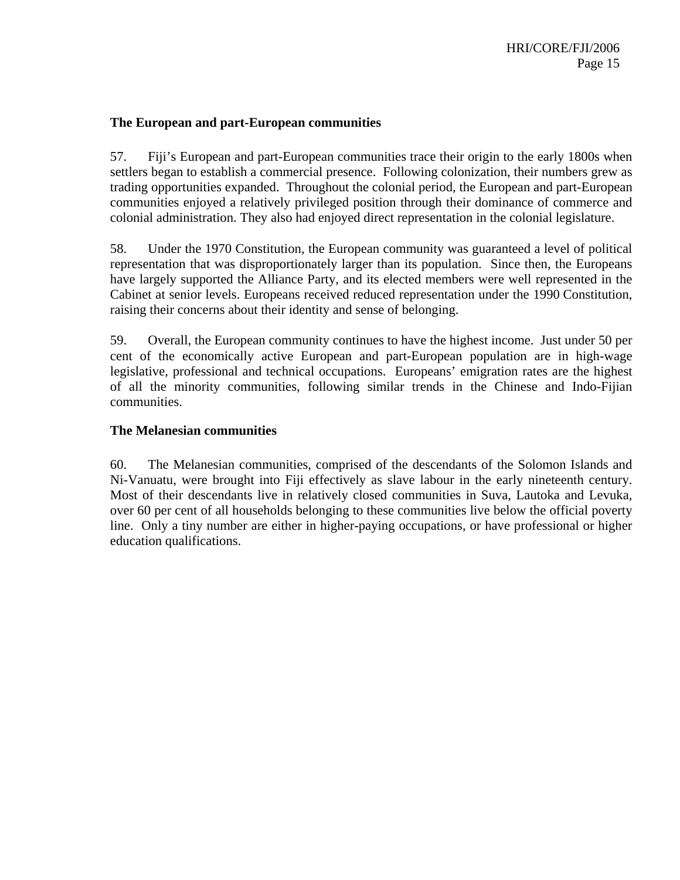**The European and part-European communities**

57. Fiji's European and part-European communities trace their origin to the early 1800s when settlers began to establish a commercial presence. Following colonization, their numbers grew as trading opportunities expanded. Throughout the colonial period, the European and part-European communities enjoyed a relatively privileged position through their dominance of commerce and colonial administration. They also had enjoyed direct representation in the colonial legislature.

58. Under the 1970 Constitution, the European community was guaranteed a level of political representation that was disproportionately larger than its population. Since then, the Europeans have largely supported the Alliance Party, and its elected members were well represented in the Cabinet at senior levels. Europeans received reduced representation under the 1990 Constitution, raising their concerns about their identity and sense of belonging.

59. Overall, the European community continues to have the highest income. Just under 50 per cent of the economically active European and part-European population are in high-wage legislative, professional and technical occupations. Europeans' emigration rates are the highest of all the minority communities, following similar trends in the Chinese and Indo-Fijian communities.

**The Melanesian communities**

60. The Melanesian communities, comprised of the descendants of the Solomon Islands and Ni-Vanuatu, were brought into Fiji effectively as slave labour in the early nineteenth century. Most of their descendants live in relatively closed communities in Suva, Lautoka and Levuka, over 60 per cent of all households belonging to these communities live below the official poverty line. Only a tiny number are either in higher-paying occupations, or have professional or higher education qualifications.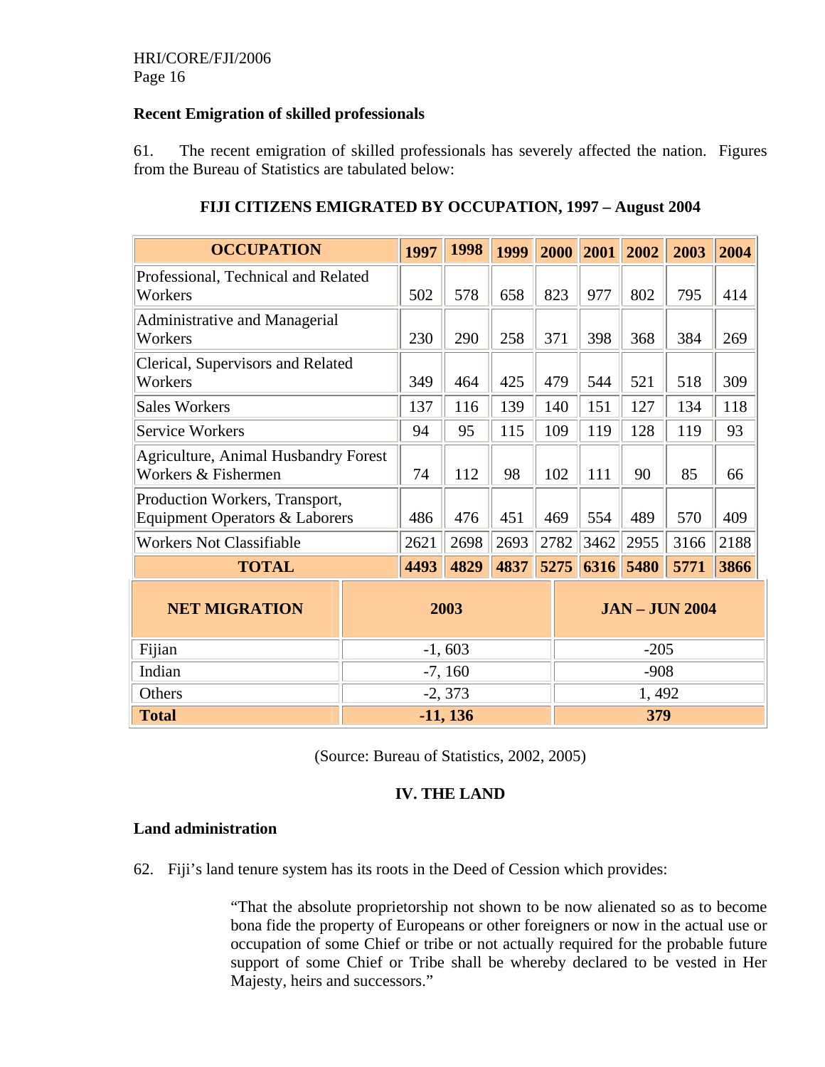**Recent Emigration of skilled professionals**

61. The recent emigration of skilled professionals has severely affected the nation. Figures from the Bureau of Statistics are tabulated below:

**FIJI CITIZENS EMIGRATED BY OCCUPATION, 1997 – August 2004**

| OCCUPATION | 1997 | 1998 | 1999 | 2000 | 2001 | 2002 | 2003 | 2004 |
|---|---|---|---|---|---|---|---|---|
| Professional, Technical and Related Workers | 502 | 578 | 658 | 823 | 977 | 802 | 795 | 414 |
| Administrative and Managerial Workers | 230 | 290 | 258 | 371 | 398 | 368 | 384 | 269 |
| Clerical, Supervisors and Related Workers | 349 | 464 | 425 | 479 | 544 | 521 | 518 | 309 |
| Sales Workers | 137 | 116 | 139 | 140 | 151 | 127 | 134 | 118 |
| Service Workers | 94 | 95 | 115 | 109 | 119 | 128 | 119 | 93 |
| Agriculture, Animal Husbandry Forest Workers & Fishermen | 74 | 112 | 98 | 102 | 111 | 90 | 85 | 66 |
| Production Workers, Transport, Equipment Operators & Laborers | 486 | 476 | 451 | 469 | 554 | 489 | 570 | 409 |
| Workers Not Classifiable | 2621 | 2698 | 2693 | 2782 | 3462 | 2955 | 3166 | 2188 |
| **TOTAL** | **4493** | **4829** | **4837** | **5275** | **6316** | **5480** | **5771** | **3866** |

| NET MIGRATION | 2003 | JAN – JUN 2004 |
|---|---|---|
| Fijian | -1, 603 | -205 |
| Indian | -7, 160 | -908 |
| Others | -2, 373 | 1, 492 |
| **Total** | **-11, 136** | **379** |

(Source: Bureau of Statistics, 2002, 2005)

## IV. THE LAND

**Land administration**

62. Fiji's land tenure system has its roots in the Deed of Cession which provides:

> "That the absolute proprietorship not shown to be now alienated so as to become bona fide the property of Europeans or other foreigners or now in the actual use or occupation of some Chief or tribe or not actually required for the probable future support of some Chief or Tribe shall be whereby declared to be vested in Her Majesty, heirs and successors."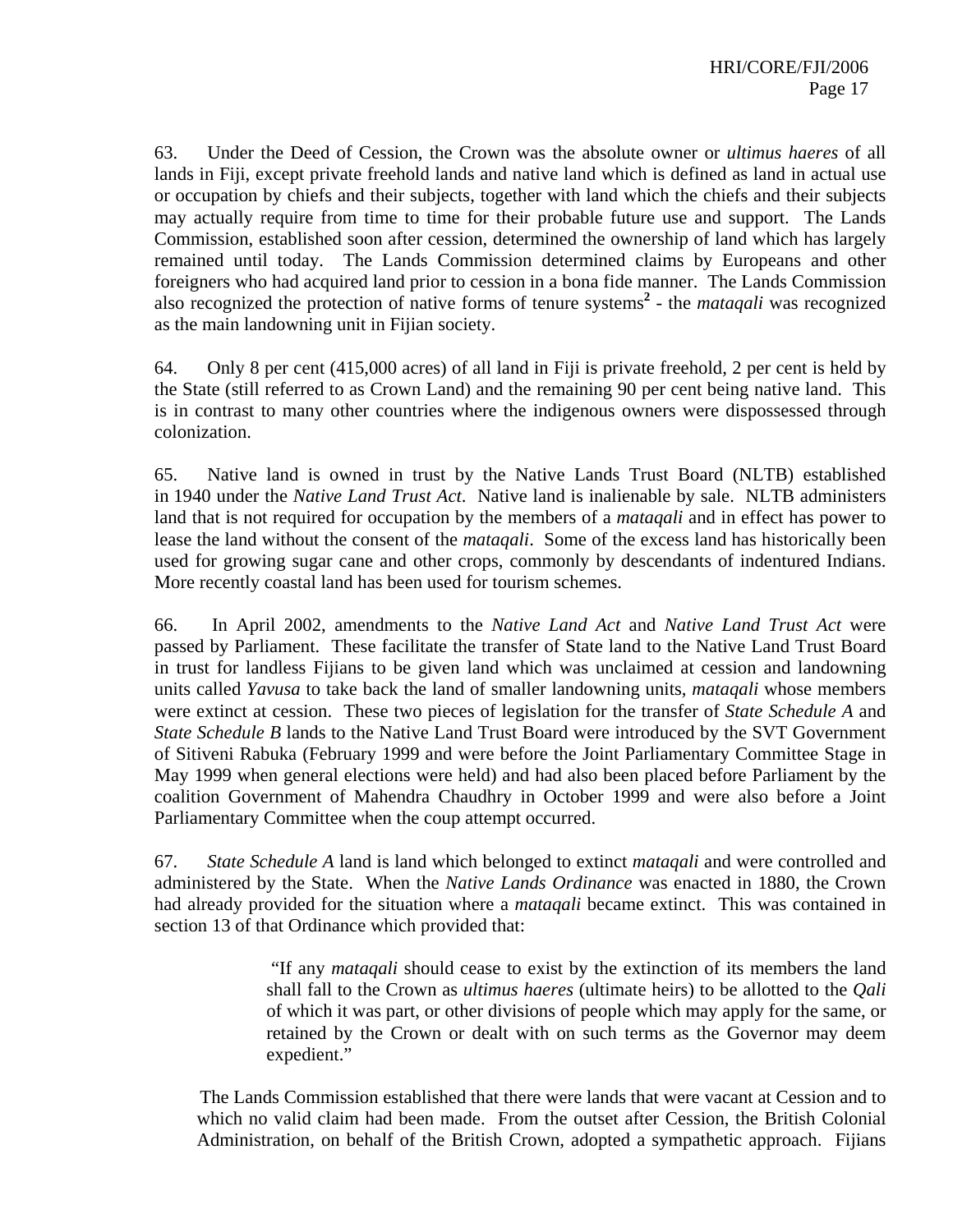63. Under the Deed of Cession, the Crown was the absolute owner or *ultimus haeres* of all lands in Fiji, except private freehold lands and native land which is defined as land in actual use or occupation by chiefs and their subjects, together with land which the chiefs and their subjects may actually require from time to time for their probable future use and support. The Lands Commission, established soon after cession, determined the ownership of land which has largely remained until today. The Lands Commission determined claims by Europeans and other foreigners who had acquired land prior to cession in a bona fide manner. The Lands Commission also recognized the protection of native forms of tenure systems[2] - the *mataqali* was recognized as the main landowning unit in Fijian society.

64. Only 8 per cent (415,000 acres) of all land in Fiji is private freehold, 2 per cent is held by the State (still referred to as Crown Land) and the remaining 90 per cent being native land. This is in contrast to many other countries where the indigenous owners were dispossessed through colonization.

65. Native land is owned in trust by the Native Lands Trust Board (NLTB) established in 1940 under the *Native Land Trust Act*. Native land is inalienable by sale. NLTB administers land that is not required for occupation by the members of a *mataqali* and in effect has power to lease the land without the consent of the *mataqali*. Some of the excess land has historically been used for growing sugar cane and other crops, commonly by descendants of indentured Indians. More recently coastal land has been used for tourism schemes.

66. In April 2002, amendments to the *Native Land Act* and *Native Land Trust Act* were passed by Parliament. These facilitate the transfer of State land to the Native Land Trust Board in trust for landless Fijians to be given land which was unclaimed at cession and landowning units called *Yavusa* to take back the land of smaller landowning units, *mataqali* whose members were extinct at cession. These two pieces of legislation for the transfer of *State Schedule A* and *State Schedule B* lands to the Native Land Trust Board were introduced by the SVT Government of Sitiveni Rabuka (February 1999 and were before the Joint Parliamentary Committee Stage in May 1999 when general elections were held) and had also been placed before Parliament by the coalition Government of Mahendra Chaudhry in October 1999 and were also before a Joint Parliamentary Committee when the coup attempt occurred.

67. *State Schedule A* land is land which belonged to extinct *mataqali* and were controlled and administered by the State. When the *Native Lands Ordinance* was enacted in 1880, the Crown had already provided for the situation where a *mataqali* became extinct. This was contained in section 13 of that Ordinance which provided that:

> "If any *mataqali* should cease to exist by the extinction of its members the land shall fall to the Crown as *ultimus haeres* (ultimate heirs) to be allotted to the *Qali* of which it was part, or other divisions of people which may apply for the same, or retained by the Crown or dealt with on such terms as the Governor may deem expedient."

The Lands Commission established that there were lands that were vacant at Cession and to which no valid claim had been made. From the outset after Cession, the British Colonial Administration, on behalf of the British Crown, adopted a sympathetic approach. Fijians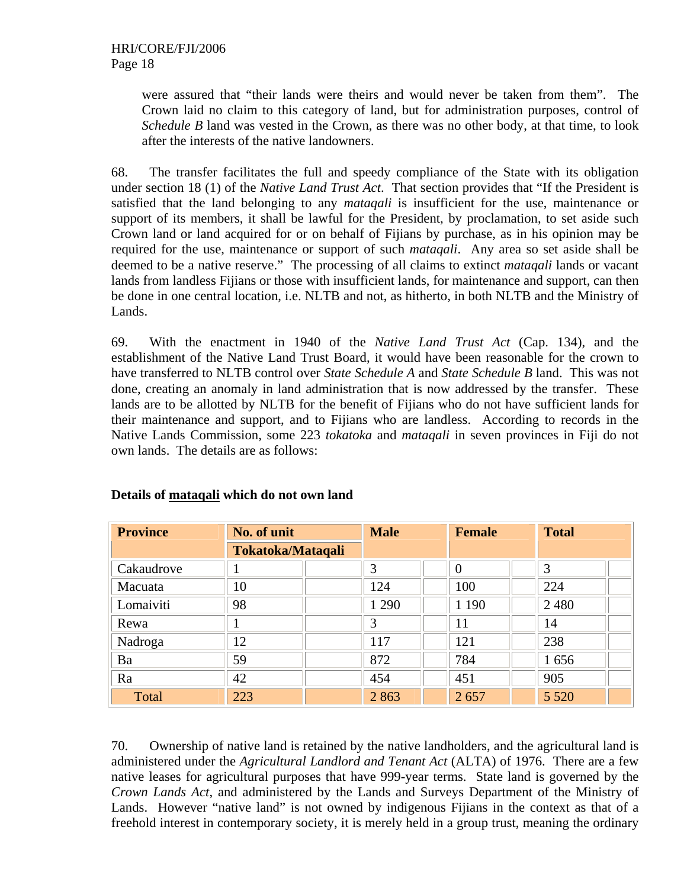were assured that "their lands were theirs and would never be taken from them". The Crown laid no claim to this category of land, but for administration purposes, control of *Schedule B* land was vested in the Crown, as there was no other body, at that time, to look after the interests of the native landowners.

68. The transfer facilitates the full and speedy compliance of the State with its obligation under section 18 (1) of the *Native Land Trust Act*. That section provides that "If the President is satisfied that the land belonging to any *mataqali* is insufficient for the use, maintenance or support of its members, it shall be lawful for the President, by proclamation, to set aside such Crown land or land acquired for or on behalf of Fijians by purchase, as in his opinion may be required for the use, maintenance or support of such *mataqali*. Any area so set aside shall be deemed to be a native reserve." The processing of all claims to extinct *mataqali* lands or vacant lands from landless Fijians or those with insufficient lands, for maintenance and support, can then be done in one central location, i.e. NLTB and not, as hitherto, in both NLTB and the Ministry of Lands.

69. With the enactment in 1940 of the *Native Land Trust Act* (Cap. 134), and the establishment of the Native Land Trust Board, it would have been reasonable for the crown to have transferred to NLTB control over *State Schedule A* and *State Schedule B* land. This was not done, creating an anomaly in land administration that is now addressed by the transfer. These lands are to be allotted by NLTB for the benefit of Fijians who do not have sufficient lands for their maintenance and support, and to Fijians who are landless. According to records in the Native Lands Commission, some 223 *tokatoka* and *mataqali* in seven provinces in Fiji do not own lands. The details are as follows:

**Details of mataqali which do not own land**

| Province | No. of unit Tokatoka/Mataqali | Male | Female | Total |
|---|---|---|---|---|
| Cakaudrove | 1 | 3 | 0 | 3 |
| Macuata | 10 | 124 | 100 | 224 |
| Lomaiviti | 98 | 1 290 | 1 190 | 2 480 |
| Rewa | 1 | 3 | 11 | 14 |
| Nadroga | 12 | 117 | 121 | 238 |
| Ba | 59 | 872 | 784 | 1 656 |
| Ra | 42 | 454 | 451 | 905 |
| Total | 223 | 2 863 | 2 657 | 5 520 |

70. Ownership of native land is retained by the native landholders, and the agricultural land is administered under the *Agricultural Landlord and Tenant Act* (ALTA) of 1976. There are a few native leases for agricultural purposes that have 999-year terms. State land is governed by the *Crown Lands Act*, and administered by the Lands and Surveys Department of the Ministry of Lands. However "native land" is not owned by indigenous Fijians in the context as that of a freehold interest in contemporary society, it is merely held in a group trust, meaning the ordinary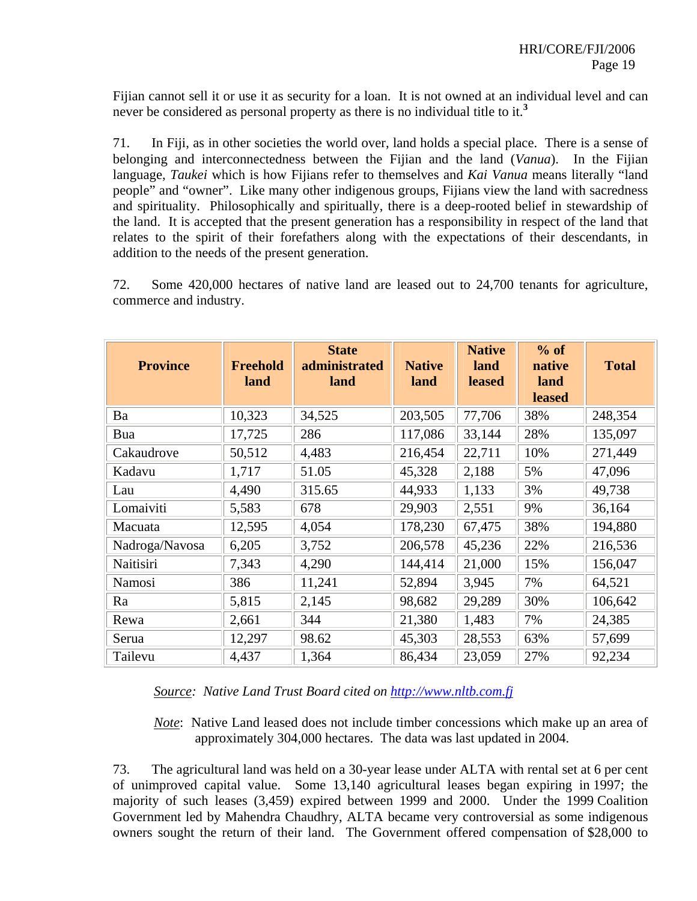Fijian cannot sell it or use it as security for a loan. It is not owned at an individual level and can never be considered as personal property as there is no individual title to it.[3]

71. In Fiji, as in other societies the world over, land holds a special place. There is a sense of belonging and interconnectedness between the Fijian and the land (*Vanua*). In the Fijian language, *Taukei* which is how Fijians refer to themselves and *Kai Vanua* means literally "land people" and "owner". Like many other indigenous groups, Fijians view the land with sacredness and spirituality. Philosophically and spiritually, there is a deep-rooted belief in stewardship of the land. It is accepted that the present generation has a responsibility in respect of the land that relates to the spirit of their forefathers along with the expectations of their descendants, in addition to the needs of the present generation.

72. Some 420,000 hectares of native land are leased out to 24,700 tenants for agriculture, commerce and industry.

| Province | Freehold land | State administrated land | Native land | Native land leased | % of native land leased | Total |
|---|---|---|---|---|---|---|
| Ba | 10,323 | 34,525 | 203,505 | 77,706 | 38% | 248,354 |
| Bua | 17,725 | 286 | 117,086 | 33,144 | 28% | 135,097 |
| Cakaudrove | 50,512 | 4,483 | 216,454 | 22,711 | 10% | 271,449 |
| Kadavu | 1,717 | 51.05 | 45,328 | 2,188 | 5% | 47,096 |
| Lau | 4,490 | 315.65 | 44,933 | 1,133 | 3% | 49,738 |
| Lomaiviti | 5,583 | 678 | 29,903 | 2,551 | 9% | 36,164 |
| Macuata | 12,595 | 4,054 | 178,230 | 67,475 | 38% | 194,880 |
| Nadroga/Navosa | 6,205 | 3,752 | 206,578 | 45,236 | 22% | 216,536 |
| Naitisiri | 7,343 | 4,290 | 144,414 | 21,000 | 15% | 156,047 |
| Namosi | 386 | 11,241 | 52,894 | 3,945 | 7% | 64,521 |
| Ra | 5,815 | 2,145 | 98,682 | 29,289 | 30% | 106,642 |
| Rewa | 2,661 | 344 | 21,380 | 1,483 | 7% | 24,385 |
| Serua | 12,297 | 98.62 | 45,303 | 28,553 | 63% | 57,699 |
| Tailevu | 4,437 | 1,364 | 86,434 | 23,059 | 27% | 92,234 |

*Source: Native Land Trust Board cited on http://www.nltb.com.fj*

*Note*: Native Land leased does not include timber concessions which make up an area of approximately 304,000 hectares. The data was last updated in 2004.

73. The agricultural land was held on a 30-year lease under ALTA with rental set at 6 per cent of unimproved capital value. Some 13,140 agricultural leases began expiring in 1997; the majority of such leases (3,459) expired between 1999 and 2000. Under the 1999 Coalition Government led by Mahendra Chaudhry, ALTA became very controversial as some indigenous owners sought the return of their land. The Government offered compensation of $28,000 to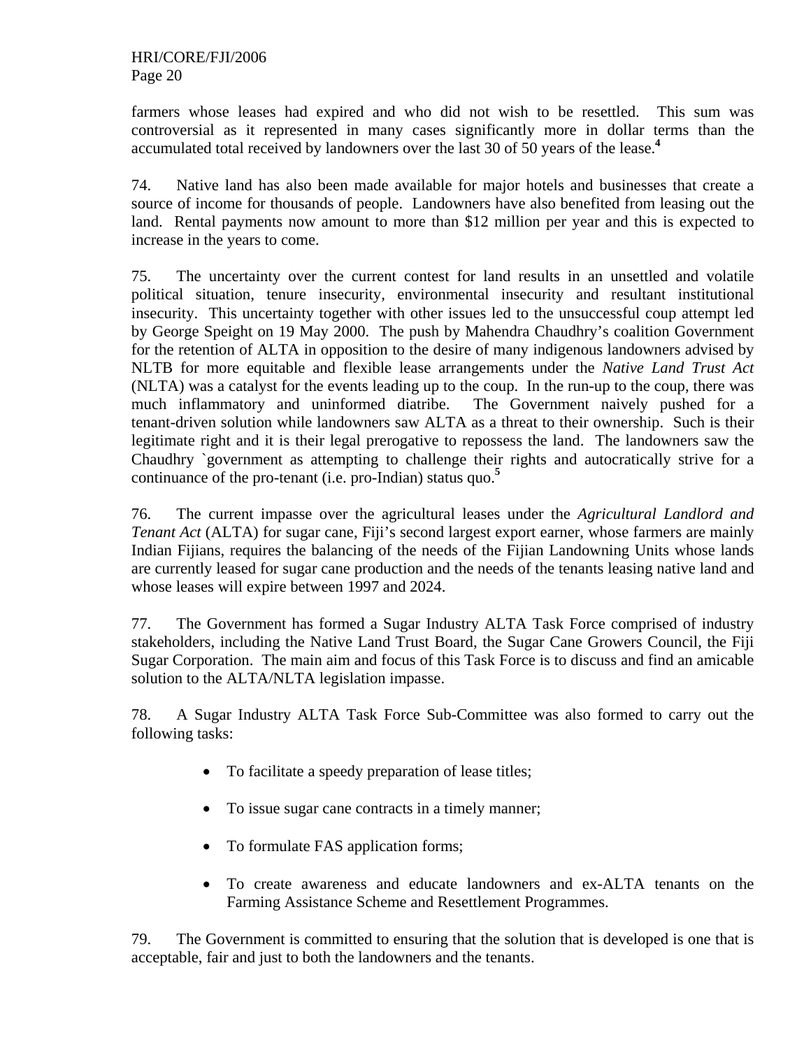farmers whose leases had expired and who did not wish to be resettled. This sum was controversial as it represented in many cases significantly more in dollar terms than the accumulated total received by landowners over the last 30 of 50 years of the lease.[4]

74. Native land has also been made available for major hotels and businesses that create a source of income for thousands of people. Landowners have also benefited from leasing out the land. Rental payments now amount to more than $12 million per year and this is expected to increase in the years to come.

75. The uncertainty over the current contest for land results in an unsettled and volatile political situation, tenure insecurity, environmental insecurity and resultant institutional insecurity. This uncertainty together with other issues led to the unsuccessful coup attempt led by George Speight on 19 May 2000. The push by Mahendra Chaudhry's coalition Government for the retention of ALTA in opposition to the desire of many indigenous landowners advised by NLTB for more equitable and flexible lease arrangements under the *Native Land Trust Act* (NLTA) was a catalyst for the events leading up to the coup. In the run-up to the coup, there was much inflammatory and uninformed diatribe. The Government naively pushed for a tenant-driven solution while landowners saw ALTA as a threat to their ownership. Such is their legitimate right and it is their legal prerogative to repossess the land. The landowners saw the Chaudhry `government as attempting to challenge their rights and autocratically strive for a continuance of the pro-tenant (i.e. pro-Indian) status quo.[5]

76. The current impasse over the agricultural leases under the *Agricultural Landlord and Tenant Act* (ALTA) for sugar cane, Fiji's second largest export earner, whose farmers are mainly Indian Fijians, requires the balancing of the needs of the Fijian Landowning Units whose lands are currently leased for sugar cane production and the needs of the tenants leasing native land and whose leases will expire between 1997 and 2024.

77. The Government has formed a Sugar Industry ALTA Task Force comprised of industry stakeholders, including the Native Land Trust Board, the Sugar Cane Growers Council, the Fiji Sugar Corporation. The main aim and focus of this Task Force is to discuss and find an amicable solution to the ALTA/NLTA legislation impasse.

78. A Sugar Industry ALTA Task Force Sub-Committee was also formed to carry out the following tasks:

- To facilitate a speedy preparation of lease titles;
- To issue sugar cane contracts in a timely manner;
- To formulate FAS application forms;
- To create awareness and educate landowners and ex-ALTA tenants on the Farming Assistance Scheme and Resettlement Programmes.

79. The Government is committed to ensuring that the solution that is developed is one that is acceptable, fair and just to both the landowners and the tenants.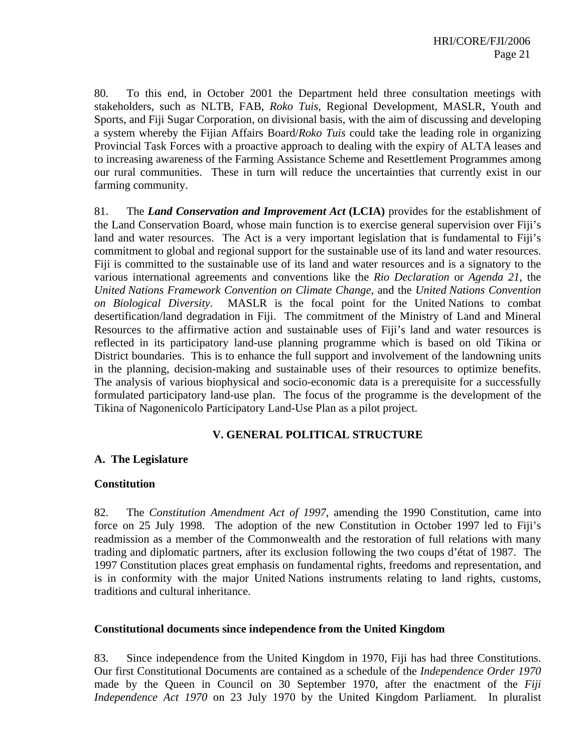80. To this end, in October 2001 the Department held three consultation meetings with stakeholders, such as NLTB, FAB, *Roko Tuis*, Regional Development, MASLR, Youth and Sports, and Fiji Sugar Corporation, on divisional basis, with the aim of discussing and developing a system whereby the Fijian Affairs Board/*Roko Tuis* could take the leading role in organizing Provincial Task Forces with a proactive approach to dealing with the expiry of ALTA leases and to increasing awareness of the Farming Assistance Scheme and Resettlement Programmes among our rural communities. These in turn will reduce the uncertainties that currently exist in our farming community.

81. The ***Land Conservation and Improvement Act*** **(LCIA)** provides for the establishment of the Land Conservation Board, whose main function is to exercise general supervision over Fiji's land and water resources. The Act is a very important legislation that is fundamental to Fiji's commitment to global and regional support for the sustainable use of its land and water resources. Fiji is committed to the sustainable use of its land and water resources and is a signatory to the various international agreements and conventions like the *Rio Declaration* or *Agenda 21*, the *United Nations Framework Convention on Climate Change*, and the *United Nations Convention on Biological Diversity*. MASLR is the focal point for the United Nations to combat desertification/land degradation in Fiji. The commitment of the Ministry of Land and Mineral Resources to the affirmative action and sustainable uses of Fiji's land and water resources is reflected in its participatory land-use planning programme which is based on old Tikina or District boundaries. This is to enhance the full support and involvement of the landowning units in the planning, decision-making and sustainable uses of their resources to optimize benefits. The analysis of various biophysical and socio-economic data is a prerequisite for a successfully formulated participatory land-use plan. The focus of the programme is the development of the Tikina of Nagonenicolo Participatory Land-Use Plan as a pilot project.

## V. GENERAL POLITICAL STRUCTURE

### A. The Legislature

#### Constitution

82. The *Constitution Amendment Act of 1997*, amending the 1990 Constitution, came into force on 25 July 1998. The adoption of the new Constitution in October 1997 led to Fiji's readmission as a member of the Commonwealth and the restoration of full relations with many trading and diplomatic partners, after its exclusion following the two coups d'état of 1987. The 1997 Constitution places great emphasis on fundamental rights, freedoms and representation, and is in conformity with the major United Nations instruments relating to land rights, customs, traditions and cultural inheritance.

#### Constitutional documents since independence from the United Kingdom

83. Since independence from the United Kingdom in 1970, Fiji has had three Constitutions. Our first Constitutional Documents are contained as a schedule of the *Independence Order 1970* made by the Queen in Council on 30 September 1970, after the enactment of the *Fiji Independence Act 1970* on 23 July 1970 by the United Kingdom Parliament. In pluralist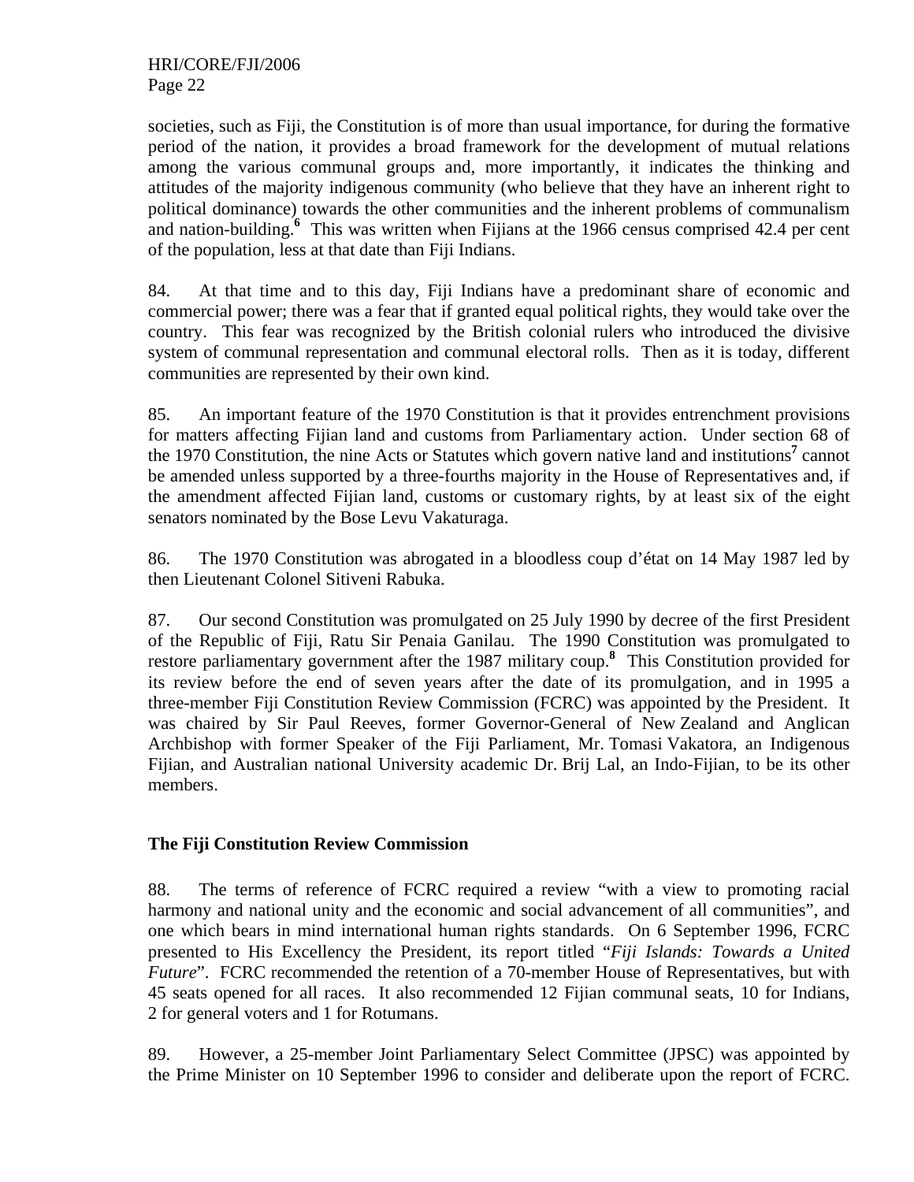societies, such as Fiji, the Constitution is of more than usual importance, for during the formative period of the nation, it provides a broad framework for the development of mutual relations among the various communal groups and, more importantly, it indicates the thinking and attitudes of the majority indigenous community (who believe that they have an inherent right to political dominance) towards the other communities and the inherent problems of communalism and nation-building.[6] This was written when Fijians at the 1966 census comprised 42.4 per cent of the population, less at that date than Fiji Indians.

84. At that time and to this day, Fiji Indians have a predominant share of economic and commercial power; there was a fear that if granted equal political rights, they would take over the country. This fear was recognized by the British colonial rulers who introduced the divisive system of communal representation and communal electoral rolls. Then as it is today, different communities are represented by their own kind.

85. An important feature of the 1970 Constitution is that it provides entrenchment provisions for matters affecting Fijian land and customs from Parliamentary action. Under section 68 of the 1970 Constitution, the nine Acts or Statutes which govern native land and institutions[7] cannot be amended unless supported by a three-fourths majority in the House of Representatives and, if the amendment affected Fijian land, customs or customary rights, by at least six of the eight senators nominated by the Bose Levu Vakaturaga.

86. The 1970 Constitution was abrogated in a bloodless coup d'état on 14 May 1987 led by then Lieutenant Colonel Sitiveni Rabuka.

87. Our second Constitution was promulgated on 25 July 1990 by decree of the first President of the Republic of Fiji, Ratu Sir Penaia Ganilau. The 1990 Constitution was promulgated to restore parliamentary government after the 1987 military coup.[8] This Constitution provided for its review before the end of seven years after the date of its promulgation, and in 1995 a three-member Fiji Constitution Review Commission (FCRC) was appointed by the President. It was chaired by Sir Paul Reeves, former Governor-General of New Zealand and Anglican Archbishop with former Speaker of the Fiji Parliament, Mr. Tomasi Vakatora, an Indigenous Fijian, and Australian national University academic Dr. Brij Lal, an Indo-Fijian, to be its other members.

**The Fiji Constitution Review Commission**

88. The terms of reference of FCRC required a review "with a view to promoting racial harmony and national unity and the economic and social advancement of all communities", and one which bears in mind international human rights standards. On 6 September 1996, FCRC presented to His Excellency the President, its report titled "*Fiji Islands: Towards a United Future*". FCRC recommended the retention of a 70-member House of Representatives, but with 45 seats opened for all races. It also recommended 12 Fijian communal seats, 10 for Indians, 2 for general voters and 1 for Rotumans.

89. However, a 25-member Joint Parliamentary Select Committee (JPSC) was appointed by the Prime Minister on 10 September 1996 to consider and deliberate upon the report of FCRC.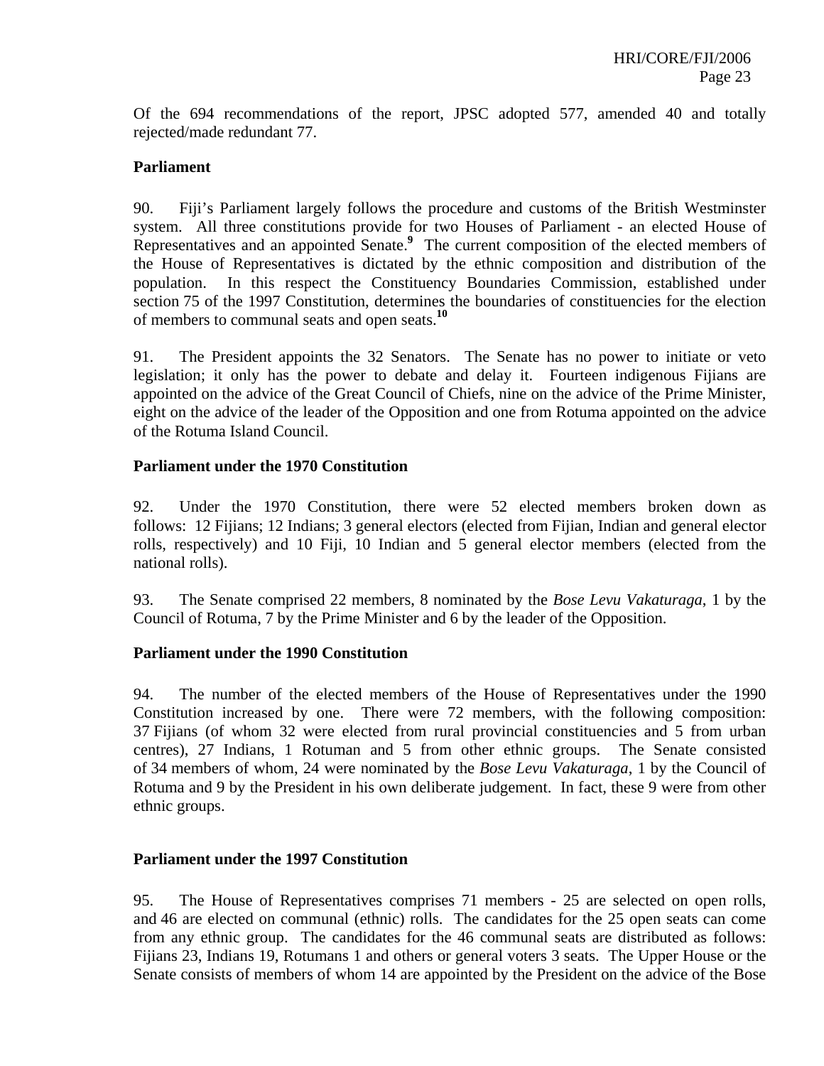Of the 694 recommendations of the report, JPSC adopted 577, amended 40 and totally rejected/made redundant 77.

**Parliament**

90. Fiji's Parliament largely follows the procedure and customs of the British Westminster system. All three constitutions provide for two Houses of Parliament - an elected House of Representatives and an appointed Senate.[9] The current composition of the elected members of the House of Representatives is dictated by the ethnic composition and distribution of the population. In this respect the Constituency Boundaries Commission, established under section 75 of the 1997 Constitution, determines the boundaries of constituencies for the election of members to communal seats and open seats.[10]

91. The President appoints the 32 Senators. The Senate has no power to initiate or veto legislation; it only has the power to debate and delay it. Fourteen indigenous Fijians are appointed on the advice of the Great Council of Chiefs, nine on the advice of the Prime Minister, eight on the advice of the leader of the Opposition and one from Rotuma appointed on the advice of the Rotuma Island Council.

**Parliament under the 1970 Constitution**

92. Under the 1970 Constitution, there were 52 elected members broken down as follows: 12 Fijians; 12 Indians; 3 general electors (elected from Fijian, Indian and general elector rolls, respectively) and 10 Fiji, 10 Indian and 5 general elector members (elected from the national rolls).

93. The Senate comprised 22 members, 8 nominated by the *Bose Levu Vakaturaga*, 1 by the Council of Rotuma, 7 by the Prime Minister and 6 by the leader of the Opposition.

**Parliament under the 1990 Constitution**

94. The number of the elected members of the House of Representatives under the 1990 Constitution increased by one. There were 72 members, with the following composition: 37 Fijians (of whom 32 were elected from rural provincial constituencies and 5 from urban centres), 27 Indians, 1 Rotuman and 5 from other ethnic groups. The Senate consisted of 34 members of whom, 24 were nominated by the *Bose Levu Vakaturaga*, 1 by the Council of Rotuma and 9 by the President in his own deliberate judgement. In fact, these 9 were from other ethnic groups.

**Parliament under the 1997 Constitution**

95. The House of Representatives comprises 71 members - 25 are selected on open rolls, and 46 are elected on communal (ethnic) rolls. The candidates for the 25 open seats can come from any ethnic group. The candidates for the 46 communal seats are distributed as follows: Fijians 23, Indians 19, Rotumans 1 and others or general voters 3 seats. The Upper House or the Senate consists of members of whom 14 are appointed by the President on the advice of the Bose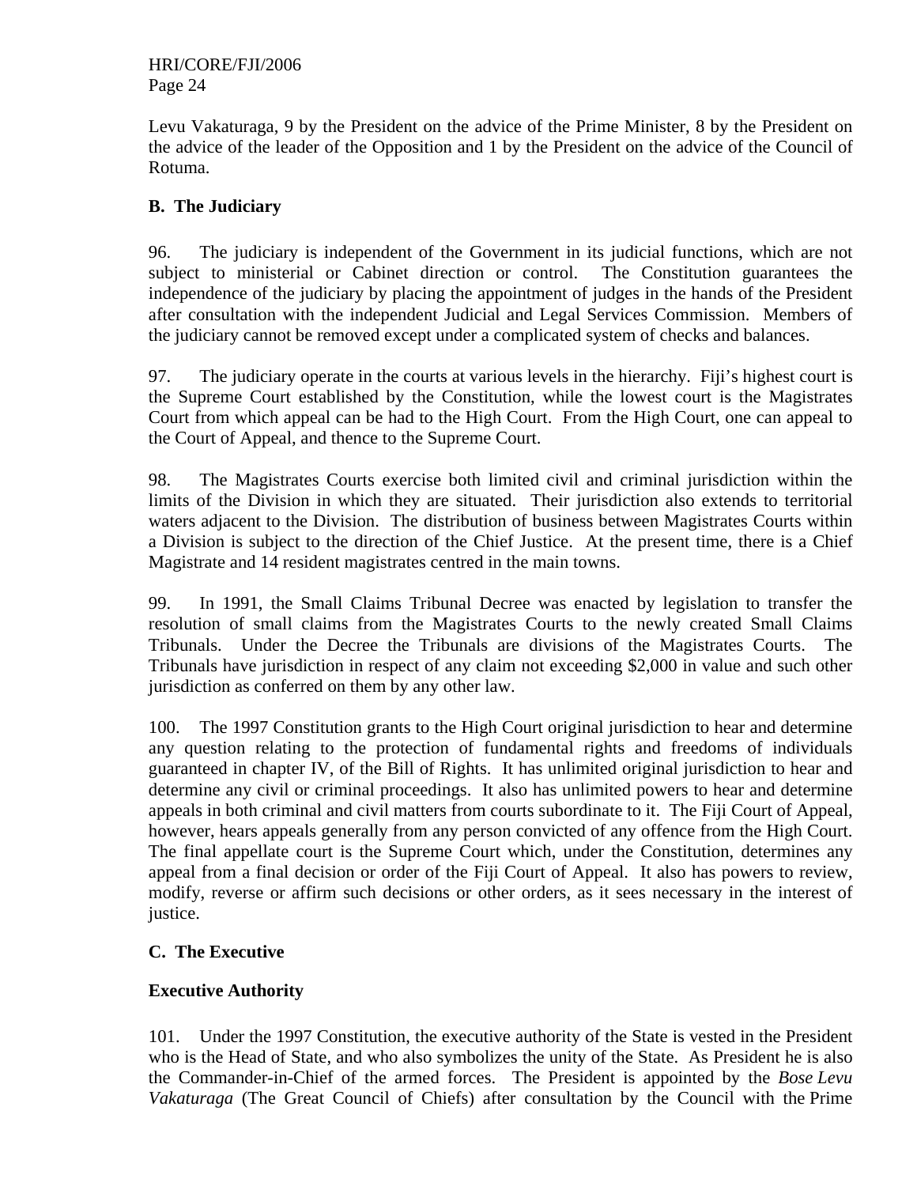Levu Vakaturaga, 9 by the President on the advice of the Prime Minister, 8 by the President on the advice of the leader of the Opposition and 1 by the President on the advice of the Council of Rotuma.

## B. The Judiciary

96. The judiciary is independent of the Government in its judicial functions, which are not subject to ministerial or Cabinet direction or control. The Constitution guarantees the independence of the judiciary by placing the appointment of judges in the hands of the President after consultation with the independent Judicial and Legal Services Commission. Members of the judiciary cannot be removed except under a complicated system of checks and balances.

97. The judiciary operate in the courts at various levels in the hierarchy. Fiji's highest court is the Supreme Court established by the Constitution, while the lowest court is the Magistrates Court from which appeal can be had to the High Court. From the High Court, one can appeal to the Court of Appeal, and thence to the Supreme Court.

98. The Magistrates Courts exercise both limited civil and criminal jurisdiction within the limits of the Division in which they are situated. Their jurisdiction also extends to territorial waters adjacent to the Division. The distribution of business between Magistrates Courts within a Division is subject to the direction of the Chief Justice. At the present time, there is a Chief Magistrate and 14 resident magistrates centred in the main towns.

99. In 1991, the Small Claims Tribunal Decree was enacted by legislation to transfer the resolution of small claims from the Magistrates Courts to the newly created Small Claims Tribunals. Under the Decree the Tribunals are divisions of the Magistrates Courts. The Tribunals have jurisdiction in respect of any claim not exceeding $2,000 in value and such other jurisdiction as conferred on them by any other law.

100. The 1997 Constitution grants to the High Court original jurisdiction to hear and determine any question relating to the protection of fundamental rights and freedoms of individuals guaranteed in chapter IV, of the Bill of Rights. It has unlimited original jurisdiction to hear and determine any civil or criminal proceedings. It also has unlimited powers to hear and determine appeals in both criminal and civil matters from courts subordinate to it. The Fiji Court of Appeal, however, hears appeals generally from any person convicted of any offence from the High Court. The final appellate court is the Supreme Court which, under the Constitution, determines any appeal from a final decision or order of the Fiji Court of Appeal. It also has powers to review, modify, reverse or affirm such decisions or other orders, as it sees necessary in the interest of justice.

## C. The Executive

### Executive Authority

101. Under the 1997 Constitution, the executive authority of the State is vested in the President who is the Head of State, and who also symbolizes the unity of the State. As President he is also the Commander-in-Chief of the armed forces. The President is appointed by the *Bose Levu Vakaturaga* (The Great Council of Chiefs) after consultation by the Council with the Prime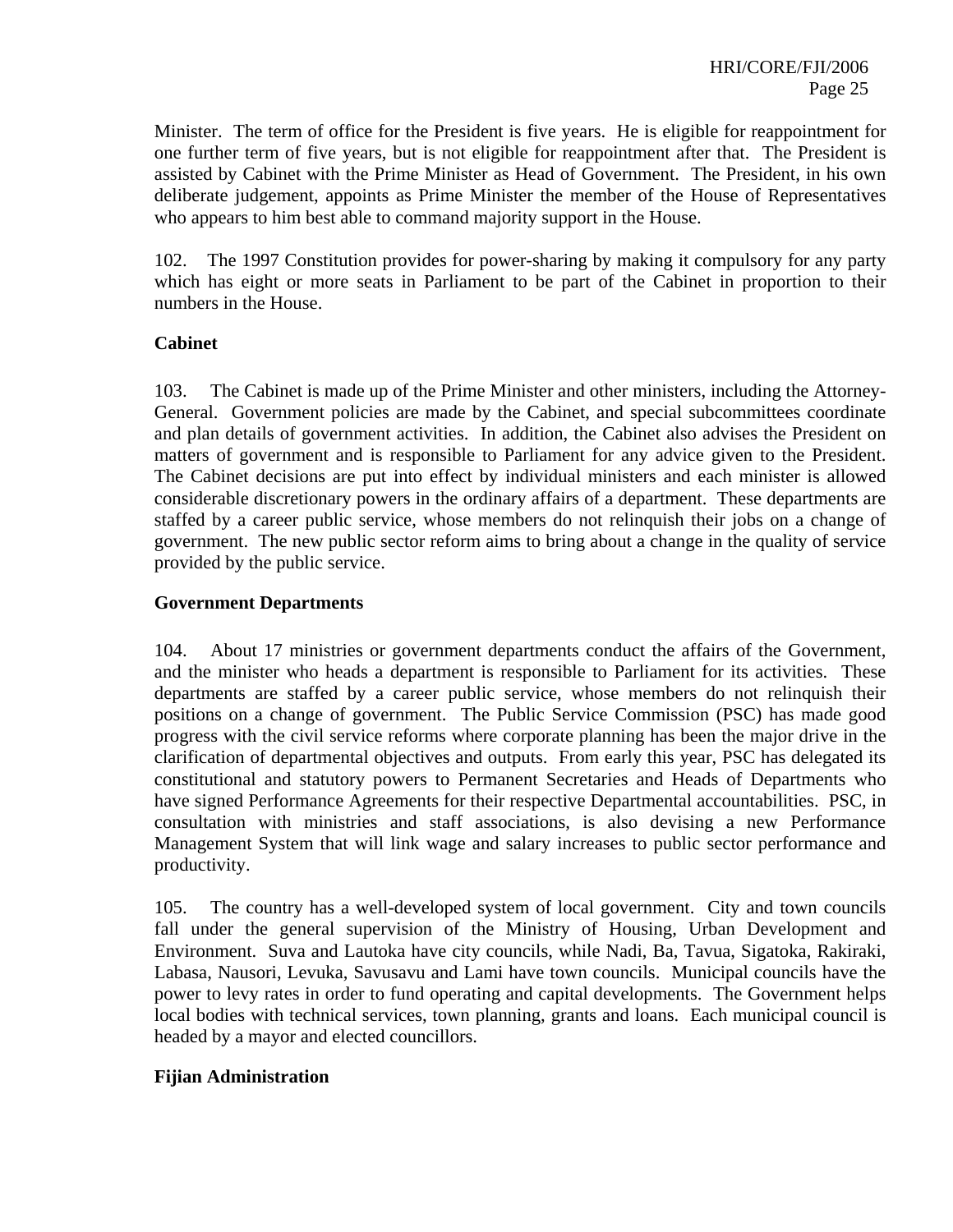Minister. The term of office for the President is five years. He is eligible for reappointment for one further term of five years, but is not eligible for reappointment after that. The President is assisted by Cabinet with the Prime Minister as Head of Government. The President, in his own deliberate judgement, appoints as Prime Minister the member of the House of Representatives who appears to him best able to command majority support in the House.

102. The 1997 Constitution provides for power-sharing by making it compulsory for any party which has eight or more seats in Parliament to be part of the Cabinet in proportion to their numbers in the House.

**Cabinet**

103. The Cabinet is made up of the Prime Minister and other ministers, including the Attorney-General. Government policies are made by the Cabinet, and special subcommittees coordinate and plan details of government activities. In addition, the Cabinet also advises the President on matters of government and is responsible to Parliament for any advice given to the President. The Cabinet decisions are put into effect by individual ministers and each minister is allowed considerable discretionary powers in the ordinary affairs of a department. These departments are staffed by a career public service, whose members do not relinquish their jobs on a change of government. The new public sector reform aims to bring about a change in the quality of service provided by the public service.

**Government Departments**

104. About 17 ministries or government departments conduct the affairs of the Government, and the minister who heads a department is responsible to Parliament for its activities. These departments are staffed by a career public service, whose members do not relinquish their positions on a change of government. The Public Service Commission (PSC) has made good progress with the civil service reforms where corporate planning has been the major drive in the clarification of departmental objectives and outputs. From early this year, PSC has delegated its constitutional and statutory powers to Permanent Secretaries and Heads of Departments who have signed Performance Agreements for their respective Departmental accountabilities. PSC, in consultation with ministries and staff associations, is also devising a new Performance Management System that will link wage and salary increases to public sector performance and productivity.

105. The country has a well-developed system of local government. City and town councils fall under the general supervision of the Ministry of Housing, Urban Development and Environment. Suva and Lautoka have city councils, while Nadi, Ba, Tavua, Sigatoka, Rakiraki, Labasa, Nausori, Levuka, Savusavu and Lami have town councils. Municipal councils have the power to levy rates in order to fund operating and capital developments. The Government helps local bodies with technical services, town planning, grants and loans. Each municipal council is headed by a mayor and elected councillors.

**Fijian Administration**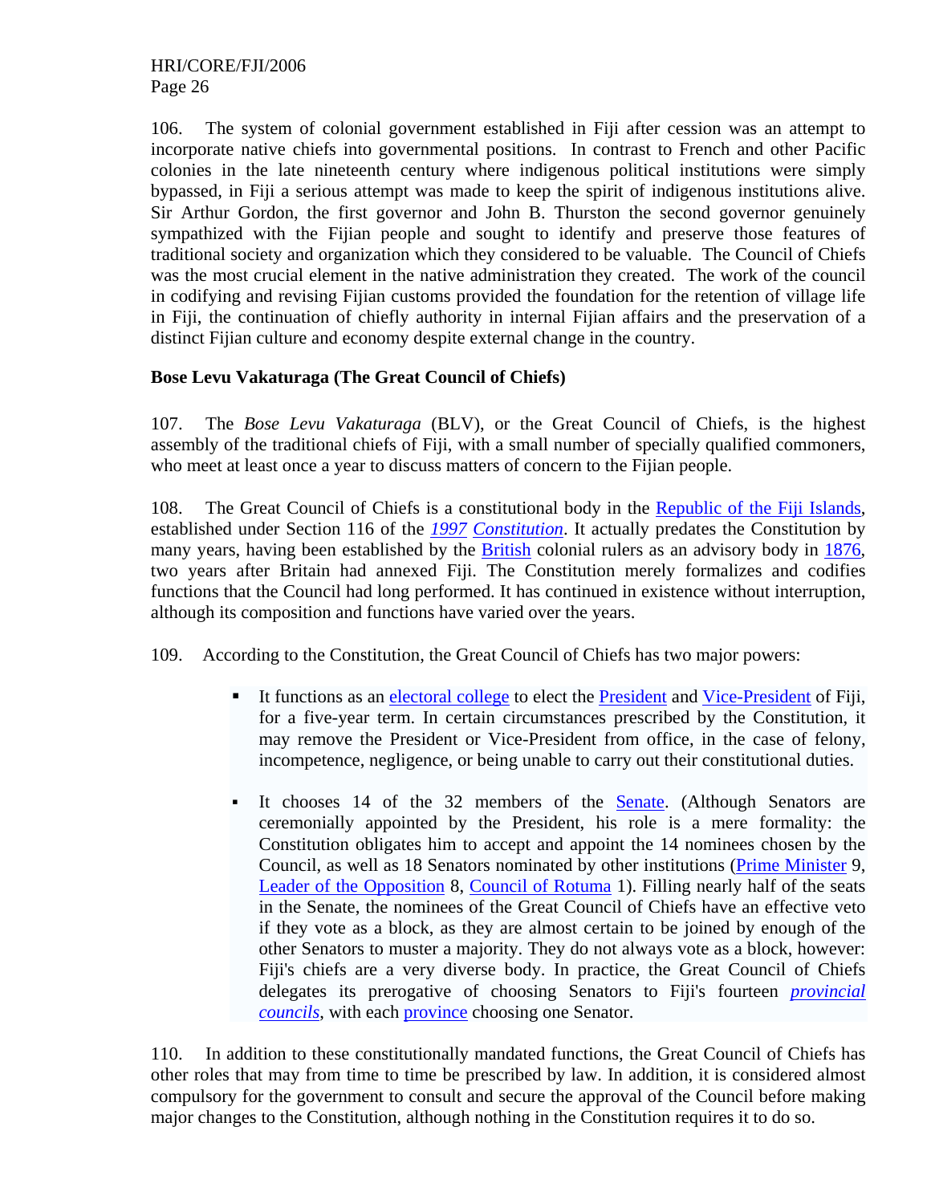106. The system of colonial government established in Fiji after cession was an attempt to incorporate native chiefs into governmental positions. In contrast to French and other Pacific colonies in the late nineteenth century where indigenous political institutions were simply bypassed, in Fiji a serious attempt was made to keep the spirit of indigenous institutions alive. Sir Arthur Gordon, the first governor and John B. Thurston the second governor genuinely sympathized with the Fijian people and sought to identify and preserve those features of traditional society and organization which they considered to be valuable. The Council of Chiefs was the most crucial element in the native administration they created. The work of the council in codifying and revising Fijian customs provided the foundation for the retention of village life in Fiji, the continuation of chiefly authority in internal Fijian affairs and the preservation of a distinct Fijian culture and economy despite external change in the country.

**Bose Levu Vakaturaga (The Great Council of Chiefs)**

107. The *Bose Levu Vakaturaga* (BLV), or the Great Council of Chiefs, is the highest assembly of the traditional chiefs of Fiji, with a small number of specially qualified commoners, who meet at least once a year to discuss matters of concern to the Fijian people.

108. The Great Council of Chiefs is a constitutional body in the Republic of the Fiji Islands, established under Section 116 of the *1997 Constitution*. It actually predates the Constitution by many years, having been established by the British colonial rulers as an advisory body in 1876, two years after Britain had annexed Fiji. The Constitution merely formalizes and codifies functions that the Council had long performed. It has continued in existence without interruption, although its composition and functions have varied over the years.

109. According to the Constitution, the Great Council of Chiefs has two major powers:

- It functions as an electoral college to elect the President and Vice-President of Fiji, for a five-year term. In certain circumstances prescribed by the Constitution, it may remove the President or Vice-President from office, in the case of felony, incompetence, negligence, or being unable to carry out their constitutional duties.

- It chooses 14 of the 32 members of the Senate. (Although Senators are ceremonially appointed by the President, his role is a mere formality: the Constitution obligates him to accept and appoint the 14 nominees chosen by the Council, as well as 18 Senators nominated by other institutions (Prime Minister 9, Leader of the Opposition 8, Council of Rotuma 1). Filling nearly half of the seats in the Senate, the nominees of the Great Council of Chiefs have an effective veto if they vote as a block, as they are almost certain to be joined by enough of the other Senators to muster a majority. They do not always vote as a block, however: Fiji's chiefs are a very diverse body. In practice, the Great Council of Chiefs delegates its prerogative of choosing Senators to Fiji's fourteen *provincial councils*, with each province choosing one Senator.

110. In addition to these constitutionally mandated functions, the Great Council of Chiefs has other roles that may from time to time be prescribed by law. In addition, it is considered almost compulsory for the government to consult and secure the approval of the Council before making major changes to the Constitution, although nothing in the Constitution requires it to do so.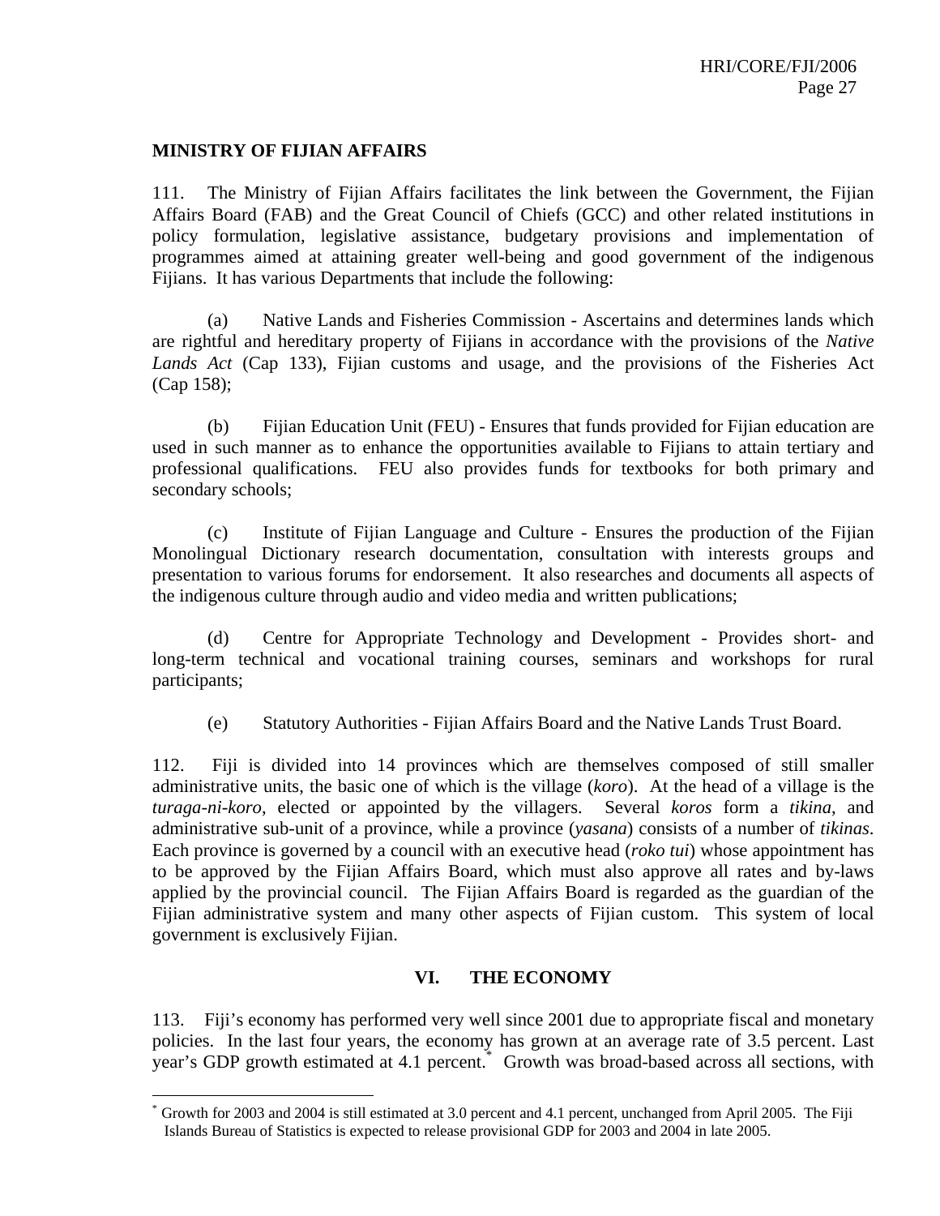**MINISTRY OF FIJIAN AFFAIRS**

111. The Ministry of Fijian Affairs facilitates the link between the Government, the Fijian Affairs Board (FAB) and the Great Council of Chiefs (GCC) and other related institutions in policy formulation, legislative assistance, budgetary provisions and implementation of programmes aimed at attaining greater well-being and good government of the indigenous Fijians. It has various Departments that include the following:

(a) Native Lands and Fisheries Commission - Ascertains and determines lands which are rightful and hereditary property of Fijians in accordance with the provisions of the *Native Lands Act* (Cap 133), Fijian customs and usage, and the provisions of the Fisheries Act (Cap 158);

(b) Fijian Education Unit (FEU) - Ensures that funds provided for Fijian education are used in such manner as to enhance the opportunities available to Fijians to attain tertiary and professional qualifications. FEU also provides funds for textbooks for both primary and secondary schools;

(c) Institute of Fijian Language and Culture - Ensures the production of the Fijian Monolingual Dictionary research documentation, consultation with interests groups and presentation to various forums for endorsement. It also researches and documents all aspects of the indigenous culture through audio and video media and written publications;

(d) Centre for Appropriate Technology and Development - Provides short- and long-term technical and vocational training courses, seminars and workshops for rural participants;

(e) Statutory Authorities - Fijian Affairs Board and the Native Lands Trust Board.

112. Fiji is divided into 14 provinces which are themselves composed of still smaller administrative units, the basic one of which is the village (*koro*). At the head of a village is the *turaga-ni-koro*, elected or appointed by the villagers. Several *koros* form a *tikina*, and administrative sub-unit of a province, while a province (*yasana*) consists of a number of *tikinas*. Each province is governed by a council with an executive head (*roko tui*) whose appointment has to be approved by the Fijian Affairs Board, which must also approve all rates and by-laws applied by the provincial council. The Fijian Affairs Board is regarded as the guardian of the Fijian administrative system and many other aspects of Fijian custom. This system of local government is exclusively Fijian.

## VI. THE ECONOMY

113. Fiji's economy has performed very well since 2001 due to appropriate fiscal and monetary policies. In the last four years, the economy has grown at an average rate of 3.5 percent. Last year's GDP growth estimated at 4.1 percent.[*] Growth was broad-based across all sections, with

---

[*] Growth for 2003 and 2004 is still estimated at 3.0 percent and 4.1 percent, unchanged from April 2005. The Fiji Islands Bureau of Statistics is expected to release provisional GDP for 2003 and 2004 in late 2005.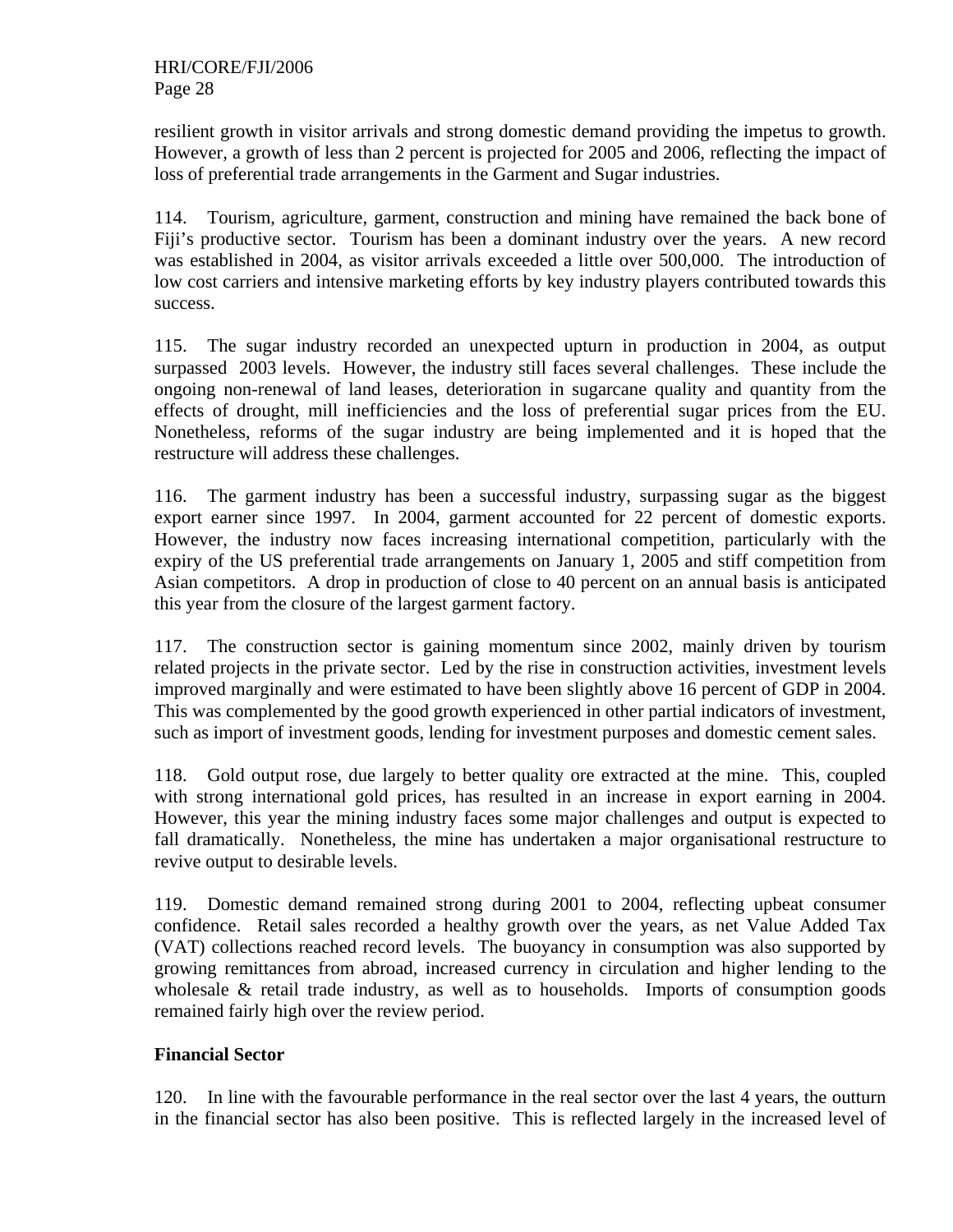resilient growth in visitor arrivals and strong domestic demand providing the impetus to growth. However, a growth of less than 2 percent is projected for 2005 and 2006, reflecting the impact of loss of preferential trade arrangements in the Garment and Sugar industries.

114. Tourism, agriculture, garment, construction and mining have remained the back bone of Fiji's productive sector. Tourism has been a dominant industry over the years. A new record was established in 2004, as visitor arrivals exceeded a little over 500,000. The introduction of low cost carriers and intensive marketing efforts by key industry players contributed towards this success.

115. The sugar industry recorded an unexpected upturn in production in 2004, as output surpassed 2003 levels. However, the industry still faces several challenges. These include the ongoing non-renewal of land leases, deterioration in sugarcane quality and quantity from the effects of drought, mill inefficiencies and the loss of preferential sugar prices from the EU. Nonetheless, reforms of the sugar industry are being implemented and it is hoped that the restructure will address these challenges.

116. The garment industry has been a successful industry, surpassing sugar as the biggest export earner since 1997. In 2004, garment accounted for 22 percent of domestic exports. However, the industry now faces increasing international competition, particularly with the expiry of the US preferential trade arrangements on January 1, 2005 and stiff competition from Asian competitors. A drop in production of close to 40 percent on an annual basis is anticipated this year from the closure of the largest garment factory.

117. The construction sector is gaining momentum since 2002, mainly driven by tourism related projects in the private sector. Led by the rise in construction activities, investment levels improved marginally and were estimated to have been slightly above 16 percent of GDP in 2004. This was complemented by the good growth experienced in other partial indicators of investment, such as import of investment goods, lending for investment purposes and domestic cement sales.

118. Gold output rose, due largely to better quality ore extracted at the mine. This, coupled with strong international gold prices, has resulted in an increase in export earning in 2004. However, this year the mining industry faces some major challenges and output is expected to fall dramatically. Nonetheless, the mine has undertaken a major organisational restructure to revive output to desirable levels.

119. Domestic demand remained strong during 2001 to 2004, reflecting upbeat consumer confidence. Retail sales recorded a healthy growth over the years, as net Value Added Tax (VAT) collections reached record levels. The buoyancy in consumption was also supported by growing remittances from abroad, increased currency in circulation and higher lending to the wholesale & retail trade industry, as well as to households. Imports of consumption goods remained fairly high over the review period.

**Financial Sector**

120. In line with the favourable performance in the real sector over the last 4 years, the outturn in the financial sector has also been positive. This is reflected largely in the increased level of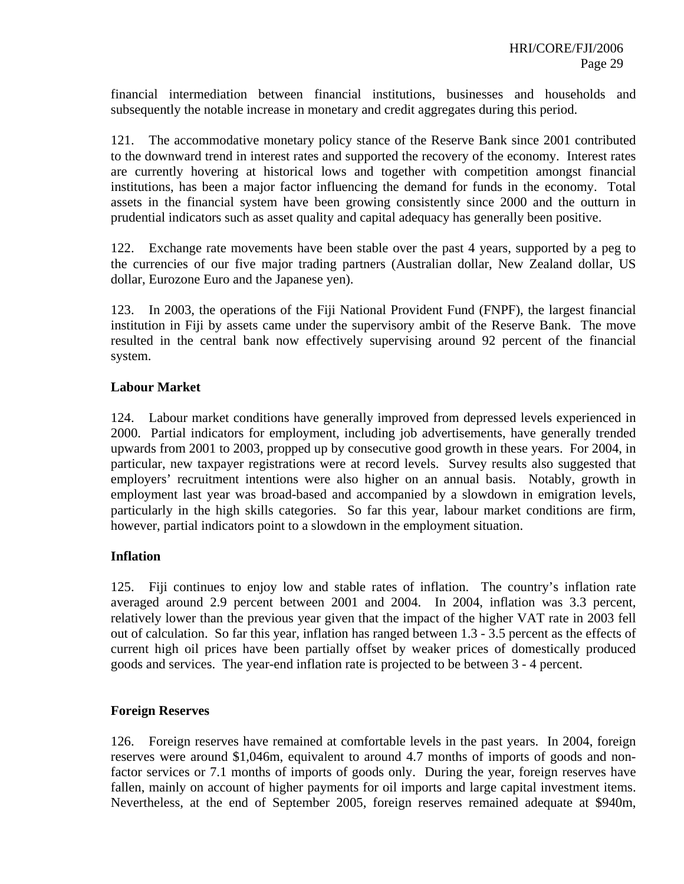financial intermediation between financial institutions, businesses and households and subsequently the notable increase in monetary and credit aggregates during this period.

121. The accommodative monetary policy stance of the Reserve Bank since 2001 contributed to the downward trend in interest rates and supported the recovery of the economy. Interest rates are currently hovering at historical lows and together with competition amongst financial institutions, has been a major factor influencing the demand for funds in the economy. Total assets in the financial system have been growing consistently since 2000 and the outturn in prudential indicators such as asset quality and capital adequacy has generally been positive.

122. Exchange rate movements have been stable over the past 4 years, supported by a peg to the currencies of our five major trading partners (Australian dollar, New Zealand dollar, US dollar, Eurozone Euro and the Japanese yen).

123. In 2003, the operations of the Fiji National Provident Fund (FNPF), the largest financial institution in Fiji by assets came under the supervisory ambit of the Reserve Bank. The move resulted in the central bank now effectively supervising around 92 percent of the financial system.

**Labour Market**

124. Labour market conditions have generally improved from depressed levels experienced in 2000. Partial indicators for employment, including job advertisements, have generally trended upwards from 2001 to 2003, propped up by consecutive good growth in these years. For 2004, in particular, new taxpayer registrations were at record levels. Survey results also suggested that employers' recruitment intentions were also higher on an annual basis. Notably, growth in employment last year was broad-based and accompanied by a slowdown in emigration levels, particularly in the high skills categories. So far this year, labour market conditions are firm, however, partial indicators point to a slowdown in the employment situation.

**Inflation**

125. Fiji continues to enjoy low and stable rates of inflation. The country's inflation rate averaged around 2.9 percent between 2001 and 2004. In 2004, inflation was 3.3 percent, relatively lower than the previous year given that the impact of the higher VAT rate in 2003 fell out of calculation. So far this year, inflation has ranged between 1.3 - 3.5 percent as the effects of current high oil prices have been partially offset by weaker prices of domestically produced goods and services. The year-end inflation rate is projected to be between 3 - 4 percent.

**Foreign Reserves**

126. Foreign reserves have remained at comfortable levels in the past years. In 2004, foreign reserves were around $1,046m, equivalent to around 4.7 months of imports of goods and non-factor services or 7.1 months of imports of goods only. During the year, foreign reserves have fallen, mainly on account of higher payments for oil imports and large capital investment items. Nevertheless, at the end of September 2005, foreign reserves remained adequate at $940m,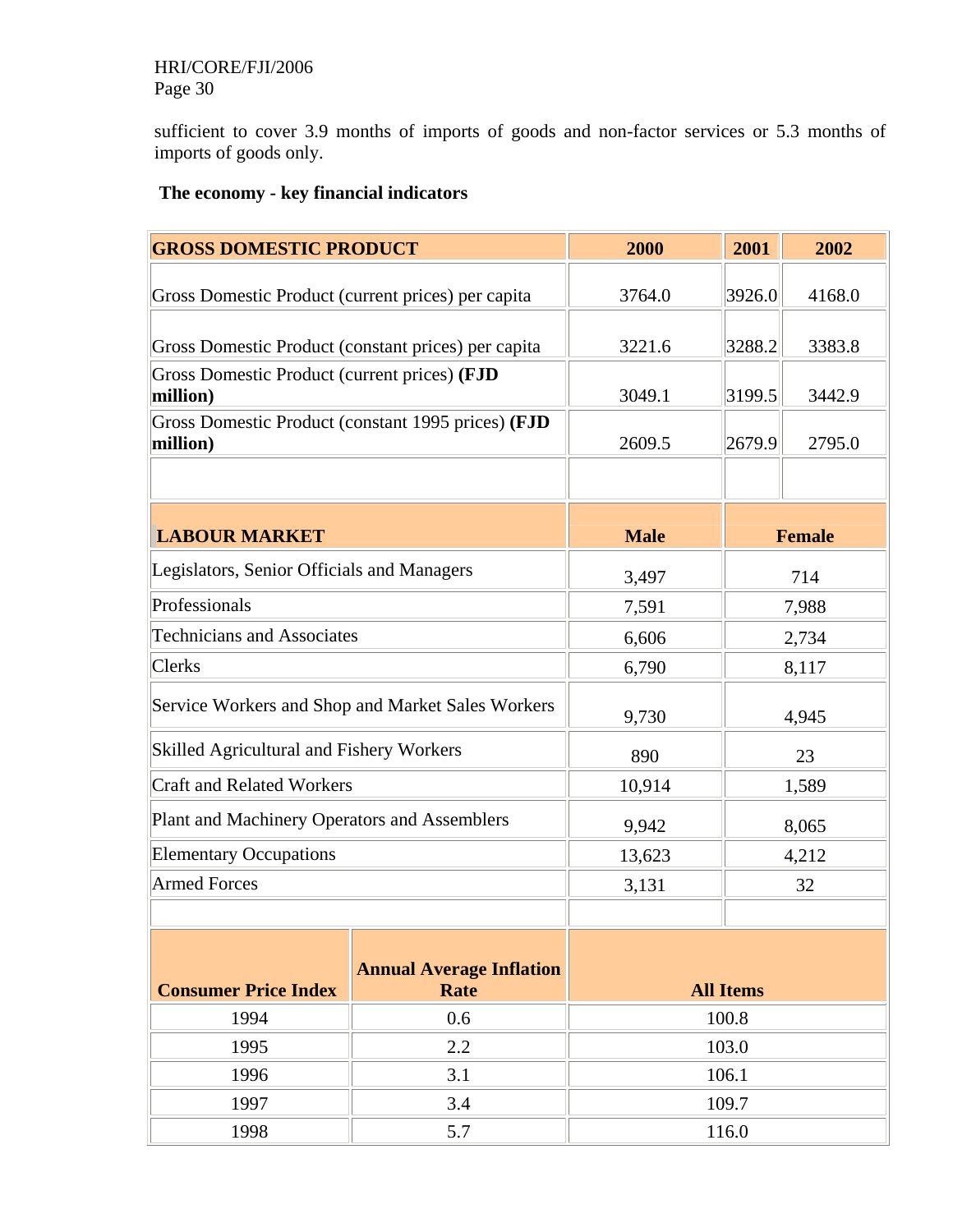sufficient to cover 3.9 months of imports of goods and non-factor services or 5.3 months of imports of goods only.

**The economy - key financial indicators**

| GROSS DOMESTIC PRODUCT | 2000 | 2001 | 2002 |
|---|---|---|---|
| Gross Domestic Product (current prices) per capita | 3764.0 | 3926.0 | 4168.0 |
| Gross Domestic Product (constant prices) per capita | 3221.6 | 3288.2 | 3383.8 |
| Gross Domestic Product (current prices) **(FJD million)** | 3049.1 | 3199.5 | 3442.9 |
| Gross Domestic Product (constant 1995 prices) **(FJD million)** | 2609.5 | 2679.9 | 2795.0 |

| LABOUR MARKET | Male | Female |
|---|---|---|
| Legislators, Senior Officials and Managers | 3,497 | 714 |
| Professionals | 7,591 | 7,988 |
| Technicians and Associates | 6,606 | 2,734 |
| Clerks | 6,790 | 8,117 |
| Service Workers and Shop and Market Sales Workers | 9,730 | 4,945 |
| Skilled Agricultural and Fishery Workers | 890 | 23 |
| Craft and Related Workers | 10,914 | 1,589 |
| Plant and Machinery Operators and Assemblers | 9,942 | 8,065 |
| Elementary Occupations | 13,623 | 4,212 |
| Armed Forces | 3,131 | 32 |

| Consumer Price Index | Annual Average Inflation Rate | All Items |
|---|---|---|
| 1994 | 0.6 | 100.8 |
| 1995 | 2.2 | 103.0 |
| 1996 | 3.1 | 106.1 |
| 1997 | 3.4 | 109.7 |
| 1998 | 5.7 | 116.0 |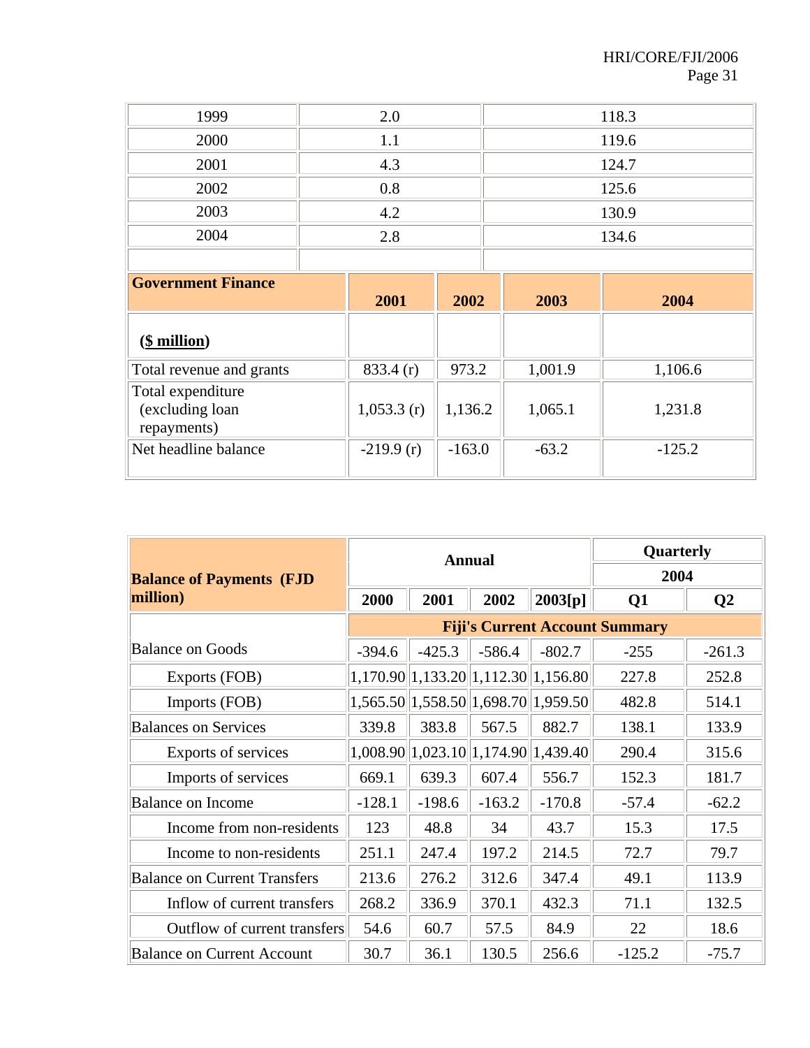| 1999 | 2.0 | 118.3 |
|---|---|---|
| 2000 | 1.1 | 119.6 |
| 2001 | 4.3 | 124.7 |
| 2002 | 0.8 | 125.6 |
| 2003 | 4.2 | 130.9 |
| 2004 | 2.8 | 134.6 |
| | | |

| **Government Finance** | **2001** | **2002** | **2003** | **2004** |
|---|---|---|---|---|
| **($ million)** | | | | |
| Total revenue and grants | 833.4 (r) | 973.2 | 1,001.9 | 1,106.6 |
| Total expenditure (excluding loan repayments) | 1,053.3 (r) | 1,136.2 | 1,065.1 | 1,231.8 |
| Net headline balance | -219.9 (r) | -163.0 | -63.2 | -125.2 |

| **Balance of Payments (FJD million)** | **Annual** | | | | **Quarterly** | |
|---|---|---|---|---|---|---|
| | | | | | **2004** | |
| | **2000** | **2001** | **2002** | **2003[p]** | **Q1** | **Q2** |
| | **Fiji's Current Account Summary** | | | | | |
| Balance on Goods | -394.6 | -425.3 | -586.4 | -802.7 | -255 | -261.3 |
| Exports (FOB) | 1,170.90 | 1,133.20 | 1,112.30 | 1,156.80 | 227.8 | 252.8 |
| Imports (FOB) | 1,565.50 | 1,558.50 | 1,698.70 | 1,959.50 | 482.8 | 514.1 |
| Balances on Services | 339.8 | 383.8 | 567.5 | 882.7 | 138.1 | 133.9 |
| Exports of services | 1,008.90 | 1,023.10 | 1,174.90 | 1,439.40 | 290.4 | 315.6 |
| Imports of services | 669.1 | 639.3 | 607.4 | 556.7 | 152.3 | 181.7 |
| Balance on Income | -128.1 | -198.6 | -163.2 | -170.8 | -57.4 | -62.2 |
| Income from non-residents | 123 | 48.8 | 34 | 43.7 | 15.3 | 17.5 |
| Income to non-residents | 251.1 | 247.4 | 197.2 | 214.5 | 72.7 | 79.7 |
| Balance on Current Transfers | 213.6 | 276.2 | 312.6 | 347.4 | 49.1 | 113.9 |
| Inflow of current transfers | 268.2 | 336.9 | 370.1 | 432.3 | 71.1 | 132.5 |
| Outflow of current transfers | 54.6 | 60.7 | 57.5 | 84.9 | 22 | 18.6 |
| Balance on Current Account | 30.7 | 36.1 | 130.5 | 256.6 | -125.2 | -75.7 |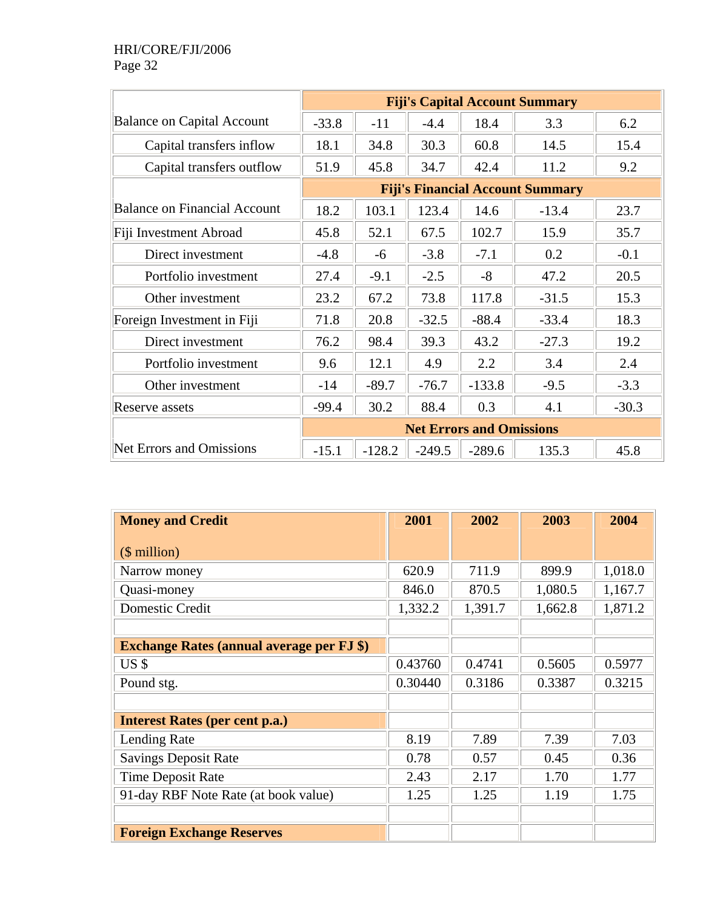| | Fiji's Capital Account Summary | | | | | |
|---|---|---|---|---|---|---|
| Balance on Capital Account | -33.8 | -11 | -4.4 | 18.4 | 3.3 | 6.2 |
| Capital transfers inflow | 18.1 | 34.8 | 30.3 | 60.8 | 14.5 | 15.4 |
| Capital transfers outflow | 51.9 | 45.8 | 34.7 | 42.4 | 11.2 | 9.2 |
| | **Fiji's Financial Account Summary** | | | | | |
| Balance on Financial Account | 18.2 | 103.1 | 123.4 | 14.6 | -13.4 | 23.7 |
| Fiji Investment Abroad | 45.8 | 52.1 | 67.5 | 102.7 | 15.9 | 35.7 |
| Direct investment | -4.8 | -6 | -3.8 | -7.1 | 0.2 | -0.1 |
| Portfolio investment | 27.4 | -9.1 | -2.5 | -8 | 47.2 | 20.5 |
| Other investment | 23.2 | 67.2 | 73.8 | 117.8 | -31.5 | 15.3 |
| Foreign Investment in Fiji | 71.8 | 20.8 | -32.5 | -88.4 | -33.4 | 18.3 |
| Direct investment | 76.2 | 98.4 | 39.3 | 43.2 | -27.3 | 19.2 |
| Portfolio investment | 9.6 | 12.1 | 4.9 | 2.2 | 3.4 | 2.4 |
| Other investment | -14 | -89.7 | -76.7 | -133.8 | -9.5 | -3.3 |
| Reserve assets | -99.4 | 30.2 | 88.4 | 0.3 | 4.1 | -30.3 |
| | **Net Errors and Omissions** | | | | | |
| Net Errors and Omissions | -15.1 | -128.2 | -249.5 | -289.6 | 135.3 | 45.8 |

| **Money and Credit** ($ million) | **2001** | **2002** | **2003** | **2004** |
|---|---|---|---|---|
| Narrow money | 620.9 | 711.9 | 899.9 | 1,018.0 |
| Quasi-money | 846.0 | 870.5 | 1,080.5 | 1,167.7 |
| Domestic Credit | 1,332.2 | 1,391.7 | 1,662.8 | 1,871.2 |
| | | | | |
| **Exchange Rates (annual average per FJ $)** | | | | |
| US $ | 0.43760 | 0.4741 | 0.5605 | 0.5977 |
| Pound stg. | 0.30440 | 0.3186 | 0.3387 | 0.3215 |
| | | | | |
| **Interest Rates (per cent p.a.)** | | | | |
| Lending Rate | 8.19 | 7.89 | 7.39 | 7.03 |
| Savings Deposit Rate | 0.78 | 0.57 | 0.45 | 0.36 |
| Time Deposit Rate | 2.43 | 2.17 | 1.70 | 1.77 |
| 91-day RBF Note Rate (at book value) | 1.25 | 1.25 | 1.19 | 1.75 |
| | | | | |
| **Foreign Exchange Reserves** | | | | |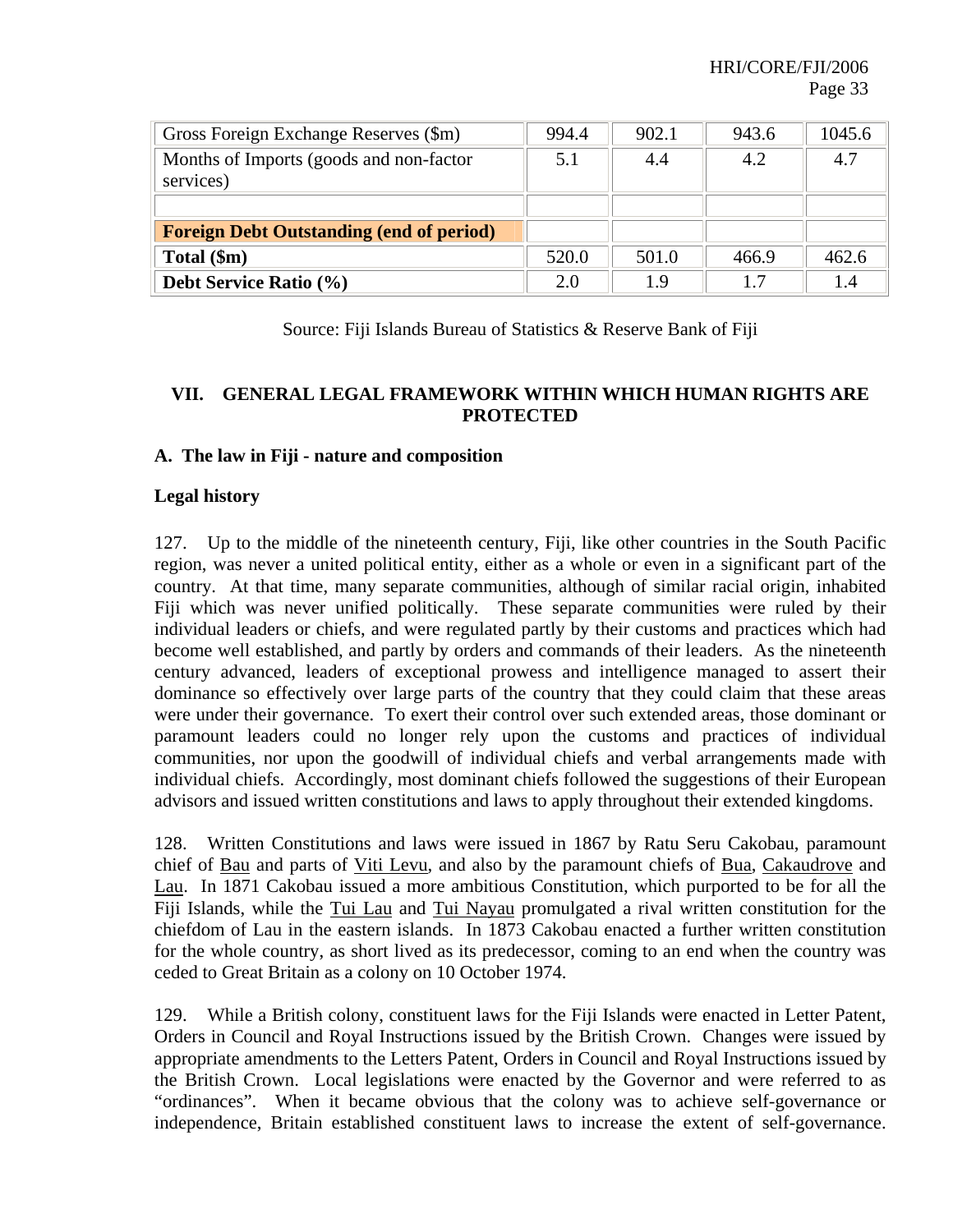| | | | | |
|---|---|---|---|---|
| Gross Foreign Exchange Reserves ($m) | 994.4 | 902.1 | 943.6 | 1045.6 |
| Months of Imports (goods and non-factor services) | 5.1 | 4.4 | 4.2 | 4.7 |
| | | | | |
| **Foreign Debt Outstanding (end of period)** | | | | |
| **Total ($m)** | 520.0 | 501.0 | 466.9 | 462.6 |
| **Debt Service Ratio (%)** | 2.0 | 1.9 | 1.7 | 1.4 |

Source: Fiji Islands Bureau of Statistics & Reserve Bank of Fiji

## VII. GENERAL LEGAL FRAMEWORK WITHIN WHICH HUMAN RIGHTS ARE PROTECTED

### A. The law in Fiji - nature and composition

**Legal history**

127. Up to the middle of the nineteenth century, Fiji, like other countries in the South Pacific region, was never a united political entity, either as a whole or even in a significant part of the country. At that time, many separate communities, although of similar racial origin, inhabited Fiji which was never unified politically. These separate communities were ruled by their individual leaders or chiefs, and were regulated partly by their customs and practices which had become well established, and partly by orders and commands of their leaders. As the nineteenth century advanced, leaders of exceptional prowess and intelligence managed to assert their dominance so effectively over large parts of the country that they could claim that these areas were under their governance. To exert their control over such extended areas, those dominant or paramount leaders could no longer rely upon the customs and practices of individual communities, nor upon the goodwill of individual chiefs and verbal arrangements made with individual chiefs. Accordingly, most dominant chiefs followed the suggestions of their European advisors and issued written constitutions and laws to apply throughout their extended kingdoms.

128. Written Constitutions and laws were issued in 1867 by Ratu Seru Cakobau, paramount chief of Bau and parts of Viti Levu, and also by the paramount chiefs of Bua, Cakaudrove and Lau. In 1871 Cakobau issued a more ambitious Constitution, which purported to be for all the Fiji Islands, while the Tui Lau and Tui Nayau promulgated a rival written constitution for the chiefdom of Lau in the eastern islands. In 1873 Cakobau enacted a further written constitution for the whole country, as short lived as its predecessor, coming to an end when the country was ceded to Great Britain as a colony on 10 October 1974.

129. While a British colony, constituent laws for the Fiji Islands were enacted in Letter Patent, Orders in Council and Royal Instructions issued by the British Crown. Changes were issued by appropriate amendments to the Letters Patent, Orders in Council and Royal Instructions issued by the British Crown. Local legislations were enacted by the Governor and were referred to as "ordinances". When it became obvious that the colony was to achieve self-governance or independence, Britain established constituent laws to increase the extent of self-governance.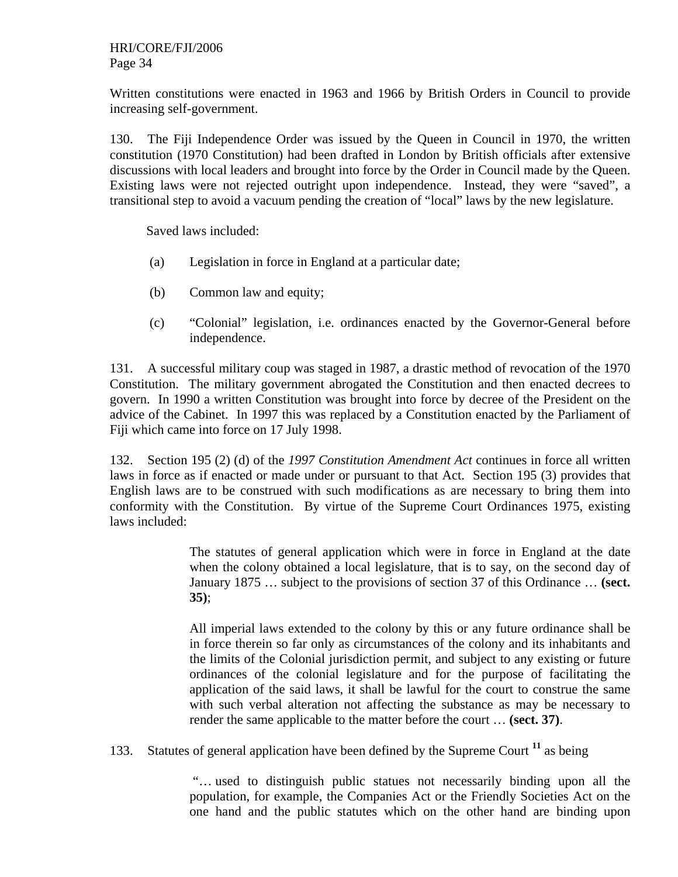Written constitutions were enacted in 1963 and 1966 by British Orders in Council to provide increasing self-government.

130. The Fiji Independence Order was issued by the Queen in Council in 1970, the written constitution (1970 Constitution) had been drafted in London by British officials after extensive discussions with local leaders and brought into force by the Order in Council made by the Queen. Existing laws were not rejected outright upon independence. Instead, they were "saved", a transitional step to avoid a vacuum pending the creation of "local" laws by the new legislature.

Saved laws included:

(a) Legislation in force in England at a particular date;

(b) Common law and equity;

(c) "Colonial" legislation, i.e. ordinances enacted by the Governor-General before independence.

131. A successful military coup was staged in 1987, a drastic method of revocation of the 1970 Constitution. The military government abrogated the Constitution and then enacted decrees to govern. In 1990 a written Constitution was brought into force by decree of the President on the advice of the Cabinet. In 1997 this was replaced by a Constitution enacted by the Parliament of Fiji which came into force on 17 July 1998.

132. Section 195 (2) (d) of the *1997 Constitution Amendment Act* continues in force all written laws in force as if enacted or made under or pursuant to that Act. Section 195 (3) provides that English laws are to be construed with such modifications as are necessary to bring them into conformity with the Constitution. By virtue of the Supreme Court Ordinances 1975, existing laws included:

> The statutes of general application which were in force in England at the date when the colony obtained a local legislature, that is to say, on the second day of January 1875 … subject to the provisions of section 37 of this Ordinance … **(sect. 35)**;
>
> All imperial laws extended to the colony by this or any future ordinance shall be in force therein so far only as circumstances of the colony and its inhabitants and the limits of the Colonial jurisdiction permit, and subject to any existing or future ordinances of the colonial legislature and for the purpose of facilitating the application of the said laws, it shall be lawful for the court to construe the same with such verbal alteration not affecting the substance as may be necessary to render the same applicable to the matter before the court … **(sect. 37)**.

133. Statutes of general application have been defined by the Supreme Court [11] as being

> "… used to distinguish public statues not necessarily binding upon all the population, for example, the Companies Act or the Friendly Societies Act on the one hand and the public statutes which on the other hand are binding upon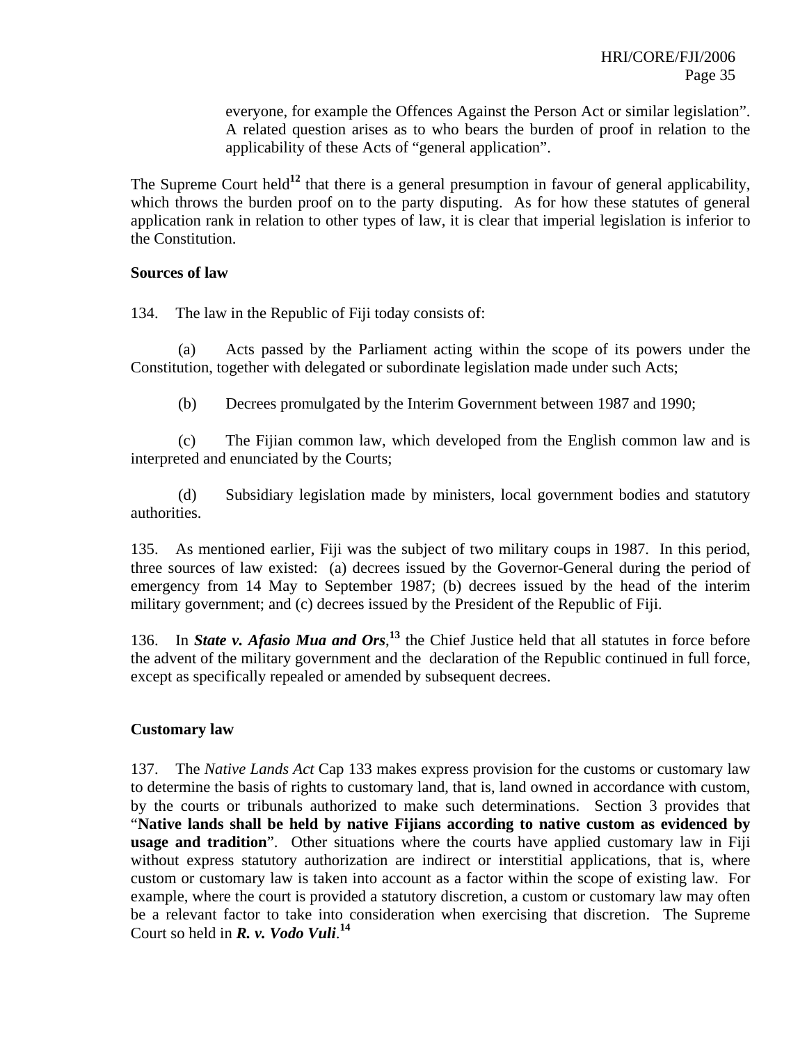> everyone, for example the Offences Against the Person Act or similar legislation". A related question arises as to who bears the burden of proof in relation to the applicability of these Acts of "general application".

The Supreme Court held[12] that there is a general presumption in favour of general applicability, which throws the burden proof on to the party disputing. As for how these statutes of general application rank in relation to other types of law, it is clear that imperial legislation is inferior to the Constitution.

**Sources of law**

134. The law in the Republic of Fiji today consists of:

(a) Acts passed by the Parliament acting within the scope of its powers under the Constitution, together with delegated or subordinate legislation made under such Acts;

(b) Decrees promulgated by the Interim Government between 1987 and 1990;

(c) The Fijian common law, which developed from the English common law and is interpreted and enunciated by the Courts;

(d) Subsidiary legislation made by ministers, local government bodies and statutory authorities.

135. As mentioned earlier, Fiji was the subject of two military coups in 1987. In this period, three sources of law existed: (a) decrees issued by the Governor-General during the period of emergency from 14 May to September 1987; (b) decrees issued by the head of the interim military government; and (c) decrees issued by the President of the Republic of Fiji.

136. In ***State v. Afasio Mua and Ors***,[13] the Chief Justice held that all statutes in force before the advent of the military government and the declaration of the Republic continued in full force, except as specifically repealed or amended by subsequent decrees.

**Customary law**

137. The *Native Lands Act* Cap 133 makes express provision for the customs or customary law to determine the basis of rights to customary land, that is, land owned in accordance with custom, by the courts or tribunals authorized to make such determinations. Section 3 provides that "**Native lands shall be held by native Fijians according to native custom as evidenced by usage and tradition**". Other situations where the courts have applied customary law in Fiji without express statutory authorization are indirect or interstitial applications, that is, where custom or customary law is taken into account as a factor within the scope of existing law. For example, where the court is provided a statutory discretion, a custom or customary law may often be a relevant factor to take into consideration when exercising that discretion. The Supreme Court so held in ***R. v. Vodo Vuli***.[14]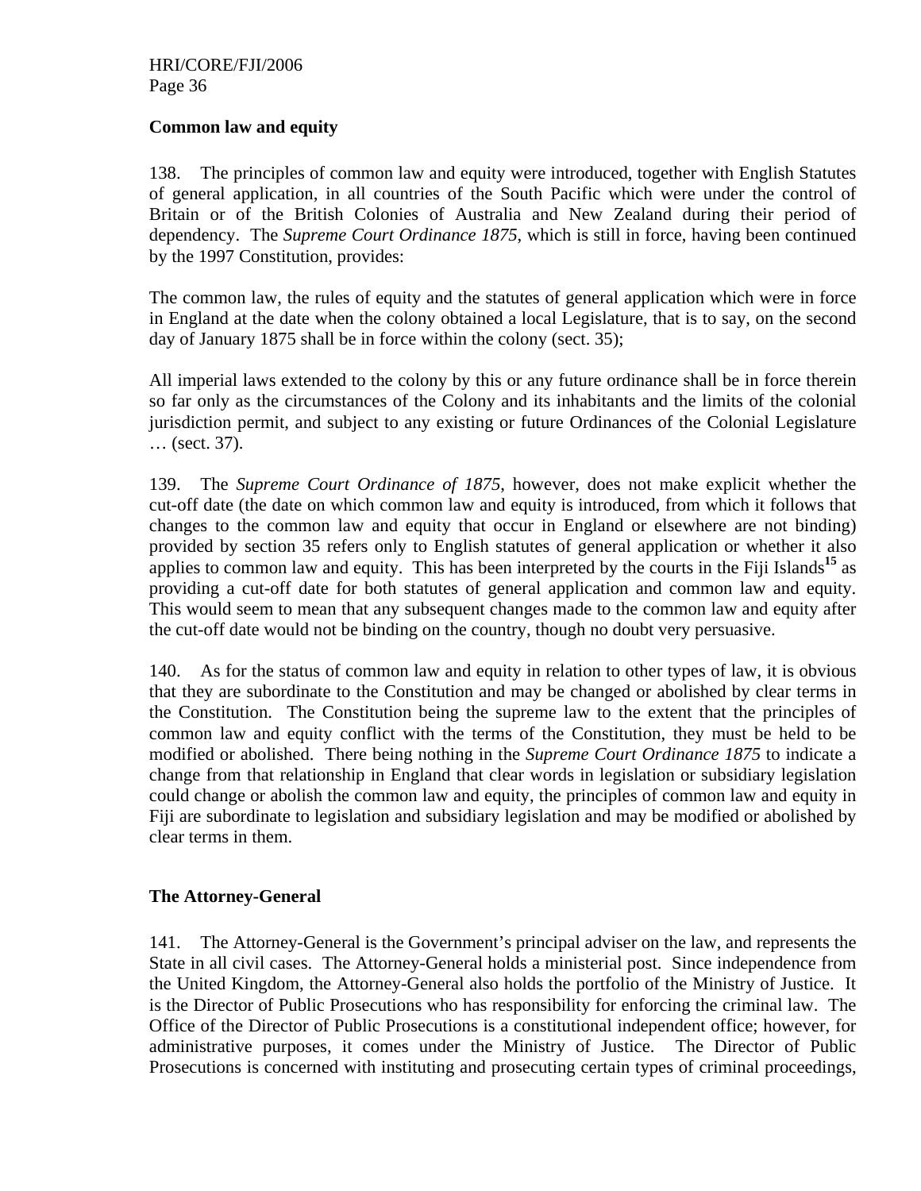**Common law and equity**

138. The principles of common law and equity were introduced, together with English Statutes of general application, in all countries of the South Pacific which were under the control of Britain or of the British Colonies of Australia and New Zealand during their period of dependency. The *Supreme Court Ordinance 1875*, which is still in force, having been continued by the 1997 Constitution, provides:

The common law, the rules of equity and the statutes of general application which were in force in England at the date when the colony obtained a local Legislature, that is to say, on the second day of January 1875 shall be in force within the colony (sect. 35);

All imperial laws extended to the colony by this or any future ordinance shall be in force therein so far only as the circumstances of the Colony and its inhabitants and the limits of the colonial jurisdiction permit, and subject to any existing or future Ordinances of the Colonial Legislature … (sect. 37).

139. The *Supreme Court Ordinance of 1875*, however, does not make explicit whether the cut-off date (the date on which common law and equity is introduced, from which it follows that changes to the common law and equity that occur in England or elsewhere are not binding) provided by section 35 refers only to English statutes of general application or whether it also applies to common law and equity. This has been interpreted by the courts in the Fiji Islands[15] as providing a cut-off date for both statutes of general application and common law and equity. This would seem to mean that any subsequent changes made to the common law and equity after the cut-off date would not be binding on the country, though no doubt very persuasive.

140. As for the status of common law and equity in relation to other types of law, it is obvious that they are subordinate to the Constitution and may be changed or abolished by clear terms in the Constitution. The Constitution being the supreme law to the extent that the principles of common law and equity conflict with the terms of the Constitution, they must be held to be modified or abolished. There being nothing in the *Supreme Court Ordinance 1875* to indicate a change from that relationship in England that clear words in legislation or subsidiary legislation could change or abolish the common law and equity, the principles of common law and equity in Fiji are subordinate to legislation and subsidiary legislation and may be modified or abolished by clear terms in them.

**The Attorney-General**

141. The Attorney-General is the Government's principal adviser on the law, and represents the State in all civil cases. The Attorney-General holds a ministerial post. Since independence from the United Kingdom, the Attorney-General also holds the portfolio of the Ministry of Justice. It is the Director of Public Prosecutions who has responsibility for enforcing the criminal law. The Office of the Director of Public Prosecutions is a constitutional independent office; however, for administrative purposes, it comes under the Ministry of Justice. The Director of Public Prosecutions is concerned with instituting and prosecuting certain types of criminal proceedings,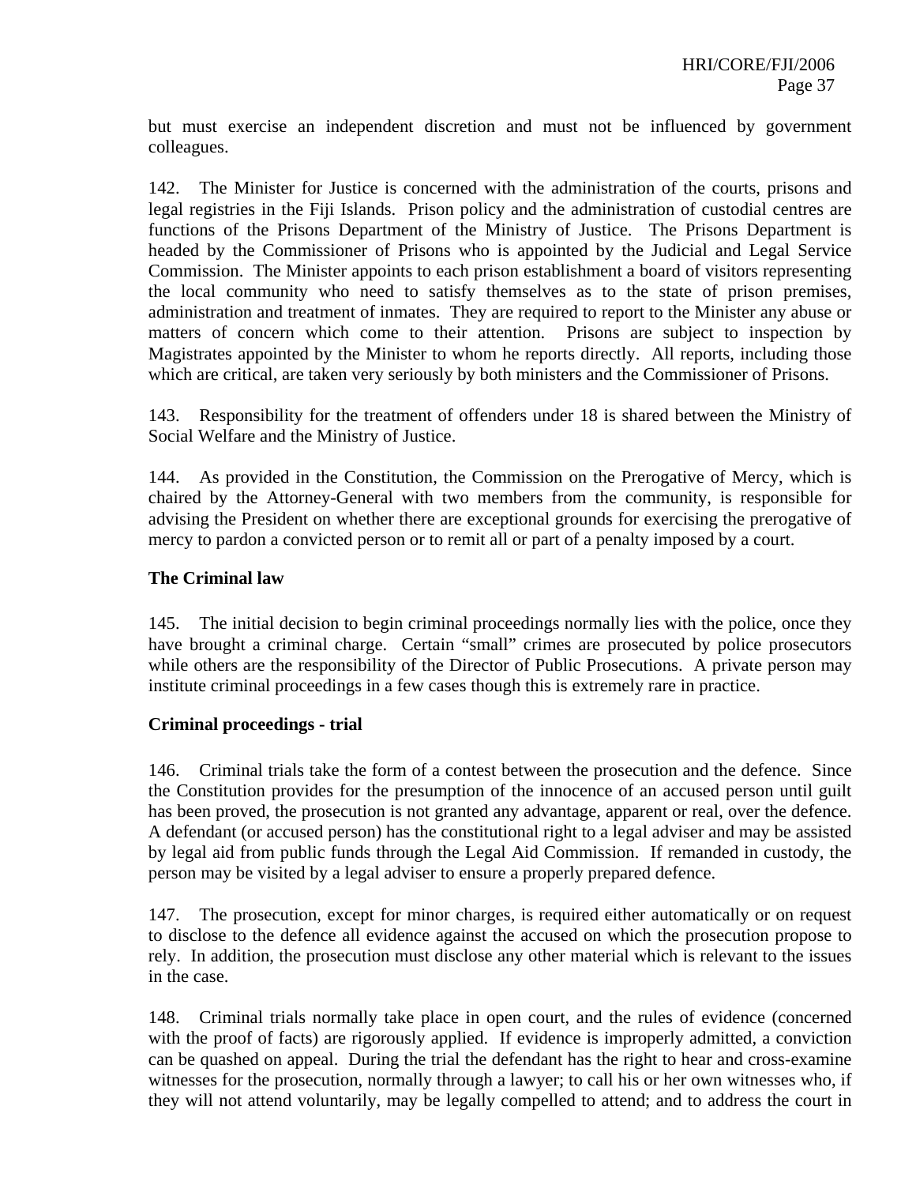but must exercise an independent discretion and must not be influenced by government colleagues.

142. The Minister for Justice is concerned with the administration of the courts, prisons and legal registries in the Fiji Islands. Prison policy and the administration of custodial centres are functions of the Prisons Department of the Ministry of Justice. The Prisons Department is headed by the Commissioner of Prisons who is appointed by the Judicial and Legal Service Commission. The Minister appoints to each prison establishment a board of visitors representing the local community who need to satisfy themselves as to the state of prison premises, administration and treatment of inmates. They are required to report to the Minister any abuse or matters of concern which come to their attention. Prisons are subject to inspection by Magistrates appointed by the Minister to whom he reports directly. All reports, including those which are critical, are taken very seriously by both ministers and the Commissioner of Prisons.

143. Responsibility for the treatment of offenders under 18 is shared between the Ministry of Social Welfare and the Ministry of Justice.

144. As provided in the Constitution, the Commission on the Prerogative of Mercy, which is chaired by the Attorney-General with two members from the community, is responsible for advising the President on whether there are exceptional grounds for exercising the prerogative of mercy to pardon a convicted person or to remit all or part of a penalty imposed by a court.

**The Criminal law**

145. The initial decision to begin criminal proceedings normally lies with the police, once they have brought a criminal charge. Certain "small" crimes are prosecuted by police prosecutors while others are the responsibility of the Director of Public Prosecutions. A private person may institute criminal proceedings in a few cases though this is extremely rare in practice.

**Criminal proceedings - trial**

146. Criminal trials take the form of a contest between the prosecution and the defence. Since the Constitution provides for the presumption of the innocence of an accused person until guilt has been proved, the prosecution is not granted any advantage, apparent or real, over the defence. A defendant (or accused person) has the constitutional right to a legal adviser and may be assisted by legal aid from public funds through the Legal Aid Commission. If remanded in custody, the person may be visited by a legal adviser to ensure a properly prepared defence.

147. The prosecution, except for minor charges, is required either automatically or on request to disclose to the defence all evidence against the accused on which the prosecution propose to rely. In addition, the prosecution must disclose any other material which is relevant to the issues in the case.

148. Criminal trials normally take place in open court, and the rules of evidence (concerned with the proof of facts) are rigorously applied. If evidence is improperly admitted, a conviction can be quashed on appeal. During the trial the defendant has the right to hear and cross-examine witnesses for the prosecution, normally through a lawyer; to call his or her own witnesses who, if they will not attend voluntarily, may be legally compelled to attend; and to address the court in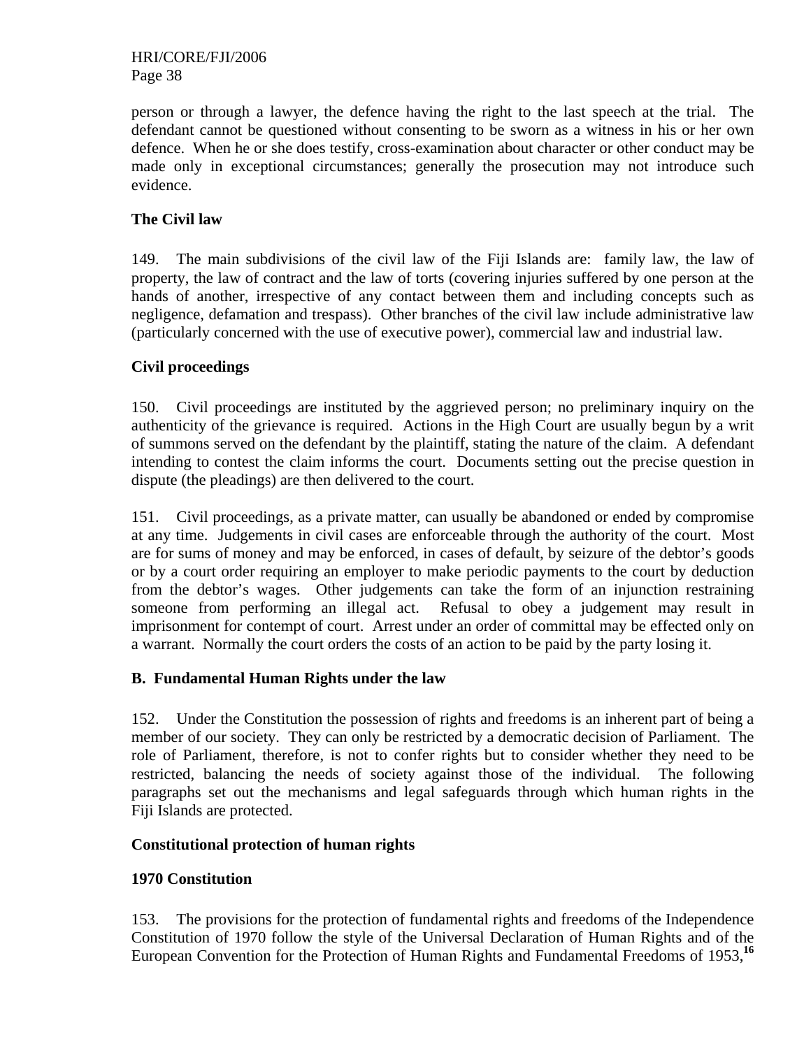person or through a lawyer, the defence having the right to the last speech at the trial. The defendant cannot be questioned without consenting to be sworn as a witness in his or her own defence. When he or she does testify, cross-examination about character or other conduct may be made only in exceptional circumstances; generally the prosecution may not introduce such evidence.

### The Civil law

149. The main subdivisions of the civil law of the Fiji Islands are: family law, the law of property, the law of contract and the law of torts (covering injuries suffered by one person at the hands of another, irrespective of any contact between them and including concepts such as negligence, defamation and trespass). Other branches of the civil law include administrative law (particularly concerned with the use of executive power), commercial law and industrial law.

### Civil proceedings

150. Civil proceedings are instituted by the aggrieved person; no preliminary inquiry on the authenticity of the grievance is required. Actions in the High Court are usually begun by a writ of summons served on the defendant by the plaintiff, stating the nature of the claim. A defendant intending to contest the claim informs the court. Documents setting out the precise question in dispute (the pleadings) are then delivered to the court.

151. Civil proceedings, as a private matter, can usually be abandoned or ended by compromise at any time. Judgements in civil cases are enforceable through the authority of the court. Most are for sums of money and may be enforced, in cases of default, by seizure of the debtor's goods or by a court order requiring an employer to make periodic payments to the court by deduction from the debtor's wages. Other judgements can take the form of an injunction restraining someone from performing an illegal act. Refusal to obey a judgement may result in imprisonment for contempt of court. Arrest under an order of committal may be effected only on a warrant. Normally the court orders the costs of an action to be paid by the party losing it.

## B. Fundamental Human Rights under the law

152. Under the Constitution the possession of rights and freedoms is an inherent part of being a member of our society. They can only be restricted by a democratic decision of Parliament. The role of Parliament, therefore, is not to confer rights but to consider whether they need to be restricted, balancing the needs of society against those of the individual. The following paragraphs set out the mechanisms and legal safeguards through which human rights in the Fiji Islands are protected.

### Constitutional protection of human rights

### 1970 Constitution

153. The provisions for the protection of fundamental rights and freedoms of the Independence Constitution of 1970 follow the style of the Universal Declaration of Human Rights and of the European Convention for the Protection of Human Rights and Fundamental Freedoms of 1953,[16]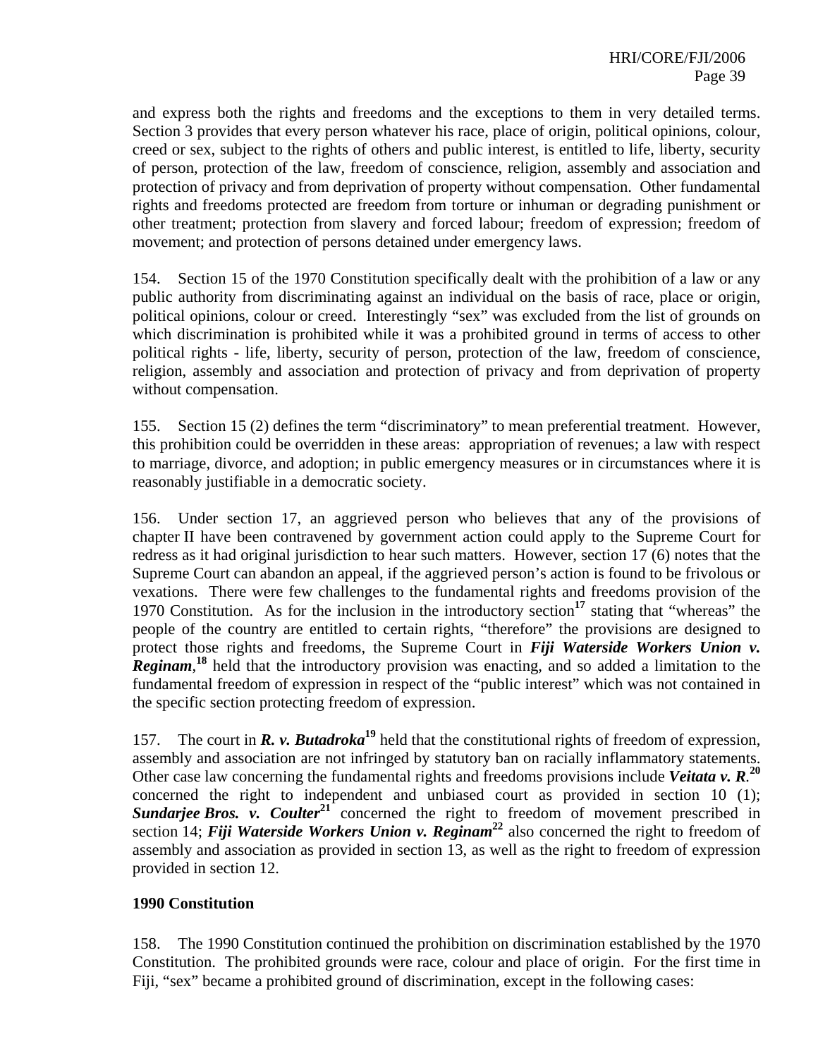and express both the rights and freedoms and the exceptions to them in very detailed terms. Section 3 provides that every person whatever his race, place of origin, political opinions, colour, creed or sex, subject to the rights of others and public interest, is entitled to life, liberty, security of person, protection of the law, freedom of conscience, religion, assembly and association and protection of privacy and from deprivation of property without compensation. Other fundamental rights and freedoms protected are freedom from torture or inhuman or degrading punishment or other treatment; protection from slavery and forced labour; freedom of expression; freedom of movement; and protection of persons detained under emergency laws.

154. Section 15 of the 1970 Constitution specifically dealt with the prohibition of a law or any public authority from discriminating against an individual on the basis of race, place or origin, political opinions, colour or creed. Interestingly "sex" was excluded from the list of grounds on which discrimination is prohibited while it was a prohibited ground in terms of access to other political rights - life, liberty, security of person, protection of the law, freedom of conscience, religion, assembly and association and protection of privacy and from deprivation of property without compensation.

155. Section 15 (2) defines the term "discriminatory" to mean preferential treatment. However, this prohibition could be overridden in these areas: appropriation of revenues; a law with respect to marriage, divorce, and adoption; in public emergency measures or in circumstances where it is reasonably justifiable in a democratic society.

156. Under section 17, an aggrieved person who believes that any of the provisions of chapter II have been contravened by government action could apply to the Supreme Court for redress as it had original jurisdiction to hear such matters. However, section 17 (6) notes that the Supreme Court can abandon an appeal, if the aggrieved person's action is found to be frivolous or vexations. There were few challenges to the fundamental rights and freedoms provision of the 1970 Constitution. As for the inclusion in the introductory section[17] stating that "whereas" the people of the country are entitled to certain rights, "therefore" the provisions are designed to protect those rights and freedoms, the Supreme Court in ***Fiji Waterside Workers Union v. Reginam***,[18] held that the introductory provision was enacting, and so added a limitation to the fundamental freedom of expression in respect of the "public interest" which was not contained in the specific section protecting freedom of expression.

157. The court in ***R. v. Butadroka***[19] held that the constitutional rights of freedom of expression, assembly and association are not infringed by statutory ban on racially inflammatory statements. Other case law concerning the fundamental rights and freedoms provisions include ***Veitata v. R***.[20] concerned the right to independent and unbiased court as provided in section 10 (1); ***Sundarjee Bros. v. Coulter***[21] concerned the right to freedom of movement prescribed in section 14; ***Fiji Waterside Workers Union v. Reginam***[22] also concerned the right to freedom of assembly and association as provided in section 13, as well as the right to freedom of expression provided in section 12.

**1990 Constitution**

158. The 1990 Constitution continued the prohibition on discrimination established by the 1970 Constitution. The prohibited grounds were race, colour and place of origin. For the first time in Fiji, "sex" became a prohibited ground of discrimination, except in the following cases: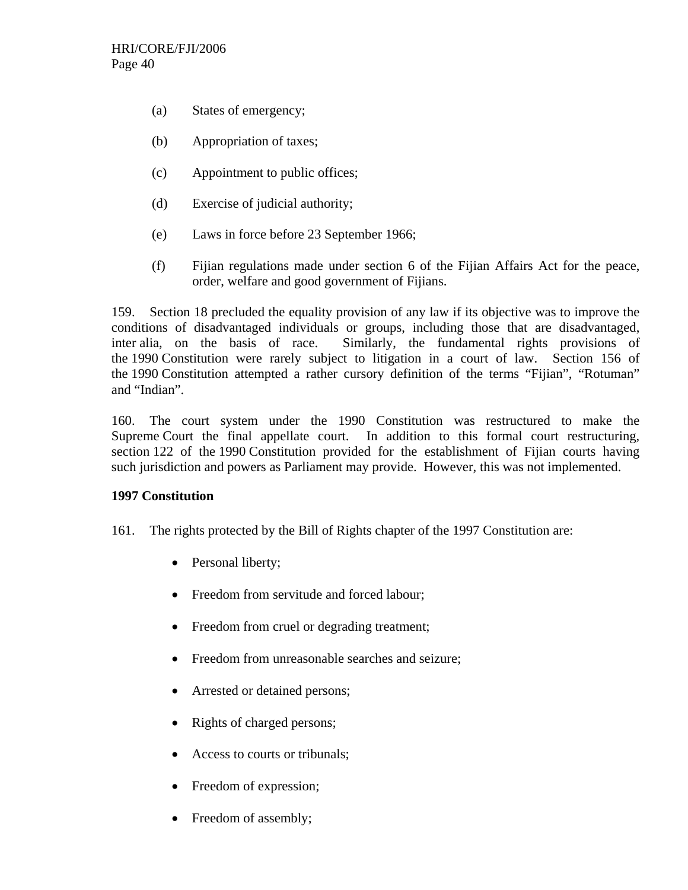(a) States of emergency;

(b) Appropriation of taxes;

(c) Appointment to public offices;

(d) Exercise of judicial authority;

(e) Laws in force before 23 September 1966;

(f) Fijian regulations made under section 6 of the Fijian Affairs Act for the peace, order, welfare and good government of Fijians.

159. Section 18 precluded the equality provision of any law if its objective was to improve the conditions of disadvantaged individuals or groups, including those that are disadvantaged, inter alia, on the basis of race. Similarly, the fundamental rights provisions of the 1990 Constitution were rarely subject to litigation in a court of law. Section 156 of the 1990 Constitution attempted a rather cursory definition of the terms “Fijian”, “Rotuman” and “Indian”.

160. The court system under the 1990 Constitution was restructured to make the Supreme Court the final appellate court. In addition to this formal court restructuring, section 122 of the 1990 Constitution provided for the establishment of Fijian courts having such jurisdiction and powers as Parliament may provide. However, this was not implemented.

**1997 Constitution**

161. The rights protected by the Bill of Rights chapter of the 1997 Constitution are:

- Personal liberty;
- Freedom from servitude and forced labour;
- Freedom from cruel or degrading treatment;
- Freedom from unreasonable searches and seizure;
- Arrested or detained persons;
- Rights of charged persons;
- Access to courts or tribunals;
- Freedom of expression;
- Freedom of assembly;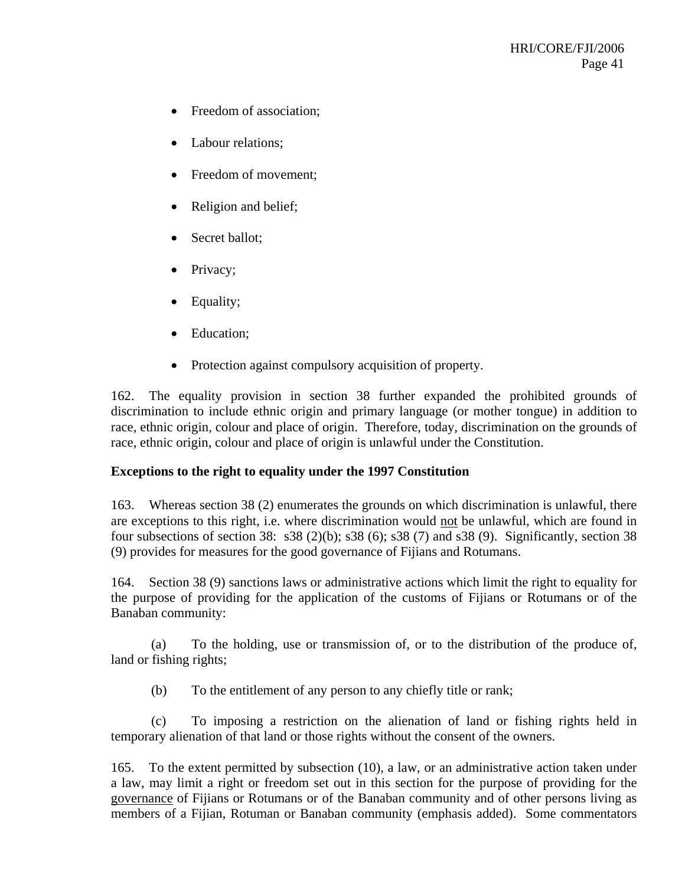- Freedom of association;
- Labour relations;
- Freedom of movement;
- Religion and belief;
- Secret ballot;
- Privacy;
- Equality;
- Education;
- Protection against compulsory acquisition of property.

162. The equality provision in section 38 further expanded the prohibited grounds of discrimination to include ethnic origin and primary language (or mother tongue) in addition to race, ethnic origin, colour and place of origin. Therefore, today, discrimination on the grounds of race, ethnic origin, colour and place of origin is unlawful under the Constitution.

**Exceptions to the right to equality under the 1997 Constitution**

163. Whereas section 38 (2) enumerates the grounds on which discrimination is unlawful, there are exceptions to this right, i.e. where discrimination would <u>not</u> be unlawful, which are found in four subsections of section 38: s38 (2)(b); s38 (6); s38 (7) and s38 (9). Significantly, section 38 (9) provides for measures for the good governance of Fijians and Rotumans.

164. Section 38 (9) sanctions laws or administrative actions which limit the right to equality for the purpose of providing for the application of the customs of Fijians or Rotumans or of the Banaban community:

(a) To the holding, use or transmission of, or to the distribution of the produce of, land or fishing rights;

(b) To the entitlement of any person to any chiefly title or rank;

(c) To imposing a restriction on the alienation of land or fishing rights held in temporary alienation of that land or those rights without the consent of the owners.

165. To the extent permitted by subsection (10), a law, or an administrative action taken under a law, may limit a right or freedom set out in this section for the purpose of providing for the <u>governance</u> of Fijians or Rotumans or of the Banaban community and of other persons living as members of a Fijian, Rotuman or Banaban community (emphasis added). Some commentators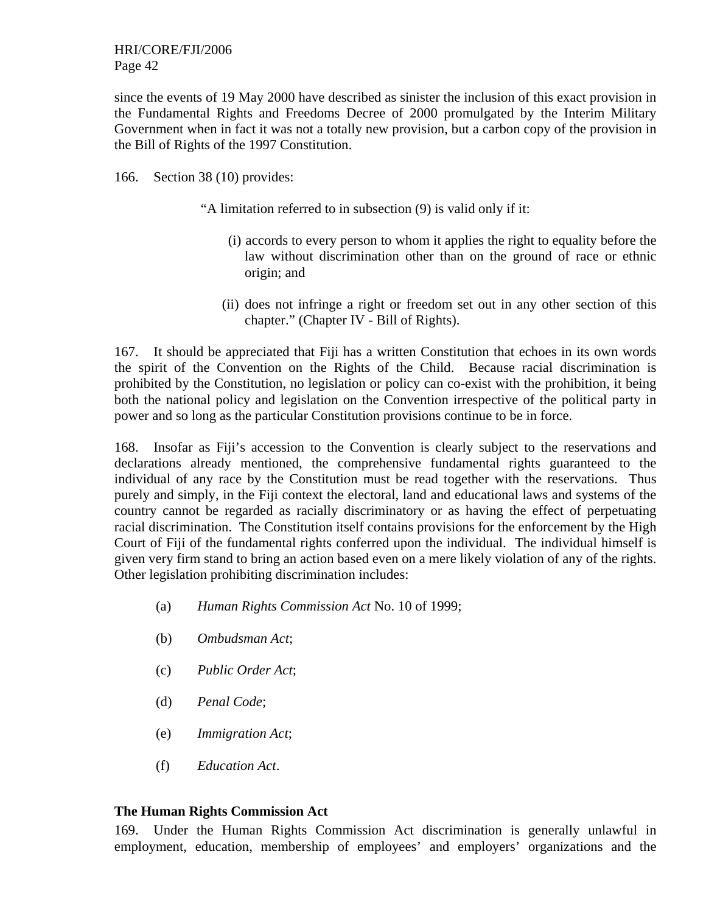since the events of 19 May 2000 have described as sinister the inclusion of this exact provision in the Fundamental Rights and Freedoms Decree of 2000 promulgated by the Interim Military Government when in fact it was not a totally new provision, but a carbon copy of the provision in the Bill of Rights of the 1997 Constitution.

166. Section 38 (10) provides:

> "A limitation referred to in subsection (9) is valid only if it:
>
> (i) accords to every person to whom it applies the right to equality before the law without discrimination other than on the ground of race or ethnic origin; and
>
> (ii) does not infringe a right or freedom set out in any other section of this chapter." (Chapter IV - Bill of Rights).

167. It should be appreciated that Fiji has a written Constitution that echoes in its own words the spirit of the Convention on the Rights of the Child. Because racial discrimination is prohibited by the Constitution, no legislation or policy can co-exist with the prohibition, it being both the national policy and legislation on the Convention irrespective of the political party in power and so long as the particular Constitution provisions continue to be in force.

168. Insofar as Fiji's accession to the Convention is clearly subject to the reservations and declarations already mentioned, the comprehensive fundamental rights guaranteed to the individual of any race by the Constitution must be read together with the reservations. Thus purely and simply, in the Fiji context the electoral, land and educational laws and systems of the country cannot be regarded as racially discriminatory or as having the effect of perpetuating racial discrimination. The Constitution itself contains provisions for the enforcement by the High Court of Fiji of the fundamental rights conferred upon the individual. The individual himself is given very firm stand to bring an action based even on a mere likely violation of any of the rights. Other legislation prohibiting discrimination includes:

(a) *Human Rights Commission Act* No. 10 of 1999;

(b) *Ombudsman Act*;

(c) *Public Order Act*;

(d) *Penal Code*;

(e) *Immigration Act*;

(f) *Education Act*.

**The Human Rights Commission Act**

169. Under the Human Rights Commission Act discrimination is generally unlawful in employment, education, membership of employees' and employers' organizations and the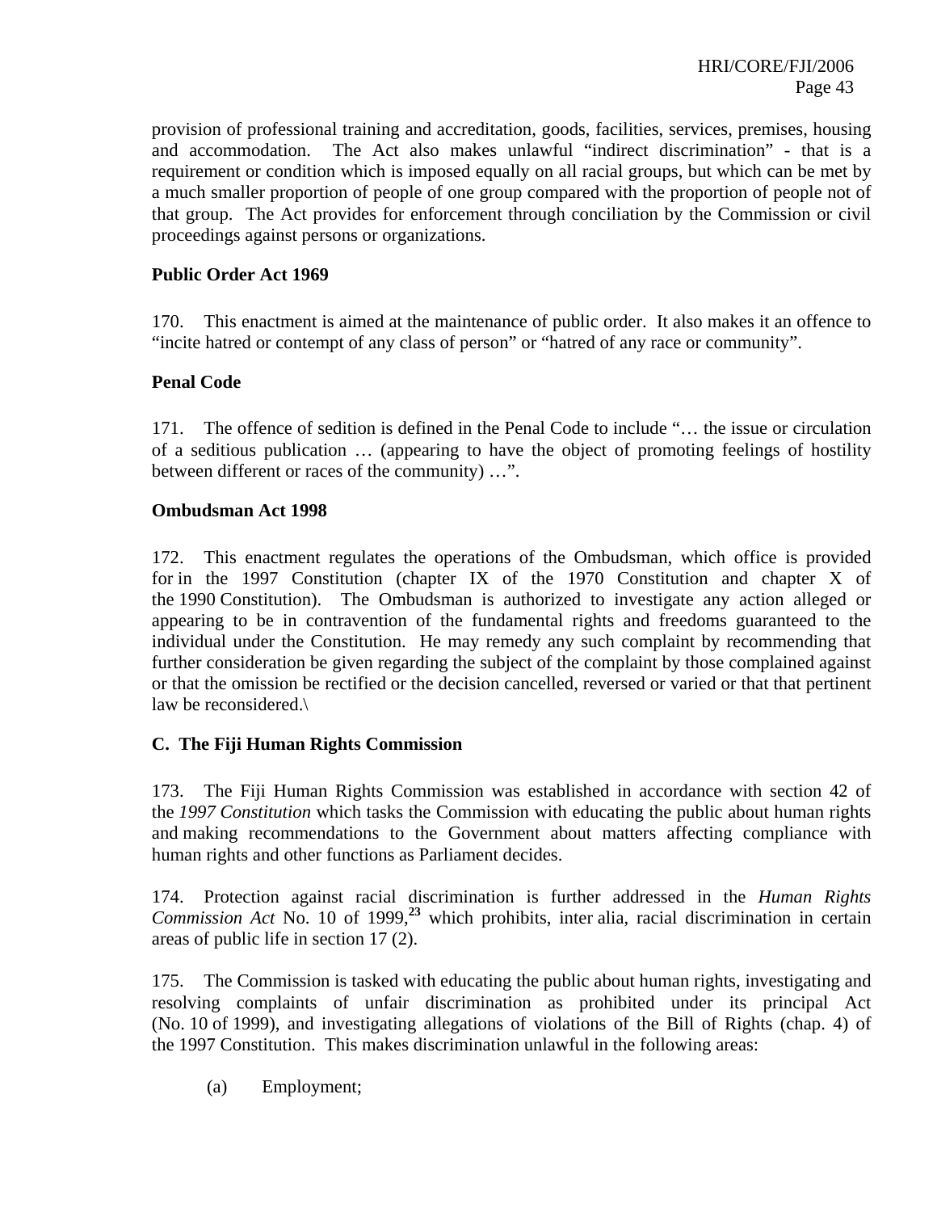provision of professional training and accreditation, goods, facilities, services, premises, housing and accommodation. The Act also makes unlawful "indirect discrimination" - that is a requirement or condition which is imposed equally on all racial groups, but which can be met by a much smaller proportion of people of one group compared with the proportion of people not of that group. The Act provides for enforcement through conciliation by the Commission or civil proceedings against persons or organizations.

**Public Order Act 1969**

170. This enactment is aimed at the maintenance of public order. It also makes it an offence to "incite hatred or contempt of any class of person" or "hatred of any race or community".

**Penal Code**

171. The offence of sedition is defined in the Penal Code to include "… the issue or circulation of a seditious publication … (appearing to have the object of promoting feelings of hostility between different or races of the community) …".

**Ombudsman Act 1998**

172. This enactment regulates the operations of the Ombudsman, which office is provided for in the 1997 Constitution (chapter IX of the 1970 Constitution and chapter X of the 1990 Constitution). The Ombudsman is authorized to investigate any action alleged or appearing to be in contravention of the fundamental rights and freedoms guaranteed to the individual under the Constitution. He may remedy any such complaint by recommending that further consideration be given regarding the subject of the complaint by those complained against or that the omission be rectified or the decision cancelled, reversed or varied or that that pertinent law be reconsidered.\

## C. The Fiji Human Rights Commission

173. The Fiji Human Rights Commission was established in accordance with section 42 of the *1997 Constitution* which tasks the Commission with educating the public about human rights and making recommendations to the Government about matters affecting compliance with human rights and other functions as Parliament decides.

174. Protection against racial discrimination is further addressed in the *Human Rights Commission Act* No. 10 of 1999,[23] which prohibits, inter alia, racial discrimination in certain areas of public life in section 17 (2).

175. The Commission is tasked with educating the public about human rights, investigating and resolving complaints of unfair discrimination as prohibited under its principal Act (No. 10 of 1999), and investigating allegations of violations of the Bill of Rights (chap. 4) of the 1997 Constitution. This makes discrimination unlawful in the following areas:

(a) Employment;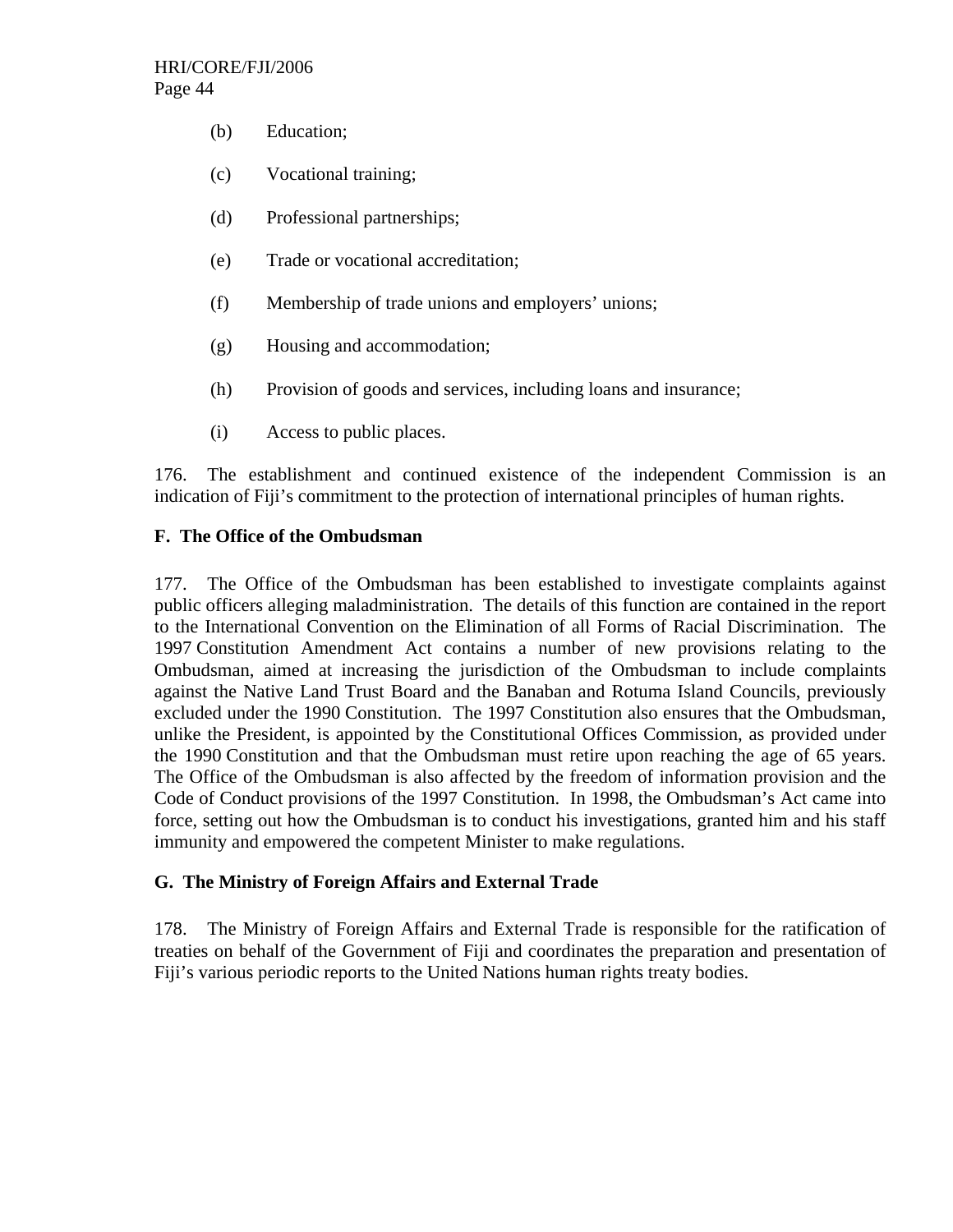(b) Education;

(c) Vocational training;

(d) Professional partnerships;

(e) Trade or vocational accreditation;

(f) Membership of trade unions and employers' unions;

(g) Housing and accommodation;

(h) Provision of goods and services, including loans and insurance;

(i) Access to public places.

176. The establishment and continued existence of the independent Commission is an indication of Fiji's commitment to the protection of international principles of human rights.

**F. The Office of the Ombudsman**

177. The Office of the Ombudsman has been established to investigate complaints against public officers alleging maladministration. The details of this function are contained in the report to the International Convention on the Elimination of all Forms of Racial Discrimination. The 1997 Constitution Amendment Act contains a number of new provisions relating to the Ombudsman, aimed at increasing the jurisdiction of the Ombudsman to include complaints against the Native Land Trust Board and the Banaban and Rotuma Island Councils, previously excluded under the 1990 Constitution. The 1997 Constitution also ensures that the Ombudsman, unlike the President, is appointed by the Constitutional Offices Commission, as provided under the 1990 Constitution and that the Ombudsman must retire upon reaching the age of 65 years. The Office of the Ombudsman is also affected by the freedom of information provision and the Code of Conduct provisions of the 1997 Constitution. In 1998, the Ombudsman's Act came into force, setting out how the Ombudsman is to conduct his investigations, granted him and his staff immunity and empowered the competent Minister to make regulations.

**G. The Ministry of Foreign Affairs and External Trade**

178. The Ministry of Foreign Affairs and External Trade is responsible for the ratification of treaties on behalf of the Government of Fiji and coordinates the preparation and presentation of Fiji's various periodic reports to the United Nations human rights treaty bodies.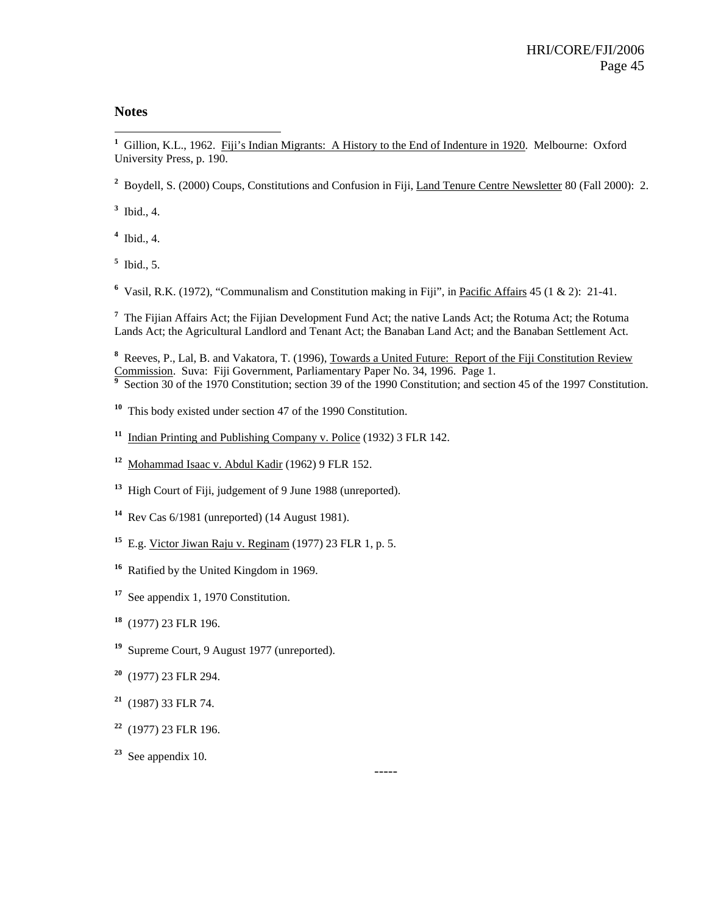## Notes

[1] Gillion, K.L., 1962. Fiji's Indian Migrants: A History to the End of Indenture in 1920. Melbourne: Oxford University Press, p. 190.

[2] Boydell, S. (2000) Coups, Constitutions and Confusion in Fiji, Land Tenure Centre Newsletter 80 (Fall 2000): 2.

[3] Ibid., 4.

[4] Ibid., 4.

[5] Ibid., 5.

[6] Vasil, R.K. (1972), "Communalism and Constitution making in Fiji", in Pacific Affairs 45 (1 & 2): 21-41.

[7] The Fijian Affairs Act; the Fijian Development Fund Act; the native Lands Act; the Rotuma Act; the Rotuma Lands Act; the Agricultural Landlord and Tenant Act; the Banaban Land Act; and the Banaban Settlement Act.

[8] Reeves, P., Lal, B. and Vakatora, T. (1996), Towards a United Future: Report of the Fiji Constitution Review Commission. Suva: Fiji Government, Parliamentary Paper No. 34, 1996. Page 1.

[9] Section 30 of the 1970 Constitution; section 39 of the 1990 Constitution; and section 45 of the 1997 Constitution.

[10] This body existed under section 47 of the 1990 Constitution.

[11] Indian Printing and Publishing Company v. Police (1932) 3 FLR 142.

[12] Mohammad Isaac v. Abdul Kadir (1962) 9 FLR 152.

[13] High Court of Fiji, judgement of 9 June 1988 (unreported).

[14] Rev Cas 6/1981 (unreported) (14 August 1981).

[15] E.g. Victor Jiwan Raju v. Reginam (1977) 23 FLR 1, p. 5.

[16] Ratified by the United Kingdom in 1969.

[17] See appendix 1, 1970 Constitution.

[18] (1977) 23 FLR 196.

[19] Supreme Court, 9 August 1977 (unreported).

[20] (1977) 23 FLR 294.

[21] (1987) 33 FLR 74.

[22] (1977) 23 FLR 196.

[23] See appendix 10.

-----